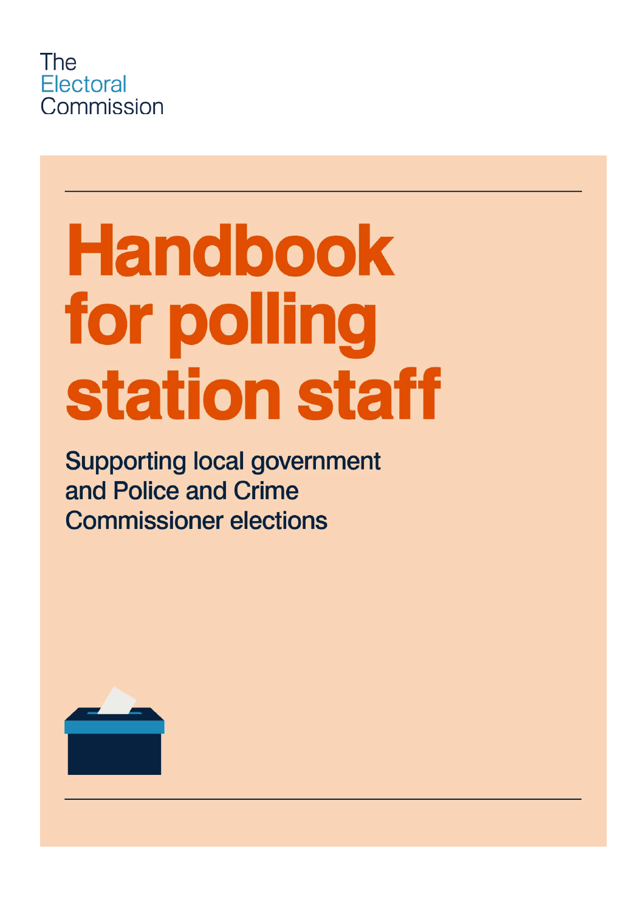The Electoral Commission

# Handbook for polling station staff

## Supporting local government and Police and Crime Commissioner elections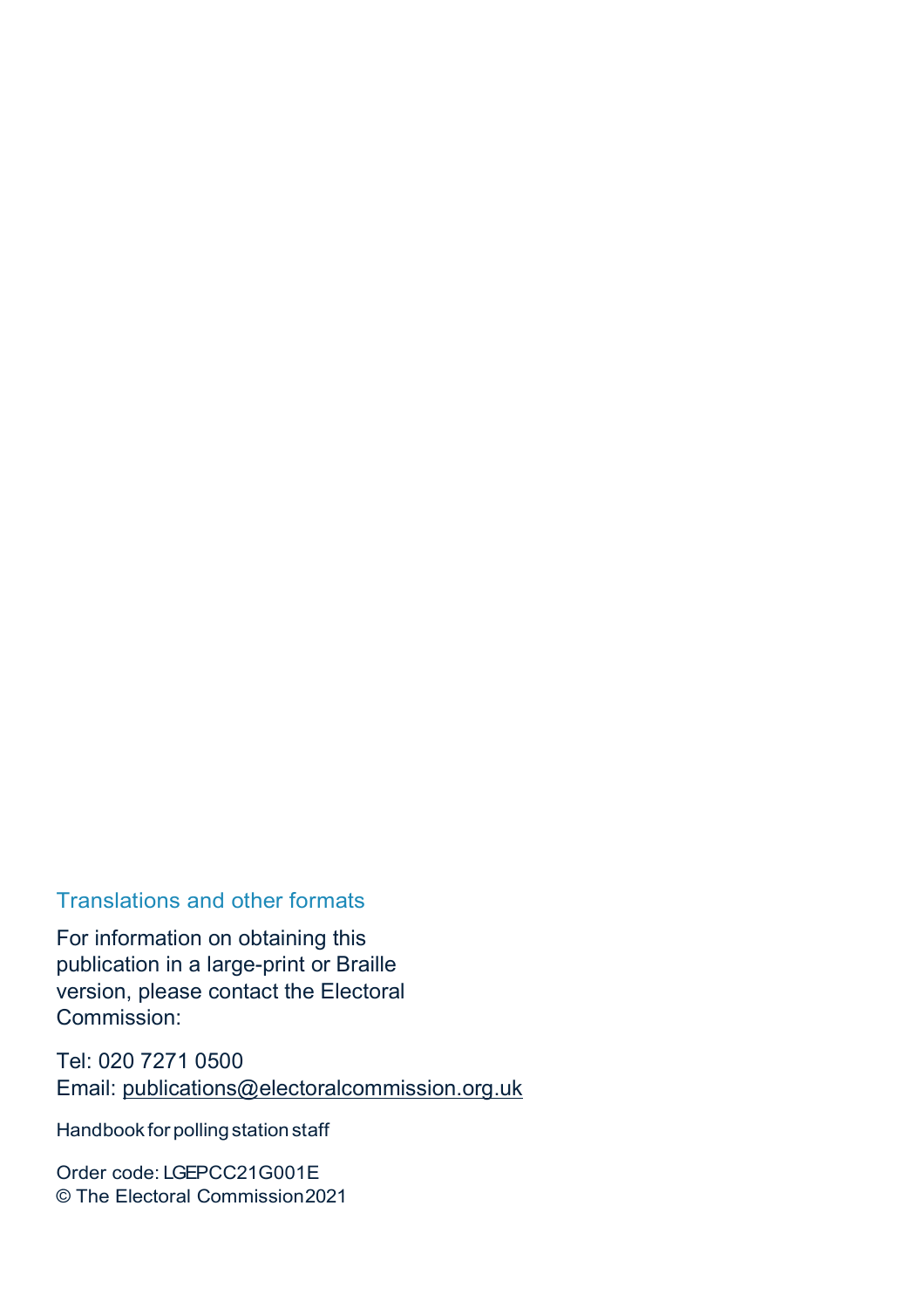## Translations and other formats

For information on obtaining this publication in a large-print or Braille version, please contact the Electoral Commission:

Tel: 020 7271 0500
Email: publications@electoralcommission.org.uk

Handbook for polling station staff

Order code: LGEPCC21G001E
© The Electoral Commission 2021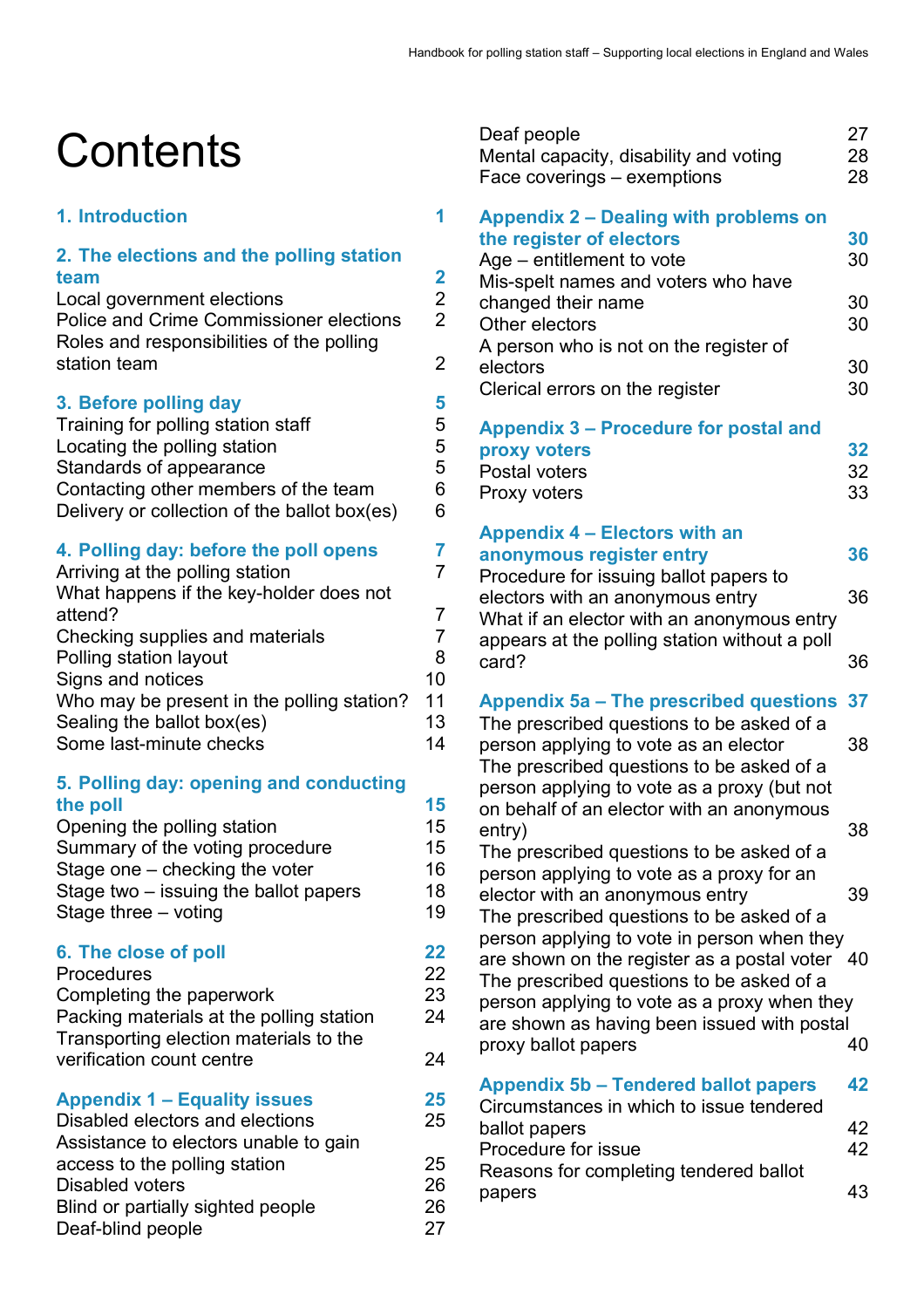# Contents

| | |
|---|---|
| **1. Introduction** | **1** |
| **2. The elections and the polling station team** | **2** |
| Local government elections | 2 |
| Police and Crime Commissioner elections | 2 |
| Roles and responsibilities of the polling station team | 2 |
| **3. Before polling day** | **5** |
| Training for polling station staff | 5 |
| Locating the polling station | 5 |
| Standards of appearance | 5 |
| Contacting other members of the team | 6 |
| Delivery or collection of the ballot box(es) | 6 |
| **4. Polling day: before the poll opens** | **7** |
| Arriving at the polling station | 7 |
| What happens if the key-holder does not attend? | 7 |
| Checking supplies and materials | 7 |
| Polling station layout | 8 |
| Signs and notices | 10 |
| Who may be present in the polling station? | 11 |
| Sealing the ballot box(es) | 13 |
| Some last-minute checks | 14 |
| **5. Polling day: opening and conducting the poll** | **15** |
| Opening the polling station | 15 |
| Summary of the voting procedure | 15 |
| Stage one – checking the voter | 16 |
| Stage two – issuing the ballot papers | 18 |
| Stage three – voting | 19 |
| **6. The close of poll** | **22** |
| Procedures | 22 |
| Completing the paperwork | 23 |
| Packing materials at the polling station | 24 |
| Transporting election materials to the verification count centre | 24 |
| **Appendix 1 – Equality issues** | **25** |
| Disabled electors and elections | 25 |
| Assistance to electors unable to gain access to the polling station | 25 |
| Disabled voters | 26 |
| Blind or partially sighted people | 26 |
| Deaf-blind people | 27 |
| Deaf people | 27 |
| Mental capacity, disability and voting | 28 |
| Face coverings – exemptions | 28 |
| **Appendix 2 – Dealing with problems on the register of electors** | **30** |
| Age – entitlement to vote | 30 |
| Mis-spelt names and voters who have changed their name | 30 |
| Other electors | 30 |
| A person who is not on the register of electors | 30 |
| Clerical errors on the register | 30 |
| **Appendix 3 – Procedure for postal and proxy voters** | **32** |
| Postal voters | 32 |
| Proxy voters | 33 |
| **Appendix 4 – Electors with an anonymous register entry** | **36** |
| Procedure for issuing ballot papers to electors with an anonymous entry | 36 |
| What if an elector with an anonymous entry appears at the polling station without a poll card? | 36 |
| **Appendix 5a – The prescribed questions** | **37** |
| The prescribed questions to be asked of a person applying to vote as an elector | 38 |
| The prescribed questions to be asked of a person applying to vote as a proxy (but not on behalf of an elector with an anonymous entry) | 38 |
| The prescribed questions to be asked of a person applying to vote as a proxy for an elector with an anonymous entry | 39 |
| The prescribed questions to be asked of a person applying to vote in person when they are shown on the register as a postal voter | 40 |
| The prescribed questions to be asked of a person applying to vote as a proxy when they are shown as having been issued with postal proxy ballot papers | 40 |
| **Appendix 5b – Tendered ballot papers** | **42** |
| Circumstances in which to issue tendered ballot papers | 42 |
| Procedure for issue | 42 |
| Reasons for completing tendered ballot papers | 43 |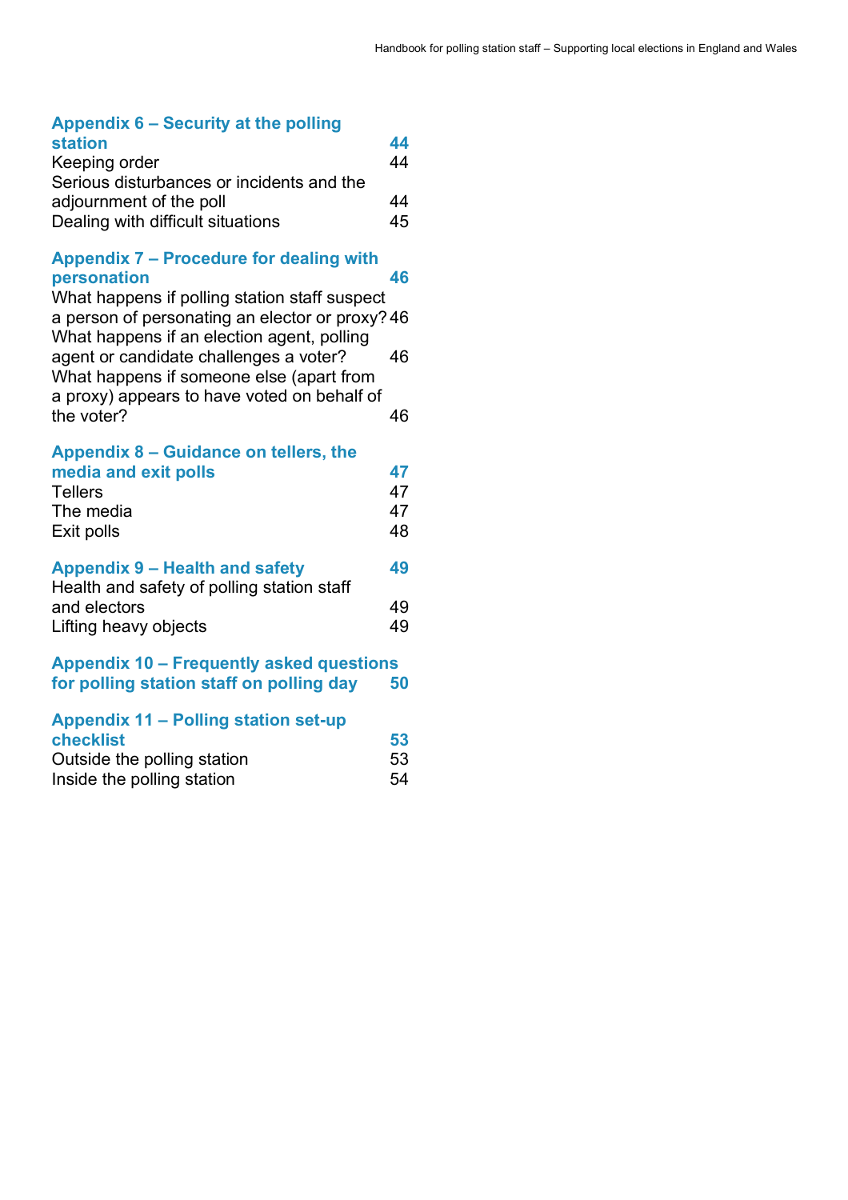**Appendix 6 – Security at the polling station** **44**

Keeping order 44

Serious disturbances or incidents and the adjournment of the poll 44

Dealing with difficult situations 45

**Appendix 7 – Procedure for dealing with personation** **46**

What happens if polling station staff suspect a person of personating an elector or proxy? 46

What happens if an election agent, polling agent or candidate challenges a voter? 46

What happens if someone else (apart from a proxy) appears to have voted on behalf of the voter? 46

**Appendix 8 – Guidance on tellers, the media and exit polls** **47**

Tellers 47

The media 47

Exit polls 48

**Appendix 9 – Health and safety** **49**

Health and safety of polling station staff and electors 49

Lifting heavy objects 49

**Appendix 10 – Frequently asked questions for polling station staff on polling day** **50**

**Appendix 11 – Polling station set-up checklist** **53**

Outside the polling station 53

Inside the polling station 54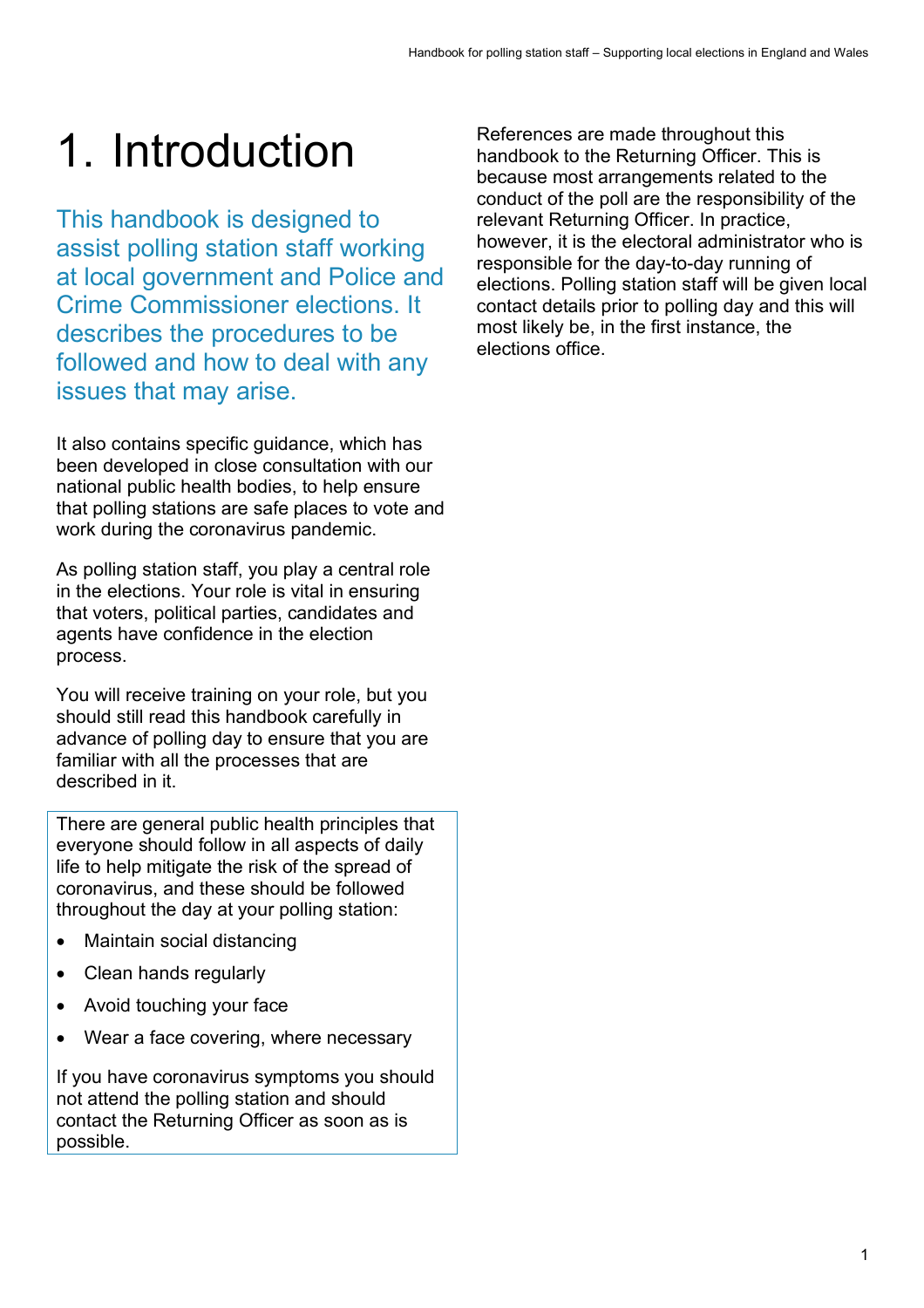# 1. Introduction

This handbook is designed to assist polling station staff working at local government and Police and Crime Commissioner elections. It describes the procedures to be followed and how to deal with any issues that may arise.

It also contains specific guidance, which has been developed in close consultation with our national public health bodies, to help ensure that polling stations are safe places to vote and work during the coronavirus pandemic.

As polling station staff, you play a central role in the elections. Your role is vital in ensuring that voters, political parties, candidates and agents have confidence in the election process.

You will receive training on your role, but you should still read this handbook carefully in advance of polling day to ensure that you are familiar with all the processes that are described in it.

There are general public health principles that everyone should follow in all aspects of daily life to help mitigate the risk of the spread of coronavirus, and these should be followed throughout the day at your polling station:

- Maintain social distancing
- Clean hands regularly
- Avoid touching your face
- Wear a face covering, where necessary

If you have coronavirus symptoms you should not attend the polling station and should contact the Returning Officer as soon as is possible.

References are made throughout this handbook to the Returning Officer. This is because most arrangements related to the conduct of the poll are the responsibility of the relevant Returning Officer. In practice, however, it is the electoral administrator who is responsible for the day-to-day running of elections. Polling station staff will be given local contact details prior to polling day and this will most likely be, in the first instance, the elections office.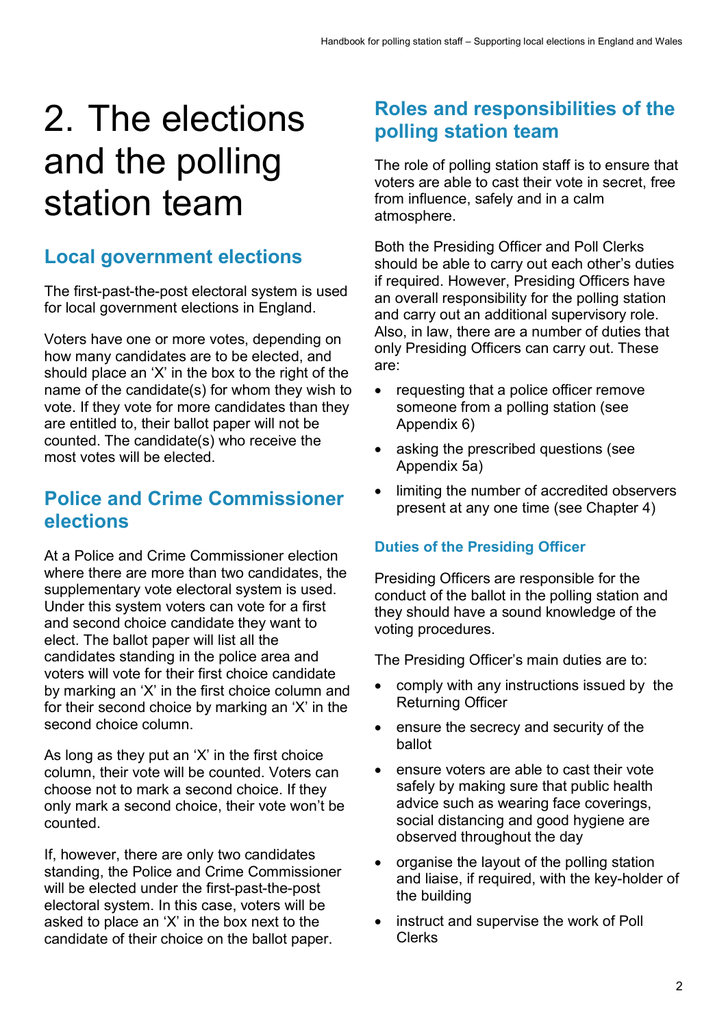# 2. The elections and the polling station team

## Local government elections

The first-past-the-post electoral system is used for local government elections in England.

Voters have one or more votes, depending on how many candidates are to be elected, and should place an 'X' in the box to the right of the name of the candidate(s) for whom they wish to vote. If they vote for more candidates than they are entitled to, their ballot paper will not be counted. The candidate(s) who receive the most votes will be elected.

## Police and Crime Commissioner elections

At a Police and Crime Commissioner election where there are more than two candidates, the supplementary vote electoral system is used. Under this system voters can vote for a first and second choice candidate they want to elect. The ballot paper will list all the candidates standing in the police area and voters will vote for their first choice candidate by marking an 'X' in the first choice column and for their second choice by marking an 'X' in the second choice column.

As long as they put an 'X' in the first choice column, their vote will be counted. Voters can choose not to mark a second choice. If they only mark a second choice, their vote won't be counted.

If, however, there are only two candidates standing, the Police and Crime Commissioner will be elected under the first-past-the-post electoral system. In this case, voters will be asked to place an 'X' in the box next to the candidate of their choice on the ballot paper.

## Roles and responsibilities of the polling station team

The role of polling station staff is to ensure that voters are able to cast their vote in secret, free from influence, safely and in a calm atmosphere.

Both the Presiding Officer and Poll Clerks should be able to carry out each other's duties if required. However, Presiding Officers have an overall responsibility for the polling station and carry out an additional supervisory role. Also, in law, there are a number of duties that only Presiding Officers can carry out. These are:

- requesting that a police officer remove someone from a polling station (see Appendix 6)
- asking the prescribed questions (see Appendix 5a)
- limiting the number of accredited observers present at any one time (see Chapter 4)

### Duties of the Presiding Officer

Presiding Officers are responsible for the conduct of the ballot in the polling station and they should have a sound knowledge of the voting procedures.

The Presiding Officer's main duties are to:

- comply with any instructions issued by the Returning Officer
- ensure the secrecy and security of the ballot
- ensure voters are able to cast their vote safely by making sure that public health advice such as wearing face coverings, social distancing and good hygiene are observed throughout the day
- organise the layout of the polling station and liaise, if required, with the key-holder of the building
- instruct and supervise the work of Poll Clerks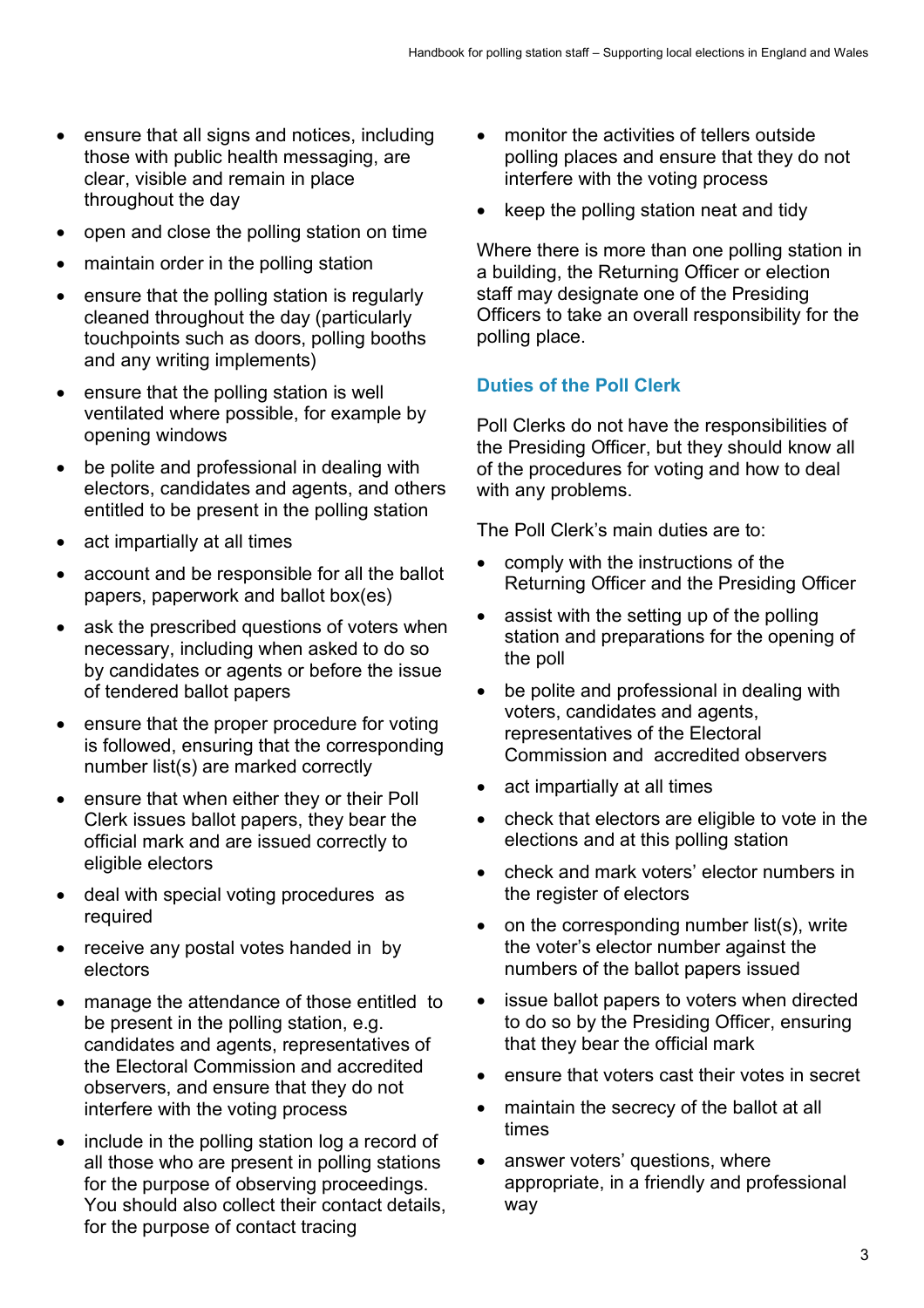- ensure that all signs and notices, including those with public health messaging, are clear, visible and remain in place throughout the day
- open and close the polling station on time
- maintain order in the polling station
- ensure that the polling station is regularly cleaned throughout the day (particularly touchpoints such as doors, polling booths and any writing implements)
- ensure that the polling station is well ventilated where possible, for example by opening windows
- be polite and professional in dealing with electors, candidates and agents, and others entitled to be present in the polling station
- act impartially at all times
- account and be responsible for all the ballot papers, paperwork and ballot box(es)
- ask the prescribed questions of voters when necessary, including when asked to do so by candidates or agents or before the issue of tendered ballot papers
- ensure that the proper procedure for voting is followed, ensuring that the corresponding number list(s) are marked correctly
- ensure that when either they or their Poll Clerk issues ballot papers, they bear the official mark and are issued correctly to eligible electors
- deal with special voting procedures as required
- receive any postal votes handed in by electors
- manage the attendance of those entitled to be present in the polling station, e.g. candidates and agents, representatives of the Electoral Commission and accredited observers, and ensure that they do not interfere with the voting process
- include in the polling station log a record of all those who are present in polling stations for the purpose of observing proceedings. You should also collect their contact details, for the purpose of contact tracing
- monitor the activities of tellers outside polling places and ensure that they do not interfere with the voting process
- keep the polling station neat and tidy

Where there is more than one polling station in a building, the Returning Officer or election staff may designate one of the Presiding Officers to take an overall responsibility for the polling place.

### Duties of the Poll Clerk

Poll Clerks do not have the responsibilities of the Presiding Officer, but they should know all of the procedures for voting and how to deal with any problems.

The Poll Clerk's main duties are to:

- comply with the instructions of the Returning Officer and the Presiding Officer
- assist with the setting up of the polling station and preparations for the opening of the poll
- be polite and professional in dealing with voters, candidates and agents, representatives of the Electoral Commission and accredited observers
- act impartially at all times
- check that electors are eligible to vote in the elections and at this polling station
- check and mark voters' elector numbers in the register of electors
- on the corresponding number list(s), write the voter's elector number against the numbers of the ballot papers issued
- issue ballot papers to voters when directed to do so by the Presiding Officer, ensuring that they bear the official mark
- ensure that voters cast their votes in secret
- maintain the secrecy of the ballot at all times
- answer voters' questions, where appropriate, in a friendly and professional way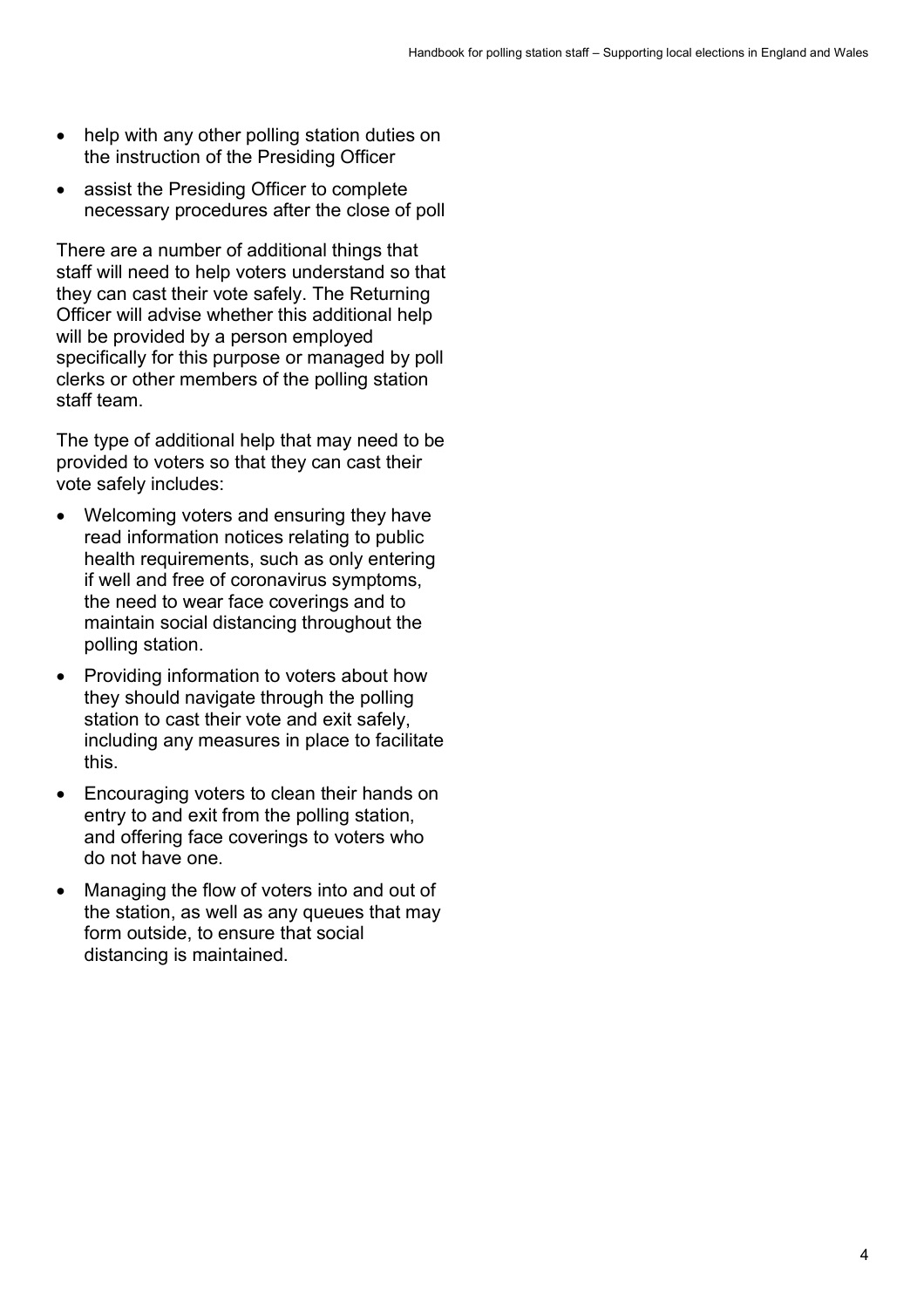- help with any other polling station duties on the instruction of the Presiding Officer
- assist the Presiding Officer to complete necessary procedures after the close of poll

There are a number of additional things that staff will need to help voters understand so that they can cast their vote safely. The Returning Officer will advise whether this additional help will be provided by a person employed specifically for this purpose or managed by poll clerks or other members of the polling station staff team.

The type of additional help that may need to be provided to voters so that they can cast their vote safely includes:

- Welcoming voters and ensuring they have read information notices relating to public health requirements, such as only entering if well and free of coronavirus symptoms, the need to wear face coverings and to maintain social distancing throughout the polling station.
- Providing information to voters about how they should navigate through the polling station to cast their vote and exit safely, including any measures in place to facilitate this.
- Encouraging voters to clean their hands on entry to and exit from the polling station, and offering face coverings to voters who do not have one.
- Managing the flow of voters into and out of the station, as well as any queues that may form outside, to ensure that social distancing is maintained.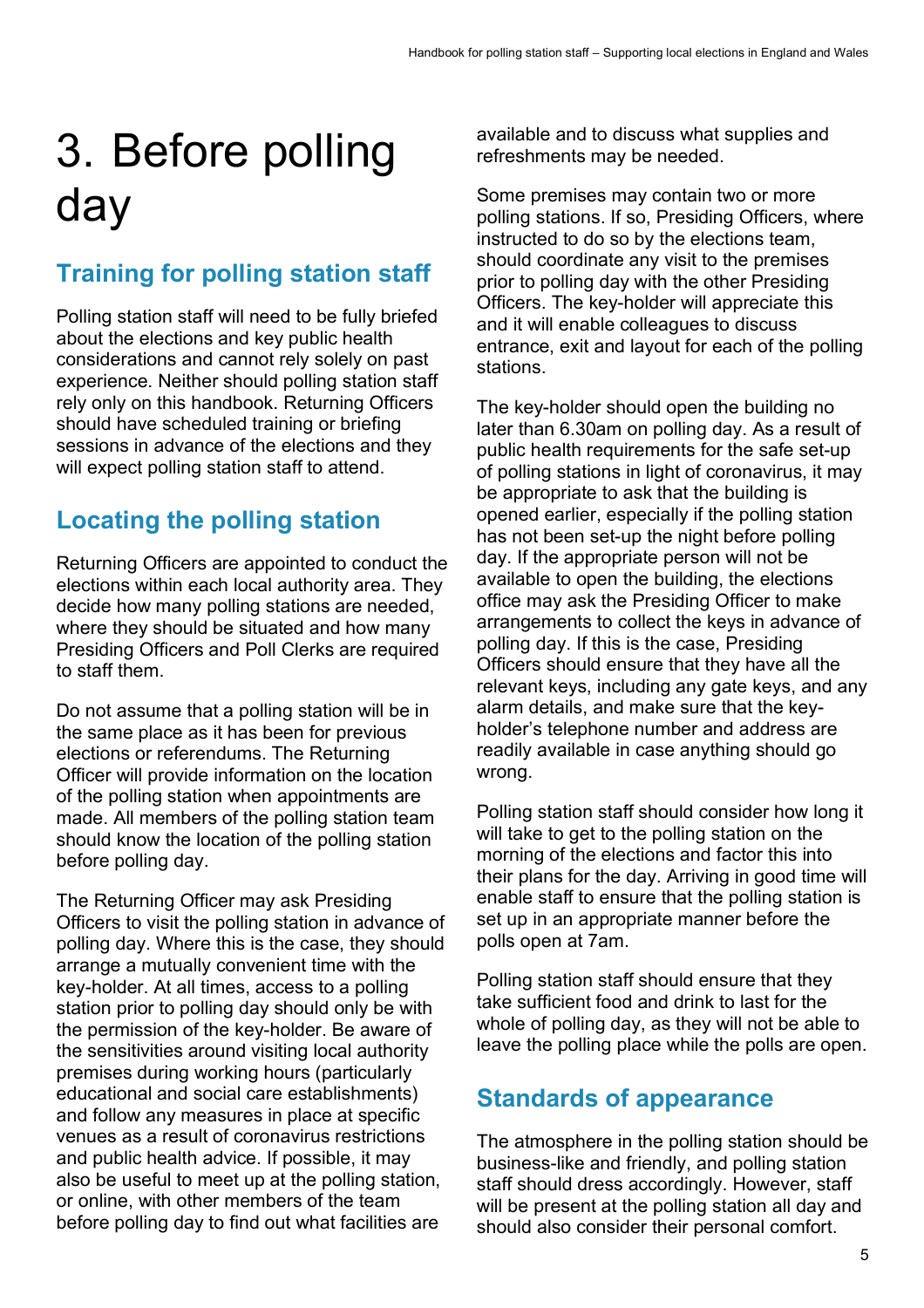# 3. Before polling day

## Training for polling station staff

Polling station staff will need to be fully briefed about the elections and key public health considerations and cannot rely solely on past experience. Neither should polling station staff rely only on this handbook. Returning Officers should have scheduled training or briefing sessions in advance of the elections and they will expect polling station staff to attend.

## Locating the polling station

Returning Officers are appointed to conduct the elections within each local authority area. They decide how many polling stations are needed, where they should be situated and how many Presiding Officers and Poll Clerks are required to staff them.

Do not assume that a polling station will be in the same place as it has been for previous elections or referendums. The Returning Officer will provide information on the location of the polling station when appointments are made. All members of the polling station team should know the location of the polling station before polling day.

The Returning Officer may ask Presiding Officers to visit the polling station in advance of polling day. Where this is the case, they should arrange a mutually convenient time with the key-holder. At all times, access to a polling station prior to polling day should only be with the permission of the key-holder. Be aware of the sensitivities around visiting local authority premises during working hours (particularly educational and social care establishments) and follow any measures in place at specific venues as a result of coronavirus restrictions and public health advice. If possible, it may also be useful to meet up at the polling station, or online, with other members of the team before polling day to find out what facilities are available and to discuss what supplies and refreshments may be needed.

Some premises may contain two or more polling stations. If so, Presiding Officers, where instructed to do so by the elections team, should coordinate any visit to the premises prior to polling day with the other Presiding Officers. The key-holder will appreciate this and it will enable colleagues to discuss entrance, exit and layout for each of the polling stations.

The key-holder should open the building no later than 6.30am on polling day. As a result of public health requirements for the safe set-up of polling stations in light of coronavirus, it may be appropriate to ask that the building is opened earlier, especially if the polling station has not been set-up the night before polling day. If the appropriate person will not be available to open the building, the elections office may ask the Presiding Officer to make arrangements to collect the keys in advance of polling day. If this is the case, Presiding Officers should ensure that they have all the relevant keys, including any gate keys, and any alarm details, and make sure that the key-holder's telephone number and address are readily available in case anything should go wrong.

Polling station staff should consider how long it will take to get to the polling station on the morning of the elections and factor this into their plans for the day. Arriving in good time will enable staff to ensure that the polling station is set up in an appropriate manner before the polls open at 7am.

Polling station staff should ensure that they take sufficient food and drink to last for the whole of polling day, as they will not be able to leave the polling place while the polls are open.

## Standards of appearance

The atmosphere in the polling station should be business-like and friendly, and polling station staff should dress accordingly. However, staff will be present at the polling station all day and should also consider their personal comfort.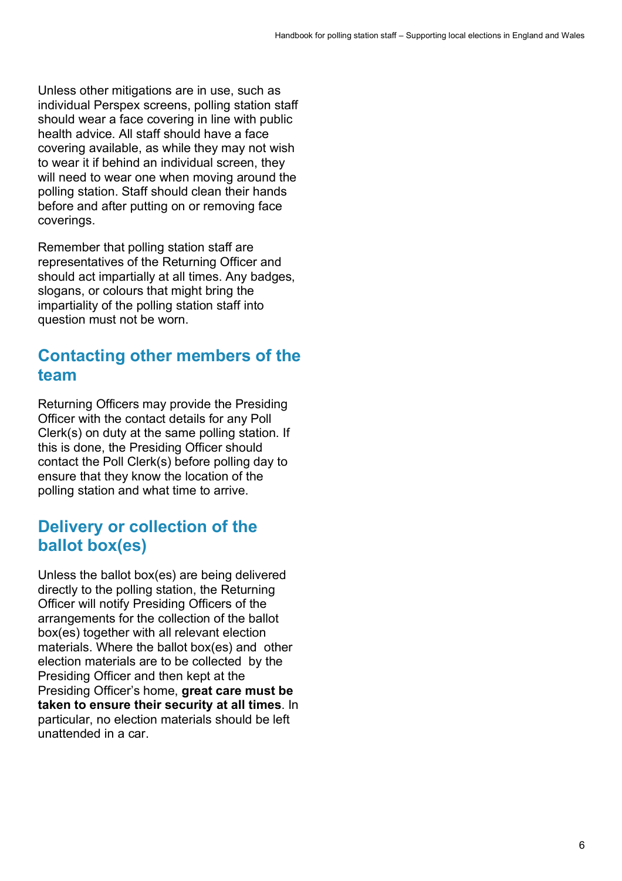Unless other mitigations are in use, such as individual Perspex screens, polling station staff should wear a face covering in line with public health advice. All staff should have a face covering available, as while they may not wish to wear it if behind an individual screen, they will need to wear one when moving around the polling station. Staff should clean their hands before and after putting on or removing face coverings.

Remember that polling station staff are representatives of the Returning Officer and should act impartially at all times. Any badges, slogans, or colours that might bring the impartiality of the polling station staff into question must not be worn.

## Contacting other members of the team

Returning Officers may provide the Presiding Officer with the contact details for any Poll Clerk(s) on duty at the same polling station. If this is done, the Presiding Officer should contact the Poll Clerk(s) before polling day to ensure that they know the location of the polling station and what time to arrive.

## Delivery or collection of the ballot box(es)

Unless the ballot box(es) are being delivered directly to the polling station, the Returning Officer will notify Presiding Officers of the arrangements for the collection of the ballot box(es) together with all relevant election materials. Where the ballot box(es) and other election materials are to be collected by the Presiding Officer and then kept at the Presiding Officer's home, **great care must be taken to ensure their security at all times**. In particular, no election materials should be left unattended in a car.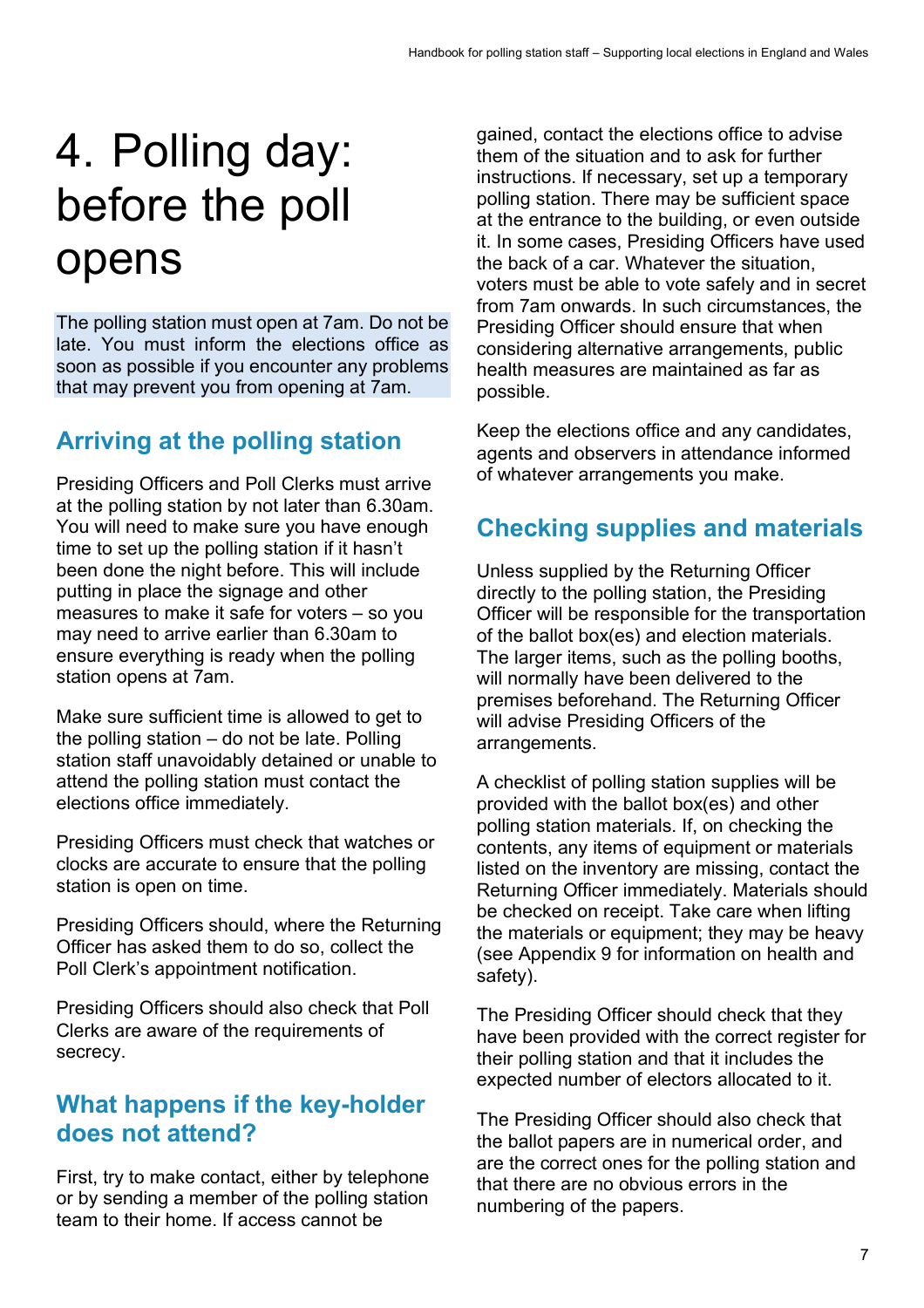# 4. Polling day: before the poll opens

The polling station must open at 7am. Do not be late. You must inform the elections office as soon as possible if you encounter any problems that may prevent you from opening at 7am.

## Arriving at the polling station

Presiding Officers and Poll Clerks must arrive at the polling station by not later than 6.30am. You will need to make sure you have enough time to set up the polling station if it hasn't been done the night before. This will include putting in place the signage and other measures to make it safe for voters – so you may need to arrive earlier than 6.30am to ensure everything is ready when the polling station opens at 7am.

Make sure sufficient time is allowed to get to the polling station – do not be late. Polling station staff unavoidably detained or unable to attend the polling station must contact the elections office immediately.

Presiding Officers must check that watches or clocks are accurate to ensure that the polling station is open on time.

Presiding Officers should, where the Returning Officer has asked them to do so, collect the Poll Clerk's appointment notification.

Presiding Officers should also check that Poll Clerks are aware of the requirements of secrecy.

## What happens if the key-holder does not attend?

First, try to make contact, either by telephone or by sending a member of the polling station team to their home. If access cannot be gained, contact the elections office to advise them of the situation and to ask for further instructions. If necessary, set up a temporary polling station. There may be sufficient space at the entrance to the building, or even outside it. In some cases, Presiding Officers have used the back of a car. Whatever the situation, voters must be able to vote safely and in secret from 7am onwards. In such circumstances, the Presiding Officer should ensure that when considering alternative arrangements, public health measures are maintained as far as possible.

Keep the elections office and any candidates, agents and observers in attendance informed of whatever arrangements you make.

## Checking supplies and materials

Unless supplied by the Returning Officer directly to the polling station, the Presiding Officer will be responsible for the transportation of the ballot box(es) and election materials. The larger items, such as the polling booths, will normally have been delivered to the premises beforehand. The Returning Officer will advise Presiding Officers of the arrangements.

A checklist of polling station supplies will be provided with the ballot box(es) and other polling station materials. If, on checking the contents, any items of equipment or materials listed on the inventory are missing, contact the Returning Officer immediately. Materials should be checked on receipt. Take care when lifting the materials or equipment; they may be heavy (see Appendix 9 for information on health and safety).

The Presiding Officer should check that they have been provided with the correct register for their polling station and that it includes the expected number of electors allocated to it.

The Presiding Officer should also check that the ballot papers are in numerical order, and are the correct ones for the polling station and that there are no obvious errors in the numbering of the papers.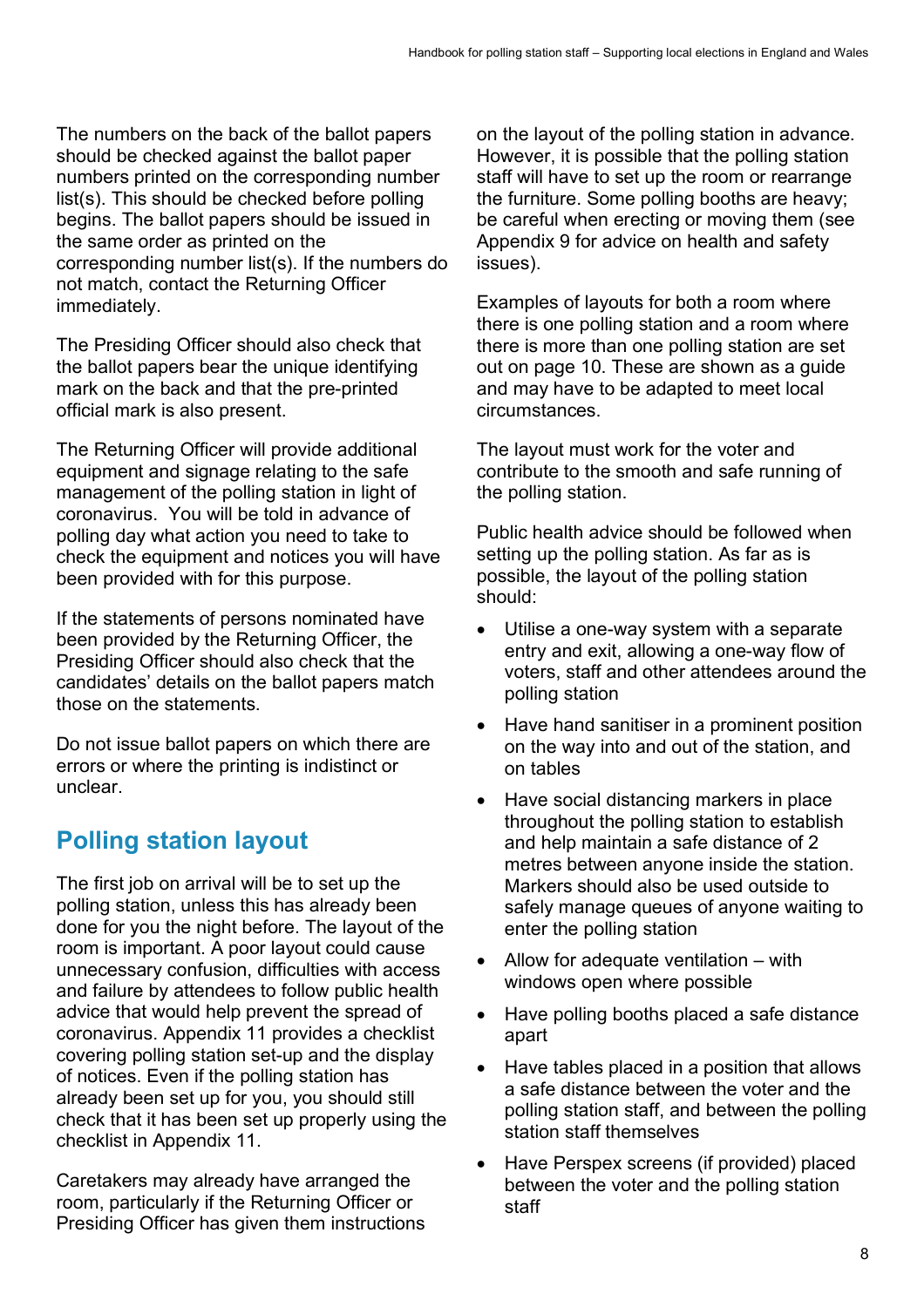The numbers on the back of the ballot papers should be checked against the ballot paper numbers printed on the corresponding number list(s). This should be checked before polling begins. The ballot papers should be issued in the same order as printed on the corresponding number list(s). If the numbers do not match, contact the Returning Officer immediately.

The Presiding Officer should also check that the ballot papers bear the unique identifying mark on the back and that the pre-printed official mark is also present.

The Returning Officer will provide additional equipment and signage relating to the safe management of the polling station in light of coronavirus. You will be told in advance of polling day what action you need to take to check the equipment and notices you will have been provided with for this purpose.

If the statements of persons nominated have been provided by the Returning Officer, the Presiding Officer should also check that the candidates' details on the ballot papers match those on the statements.

Do not issue ballot papers on which there are errors or where the printing is indistinct or unclear.

## Polling station layout

The first job on arrival will be to set up the polling station, unless this has already been done for you the night before. The layout of the room is important. A poor layout could cause unnecessary confusion, difficulties with access and failure by attendees to follow public health advice that would help prevent the spread of coronavirus. Appendix 11 provides a checklist covering polling station set-up and the display of notices. Even if the polling station has already been set up for you, you should still check that it has been set up properly using the checklist in Appendix 11.

Caretakers may already have arranged the room, particularly if the Returning Officer or Presiding Officer has given them instructions on the layout of the polling station in advance. However, it is possible that the polling station staff will have to set up the room or rearrange the furniture. Some polling booths are heavy; be careful when erecting or moving them (see Appendix 9 for advice on health and safety issues).

Examples of layouts for both a room where there is one polling station and a room where there is more than one polling station are set out on page 10. These are shown as a guide and may have to be adapted to meet local circumstances.

The layout must work for the voter and contribute to the smooth and safe running of the polling station.

Public health advice should be followed when setting up the polling station. As far as is possible, the layout of the polling station should:

- Utilise a one-way system with a separate entry and exit, allowing a one-way flow of voters, staff and other attendees around the polling station
- Have hand sanitiser in a prominent position on the way into and out of the station, and on tables
- Have social distancing markers in place throughout the polling station to establish and help maintain a safe distance of 2 metres between anyone inside the station. Markers should also be used outside to safely manage queues of anyone waiting to enter the polling station
- Allow for adequate ventilation – with windows open where possible
- Have polling booths placed a safe distance apart
- Have tables placed in a position that allows a safe distance between the voter and the polling station staff, and between the polling station staff themselves
- Have Perspex screens (if provided) placed between the voter and the polling station staff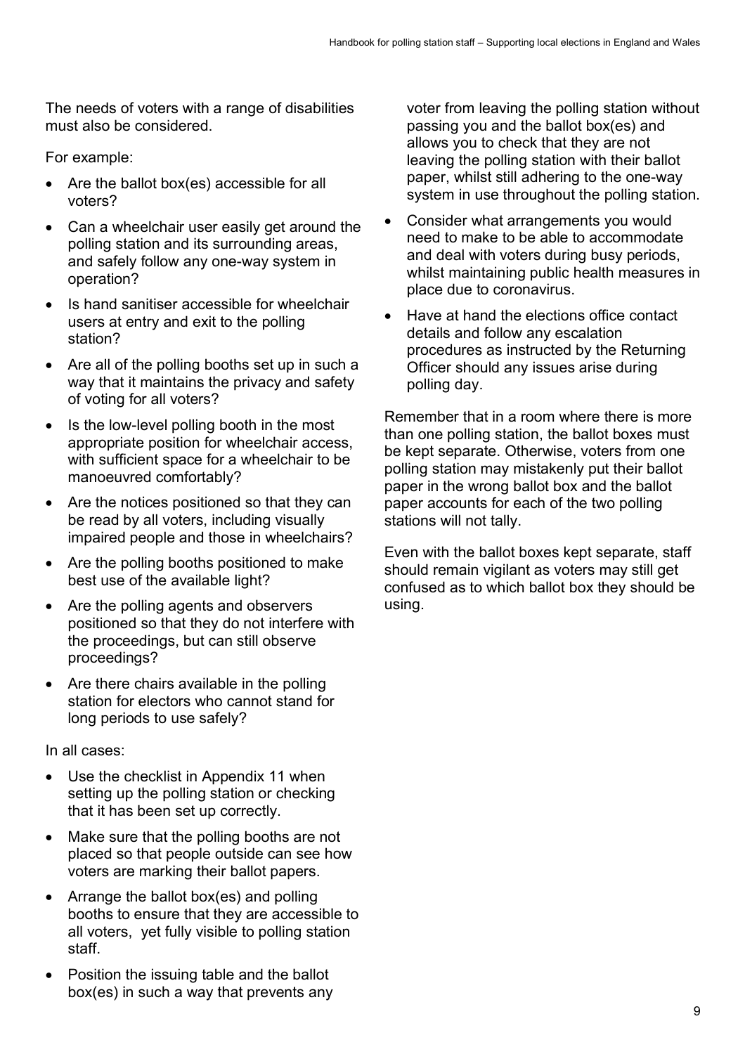The needs of voters with a range of disabilities must also be considered.

For example:

- Are the ballot box(es) accessible for all voters?
- Can a wheelchair user easily get around the polling station and its surrounding areas, and safely follow any one-way system in operation?
- Is hand sanitiser accessible for wheelchair users at entry and exit to the polling station?
- Are all of the polling booths set up in such a way that it maintains the privacy and safety of voting for all voters?
- Is the low-level polling booth in the most appropriate position for wheelchair access, with sufficient space for a wheelchair to be manoeuvred comfortably?
- Are the notices positioned so that they can be read by all voters, including visually impaired people and those in wheelchairs?
- Are the polling booths positioned to make best use of the available light?
- Are the polling agents and observers positioned so that they do not interfere with the proceedings, but can still observe proceedings?
- Are there chairs available in the polling station for electors who cannot stand for long periods to use safely?

In all cases:

- Use the checklist in Appendix 11 when setting up the polling station or checking that it has been set up correctly.
- Make sure that the polling booths are not placed so that people outside can see how voters are marking their ballot papers.
- Arrange the ballot box(es) and polling booths to ensure that they are accessible to all voters, yet fully visible to polling station staff.
- Position the issuing table and the ballot box(es) in such a way that prevents any voter from leaving the polling station without passing you and the ballot box(es) and allows you to check that they are not leaving the polling station with their ballot paper, whilst still adhering to the one-way system in use throughout the polling station.
- Consider what arrangements you would need to make to be able to accommodate and deal with voters during busy periods, whilst maintaining public health measures in place due to coronavirus.
- Have at hand the elections office contact details and follow any escalation procedures as instructed by the Returning Officer should any issues arise during polling day.

Remember that in a room where there is more than one polling station, the ballot boxes must be kept separate. Otherwise, voters from one polling station may mistakenly put their ballot paper in the wrong ballot box and the ballot paper accounts for each of the two polling stations will not tally.

Even with the ballot boxes kept separate, staff should remain vigilant as voters may still get confused as to which ballot box they should be using.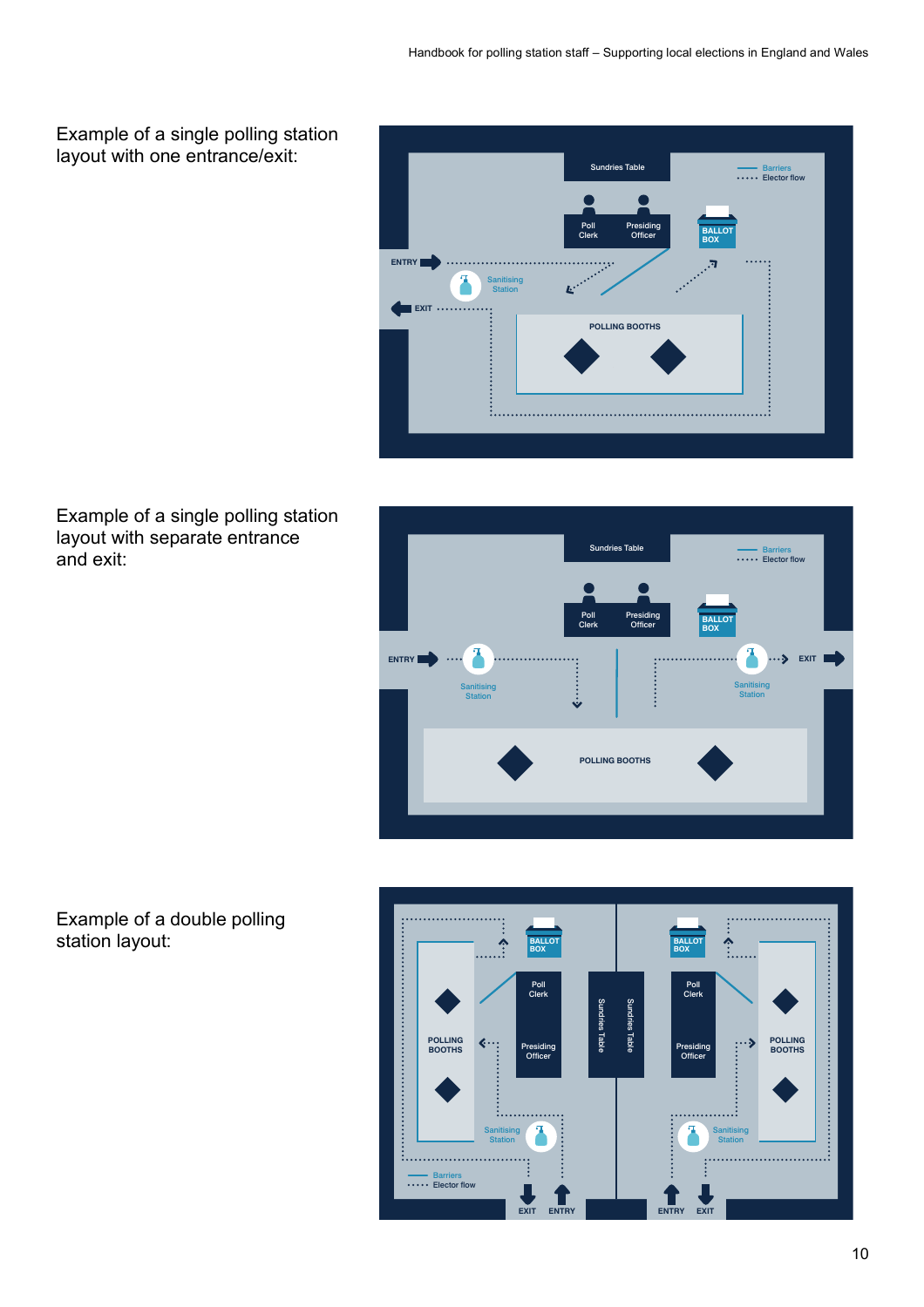Example of a single polling station layout with one entrance/exit:

Example of a single polling station layout with separate entrance and exit:

Example of a double polling station layout: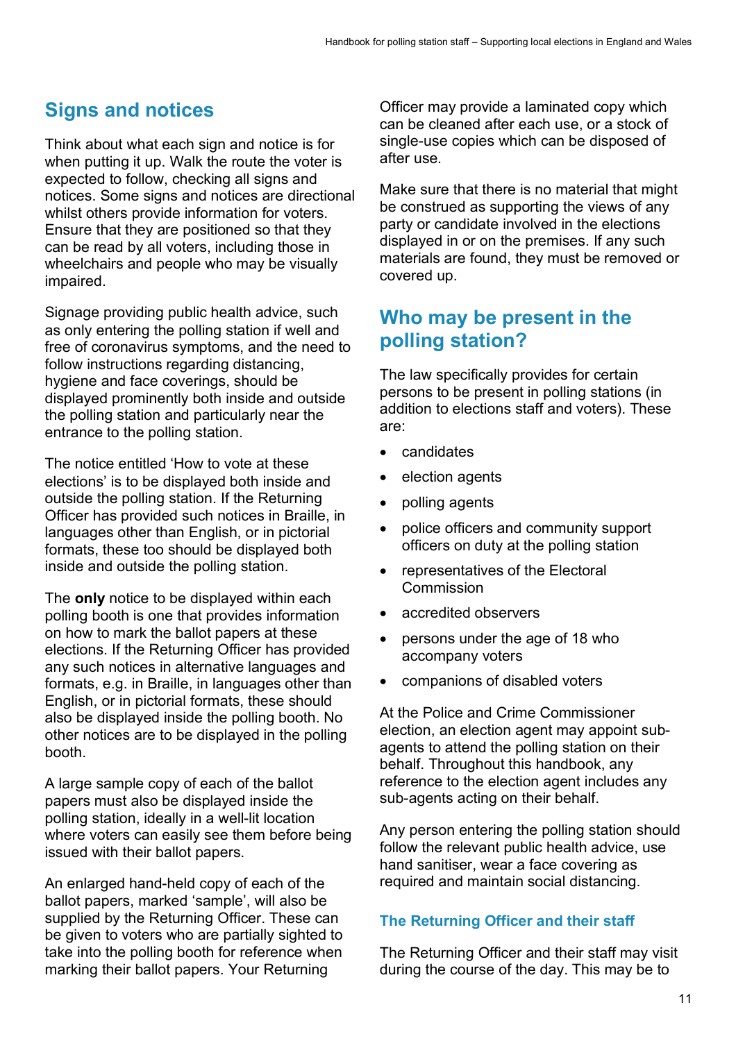## Signs and notices

Think about what each sign and notice is for when putting it up. Walk the route the voter is expected to follow, checking all signs and notices. Some signs and notices are directional whilst others provide information for voters. Ensure that they are positioned so that they can be read by all voters, including those in wheelchairs and people who may be visually impaired.

Signage providing public health advice, such as only entering the polling station if well and free of coronavirus symptoms, and the need to follow instructions regarding distancing, hygiene and face coverings, should be displayed prominently both inside and outside the polling station and particularly near the entrance to the polling station.

The notice entitled 'How to vote at these elections' is to be displayed both inside and outside the polling station. If the Returning Officer has provided such notices in Braille, in languages other than English, or in pictorial formats, these too should be displayed both inside and outside the polling station.

The **only** notice to be displayed within each polling booth is one that provides information on how to mark the ballot papers at these elections. If the Returning Officer has provided any such notices in alternative languages and formats, e.g. in Braille, in languages other than English, or in pictorial formats, these should also be displayed inside the polling booth. No other notices are to be displayed in the polling booth.

A large sample copy of each of the ballot papers must also be displayed inside the polling station, ideally in a well-lit location where voters can easily see them before being issued with their ballot papers.

An enlarged hand-held copy of each of the ballot papers, marked 'sample', will also be supplied by the Returning Officer. These can be given to voters who are partially sighted to take into the polling booth for reference when marking their ballot papers. Your Returning Officer may provide a laminated copy which can be cleaned after each use, or a stock of single-use copies which can be disposed of after use.

Make sure that there is no material that might be construed as supporting the views of any party or candidate involved in the elections displayed in or on the premises. If any such materials are found, they must be removed or covered up.

## Who may be present in the polling station?

The law specifically provides for certain persons to be present in polling stations (in addition to elections staff and voters). These are:

- candidates
- election agents
- polling agents
- police officers and community support officers on duty at the polling station
- representatives of the Electoral Commission
- accredited observers
- persons under the age of 18 who accompany voters
- companions of disabled voters

At the Police and Crime Commissioner election, an election agent may appoint sub-agents to attend the polling station on their behalf. Throughout this handbook, any reference to the election agent includes any sub-agents acting on their behalf.

Any person entering the polling station should follow the relevant public health advice, use hand sanitiser, wear a face covering as required and maintain social distancing.

### The Returning Officer and their staff

The Returning Officer and their staff may visit during the course of the day. This may be to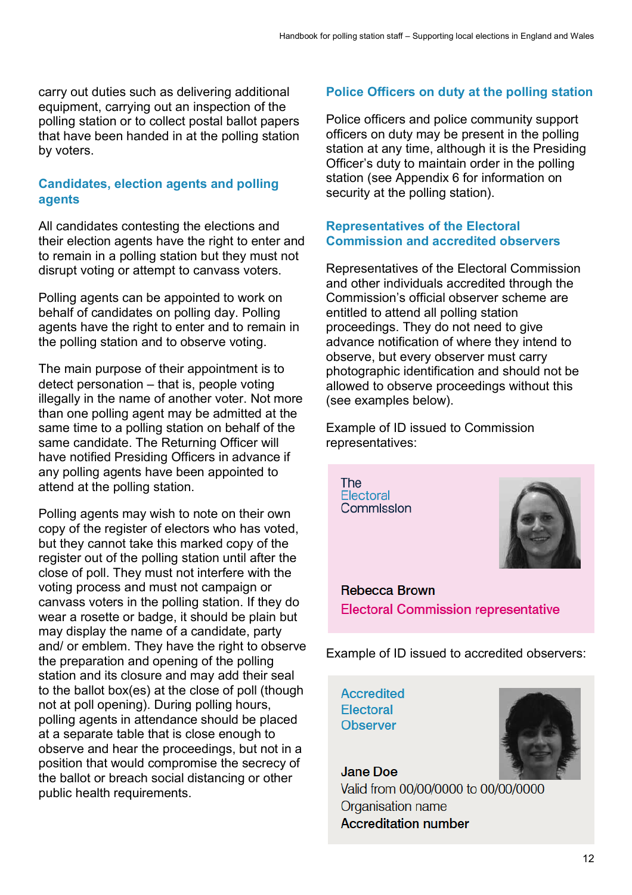carry out duties such as delivering additional equipment, carrying out an inspection of the polling station or to collect postal ballot papers that have been handed in at the polling station by voters.

### Candidates, election agents and polling agents

All candidates contesting the elections and their election agents have the right to enter and to remain in a polling station but they must not disrupt voting or attempt to canvass voters.

Polling agents can be appointed to work on behalf of candidates on polling day. Polling agents have the right to enter and to remain in the polling station and to observe voting.

The main purpose of their appointment is to detect personation – that is, people voting illegally in the name of another voter. Not more than one polling agent may be admitted at the same time to a polling station on behalf of the same candidate. The Returning Officer will have notified Presiding Officers in advance if any polling agents have been appointed to attend at the polling station.

Polling agents may wish to note on their own copy of the register of electors who has voted, but they cannot take this marked copy of the register out of the polling station until after the close of poll. They must not interfere with the voting process and must not campaign or canvass voters in the polling station. If they do wear a rosette or badge, it should be plain but may display the name of a candidate, party and/ or emblem. They have the right to observe the preparation and opening of the polling station and its closure and may add their seal to the ballot box(es) at the close of poll (though not at poll opening). During polling hours, polling agents in attendance should be placed at a separate table that is close enough to observe and hear the proceedings, but not in a position that would compromise the secrecy of the ballot or breach social distancing or other public health requirements.

### Police Officers on duty at the polling station

Police officers and police community support officers on duty may be present in the polling station at any time, although it is the Presiding Officer's duty to maintain order in the polling station (see Appendix 6 for information on security at the polling station).

### Representatives of the Electoral Commission and accredited observers

Representatives of the Electoral Commission and other individuals accredited through the Commission's official observer scheme are entitled to attend all polling station proceedings. They do not need to give advance notification of where they intend to observe, but every observer must carry photographic identification and should not be allowed to observe proceedings without this (see examples below).

Example of ID issued to Commission representatives:

The Electoral Commission

**Rebecca Brown**

Electoral Commission representative

Example of ID issued to accredited observers:

Accredited Electoral Observer

**Jane Doe**

Valid from 00/00/0000 to 00/00/0000

Organisation name

**Accreditation number**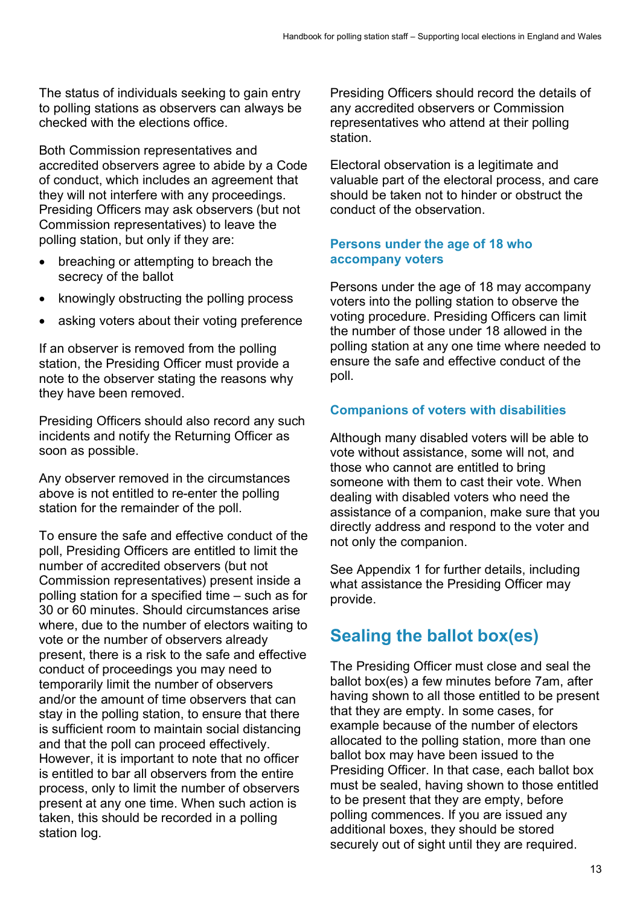The status of individuals seeking to gain entry to polling stations as observers can always be checked with the elections office.

Both Commission representatives and accredited observers agree to abide by a Code of conduct, which includes an agreement that they will not interfere with any proceedings. Presiding Officers may ask observers (but not Commission representatives) to leave the polling station, but only if they are:

- breaching or attempting to breach the secrecy of the ballot
- knowingly obstructing the polling process
- asking voters about their voting preference

If an observer is removed from the polling station, the Presiding Officer must provide a note to the observer stating the reasons why they have been removed.

Presiding Officers should also record any such incidents and notify the Returning Officer as soon as possible.

Any observer removed in the circumstances above is not entitled to re-enter the polling station for the remainder of the poll.

To ensure the safe and effective conduct of the poll, Presiding Officers are entitled to limit the number of accredited observers (but not Commission representatives) present inside a polling station for a specified time – such as for 30 or 60 minutes. Should circumstances arise where, due to the number of electors waiting to vote or the number of observers already present, there is a risk to the safe and effective conduct of proceedings you may need to temporarily limit the number of observers and/or the amount of time observers that can stay in the polling station, to ensure that there is sufficient room to maintain social distancing and that the poll can proceed effectively. However, it is important to note that no officer is entitled to bar all observers from the entire process, only to limit the number of observers present at any one time. When such action is taken, this should be recorded in a polling station log.

Presiding Officers should record the details of any accredited observers or Commission representatives who attend at their polling station.

Electoral observation is a legitimate and valuable part of the electoral process, and care should be taken not to hinder or obstruct the conduct of the observation.

### Persons under the age of 18 who accompany voters

Persons under the age of 18 may accompany voters into the polling station to observe the voting procedure. Presiding Officers can limit the number of those under 18 allowed in the polling station at any one time where needed to ensure the safe and effective conduct of the poll.

### Companions of voters with disabilities

Although many disabled voters will be able to vote without assistance, some will not, and those who cannot are entitled to bring someone with them to cast their vote. When dealing with disabled voters who need the assistance of a companion, make sure that you directly address and respond to the voter and not only the companion.

See Appendix 1 for further details, including what assistance the Presiding Officer may provide.

## Sealing the ballot box(es)

The Presiding Officer must close and seal the ballot box(es) a few minutes before 7am, after having shown to all those entitled to be present that they are empty. In some cases, for example because of the number of electors allocated to the polling station, more than one ballot box may have been issued to the Presiding Officer. In that case, each ballot box must be sealed, having shown to those entitled to be present that they are empty, before polling commences. If you are issued any additional boxes, they should be stored securely out of sight until they are required.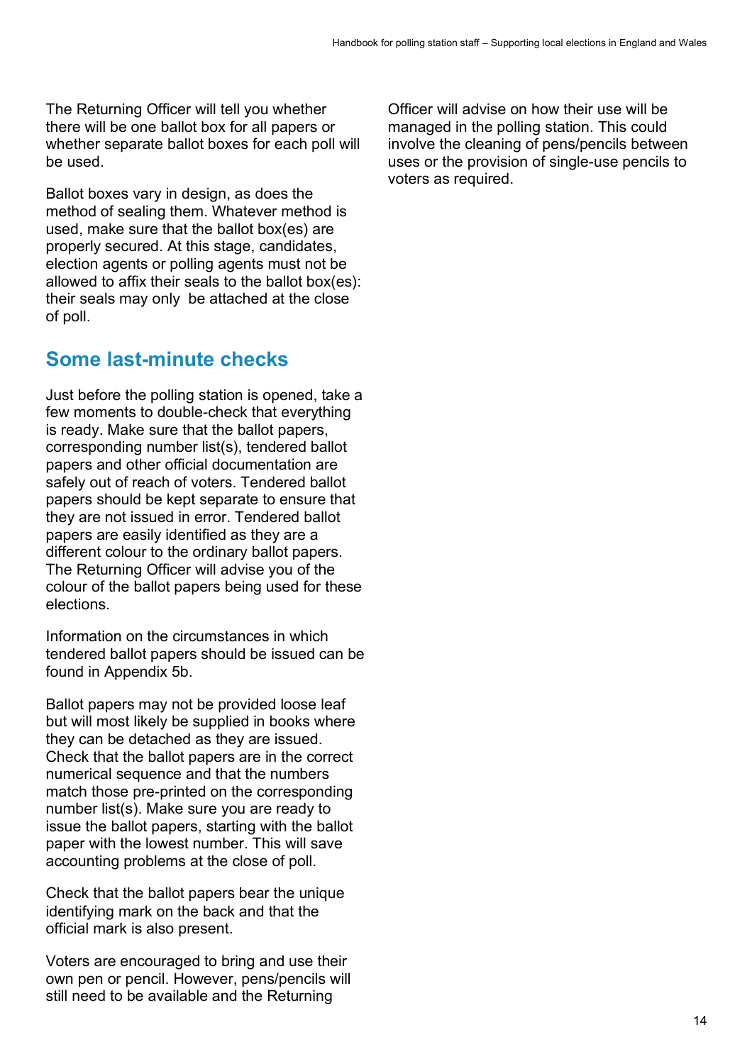The Returning Officer will tell you whether there will be one ballot box for all papers or whether separate ballot boxes for each poll will be used.

Ballot boxes vary in design, as does the method of sealing them. Whatever method is used, make sure that the ballot box(es) are properly secured. At this stage, candidates, election agents or polling agents must not be allowed to affix their seals to the ballot box(es): their seals may only be attached at the close of poll.

## Some last-minute checks

Just before the polling station is opened, take a few moments to double-check that everything is ready. Make sure that the ballot papers, corresponding number list(s), tendered ballot papers and other official documentation are safely out of reach of voters. Tendered ballot papers should be kept separate to ensure that they are not issued in error. Tendered ballot papers are easily identified as they are a different colour to the ordinary ballot papers. The Returning Officer will advise you of the colour of the ballot papers being used for these elections.

Information on the circumstances in which tendered ballot papers should be issued can be found in Appendix 5b.

Ballot papers may not be provided loose leaf but will most likely be supplied in books where they can be detached as they are issued. Check that the ballot papers are in the correct numerical sequence and that the numbers match those pre-printed on the corresponding number list(s). Make sure you are ready to issue the ballot papers, starting with the ballot paper with the lowest number. This will save accounting problems at the close of poll.

Check that the ballot papers bear the unique identifying mark on the back and that the official mark is also present.

Voters are encouraged to bring and use their own pen or pencil. However, pens/pencils will still need to be available and the Returning Officer will advise on how their use will be managed in the polling station. This could involve the cleaning of pens/pencils between uses or the provision of single-use pencils to voters as required.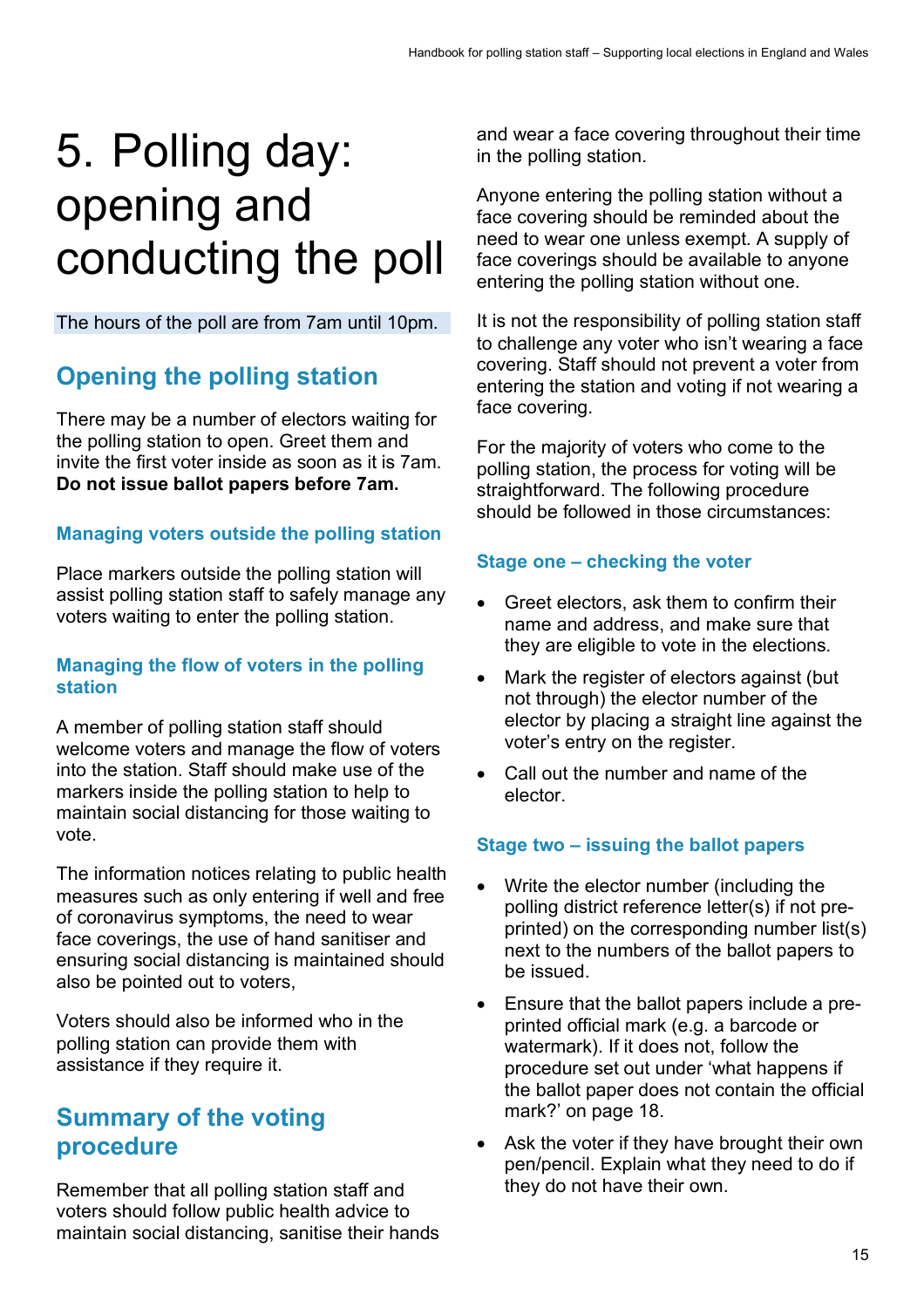# 5. Polling day: opening and conducting the poll

The hours of the poll are from 7am until 10pm.

## Opening the polling station

There may be a number of electors waiting for the polling station to open. Greet them and invite the first voter inside as soon as it is 7am. **Do not issue ballot papers before 7am.**

### Managing voters outside the polling station

Place markers outside the polling station will assist polling station staff to safely manage any voters waiting to enter the polling station.

### Managing the flow of voters in the polling station

A member of polling station staff should welcome voters and manage the flow of voters into the station. Staff should make use of the markers inside the polling station to help to maintain social distancing for those waiting to vote.

The information notices relating to public health measures such as only entering if well and free of coronavirus symptoms, the need to wear face coverings, the use of hand sanitiser and ensuring social distancing is maintained should also be pointed out to voters,

Voters should also be informed who in the polling station can provide them with assistance if they require it.

## Summary of the voting procedure

Remember that all polling station staff and voters should follow public health advice to maintain social distancing, sanitise their hands and wear a face covering throughout their time in the polling station.

Anyone entering the polling station without a face covering should be reminded about the need to wear one unless exempt. A supply of face coverings should be available to anyone entering the polling station without one.

It is not the responsibility of polling station staff to challenge any voter who isn't wearing a face covering. Staff should not prevent a voter from entering the station and voting if not wearing a face covering.

For the majority of voters who come to the polling station, the process for voting will be straightforward. The following procedure should be followed in those circumstances:

### Stage one – checking the voter

- Greet electors, ask them to confirm their name and address, and make sure that they are eligible to vote in the elections.
- Mark the register of electors against (but not through) the elector number of the elector by placing a straight line against the voter's entry on the register.
- Call out the number and name of the elector.

### Stage two – issuing the ballot papers

- Write the elector number (including the polling district reference letter(s) if not pre-printed) on the corresponding number list(s) next to the numbers of the ballot papers to be issued.
- Ensure that the ballot papers include a pre-printed official mark (e.g. a barcode or watermark). If it does not, follow the procedure set out under 'what happens if the ballot paper does not contain the official mark?' on page 18.
- Ask the voter if they have brought their own pen/pencil. Explain what they need to do if they do not have their own.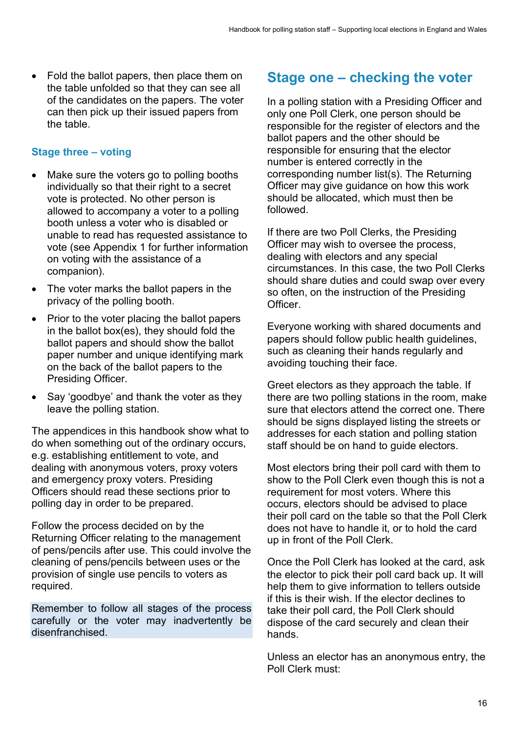- Fold the ballot papers, then place them on the table unfolded so that they can see all of the candidates on the papers. The voter can then pick up their issued papers from the table.

### Stage three – voting

- Make sure the voters go to polling booths individually so that their right to a secret vote is protected. No other person is allowed to accompany a voter to a polling booth unless a voter who is disabled or unable to read has requested assistance to vote (see Appendix 1 for further information on voting with the assistance of a companion).
- The voter marks the ballot papers in the privacy of the polling booth.
- Prior to the voter placing the ballot papers in the ballot box(es), they should fold the ballot papers and should show the ballot paper number and unique identifying mark on the back of the ballot papers to the Presiding Officer.
- Say 'goodbye' and thank the voter as they leave the polling station.

The appendices in this handbook show what to do when something out of the ordinary occurs, e.g. establishing entitlement to vote, and dealing with anonymous voters, proxy voters and emergency proxy voters. Presiding Officers should read these sections prior to polling day in order to be prepared.

Follow the process decided on by the Returning Officer relating to the management of pens/pencils after use. This could involve the cleaning of pens/pencils between uses or the provision of single use pencils to voters as required.

Remember to follow all stages of the process carefully or the voter may inadvertently be disenfranchised.

## Stage one – checking the voter

In a polling station with a Presiding Officer and only one Poll Clerk, one person should be responsible for the register of electors and the ballot papers and the other should be responsible for ensuring that the elector number is entered correctly in the corresponding number list(s). The Returning Officer may give guidance on how this work should be allocated, which must then be followed.

If there are two Poll Clerks, the Presiding Officer may wish to oversee the process, dealing with electors and any special circumstances. In this case, the two Poll Clerks should share duties and could swap over every so often, on the instruction of the Presiding Officer.

Everyone working with shared documents and papers should follow public health guidelines, such as cleaning their hands regularly and avoiding touching their face.

Greet electors as they approach the table. If there are two polling stations in the room, make sure that electors attend the correct one. There should be signs displayed listing the streets or addresses for each station and polling station staff should be on hand to guide electors.

Most electors bring their poll card with them to show to the Poll Clerk even though this is not a requirement for most voters. Where this occurs, electors should be advised to place their poll card on the table so that the Poll Clerk does not have to handle it, or to hold the card up in front of the Poll Clerk.

Once the Poll Clerk has looked at the card, ask the elector to pick their poll card back up. It will help them to give information to tellers outside if this is their wish. If the elector declines to take their poll card, the Poll Clerk should dispose of the card securely and clean their hands.

Unless an elector has an anonymous entry, the Poll Clerk must: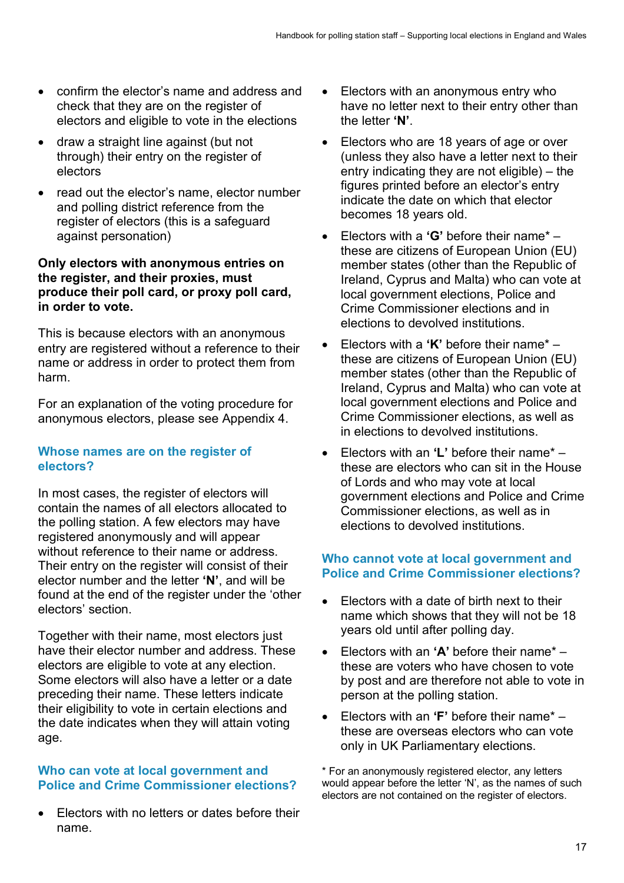- confirm the elector's name and address and check that they are on the register of electors and eligible to vote in the elections
- draw a straight line against (but not through) their entry on the register of electors
- read out the elector's name, elector number and polling district reference from the register of electors (this is a safeguard against persation)

**Only electors with anonymous entries on the register, and their proxies, must produce their poll card, or proxy poll card, in order to vote.**

This is because electors with an anonymous entry are registered without a reference to their name or address in order to protect them from harm.

For an explanation of the voting procedure for anonymous electors, please see Appendix 4.

### Whose names are on the register of electors?

In most cases, the register of electors will contain the names of all electors allocated to the polling station. A few electors may have registered anonymously and will appear without reference to their name or address. Their entry on the register will consist of their elector number and the letter **'N'**, and will be found at the end of the register under the 'other electors' section.

Together with their name, most electors just have their elector number and address. These electors are eligible to vote at any election. Some electors will also have a letter or a date preceding their name. These letters indicate their eligibility to vote in certain elections and the date indicates when they will attain voting age.

### Who can vote at local government and Police and Crime Commissioner elections?

- Electors with no letters or dates before their name.
- Electors with an anonymous entry who have no letter next to their entry other than the letter **'N'**.
- Electors who are 18 years of age or over (unless they also have a letter next to their entry indicating they are not eligible) – the figures printed before an elector's entry indicate the date on which that elector becomes 18 years old.
- Electors with a **'G'** before their name* – these are citizens of European Union (EU) member states (other than the Republic of Ireland, Cyprus and Malta) who can vote at local government elections, Police and Crime Commissioner elections and in elections to devolved institutions.
- Electors with a **'K'** before their name* – these are citizens of European Union (EU) member states (other than the Republic of Ireland, Cyprus and Malta) who can vote at local government elections and Police and Crime Commissioner elections, as well as in elections to devolved institutions.
- Electors with an **'L'** before their name* – these are electors who can sit in the House of Lords and who may vote at local government elections and Police and Crime Commissioner elections, as well as in elections to devolved institutions.

### Who cannot vote at local government and Police and Crime Commissioner elections?

- Electors with a date of birth next to their name which shows that they will not be 18 years old until after polling day.
- Electors with an **'A'** before their name* – these are voters who have chosen to vote by post and are therefore not able to vote in person at the polling station.
- Electors with an **'F'** before their name* – these are overseas electors who can vote only in UK Parliamentary elections.

* For an anonymously registered elector, any letters would appear before the letter 'N', as the names of such electors are not contained on the register of electors.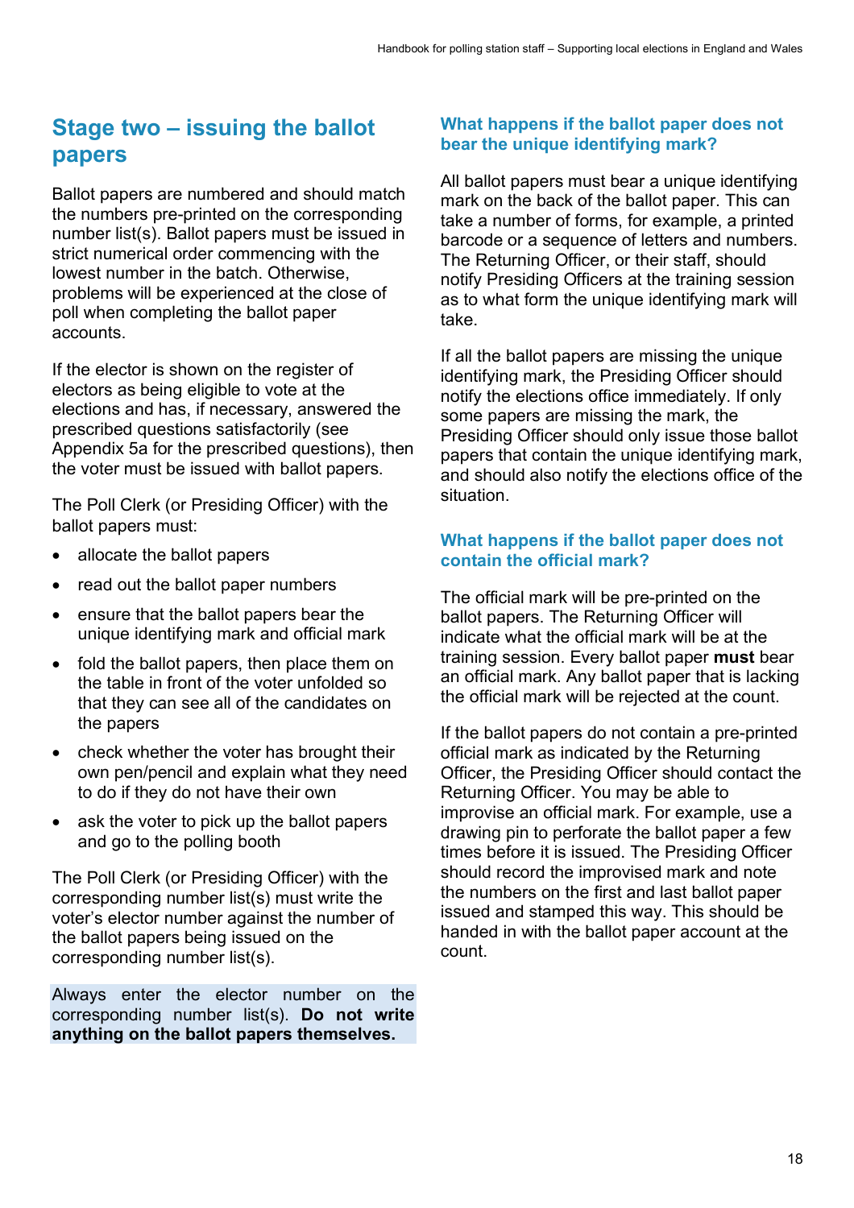## Stage two – issuing the ballot papers

Ballot papers are numbered and should match the numbers pre-printed on the corresponding number list(s). Ballot papers must be issued in strict numerical order commencing with the lowest number in the batch. Otherwise, problems will be experienced at the close of poll when completing the ballot paper accounts.

If the elector is shown on the register of electors as being eligible to vote at the elections and has, if necessary, answered the prescribed questions satisfactorily (see Appendix 5a for the prescribed questions), then the voter must be issued with ballot papers.

The Poll Clerk (or Presiding Officer) with the ballot papers must:

- allocate the ballot papers
- read out the ballot paper numbers
- ensure that the ballot papers bear the unique identifying mark and official mark
- fold the ballot papers, then place them on the table in front of the voter unfolded so that they can see all of the candidates on the papers
- check whether the voter has brought their own pen/pencil and explain what they need to do if they do not have their own
- ask the voter to pick up the ballot papers and go to the polling booth

The Poll Clerk (or Presiding Officer) with the corresponding number list(s) must write the voter's elector number against the number of the ballot papers being issued on the corresponding number list(s).

Always enter the elector number on the corresponding number list(s). **Do not write anything on the ballot papers themselves.**

### What happens if the ballot paper does not bear the unique identifying mark?

All ballot papers must bear a unique identifying mark on the back of the ballot paper. This can take a number of forms, for example, a printed barcode or a sequence of letters and numbers. The Returning Officer, or their staff, should notify Presiding Officers at the training session as to what form the unique identifying mark will take.

If all the ballot papers are missing the unique identifying mark, the Presiding Officer should notify the elections office immediately. If only some papers are missing the mark, the Presiding Officer should only issue those ballot papers that contain the unique identifying mark, and should also notify the elections office of the situation.

### What happens if the ballot paper does not contain the official mark?

The official mark will be pre-printed on the ballot papers. The Returning Officer will indicate what the official mark will be at the training session. Every ballot paper **must** bear an official mark. Any ballot paper that is lacking the official mark will be rejected at the count.

If the ballot papers do not contain a pre-printed official mark as indicated by the Returning Officer, the Presiding Officer should contact the Returning Officer. You may be able to improvise an official mark. For example, use a drawing pin to perforate the ballot paper a few times before it is issued. The Presiding Officer should record the improvised mark and note the numbers on the first and last ballot paper issued and stamped this way. This should be handed in with the ballot paper account at the count.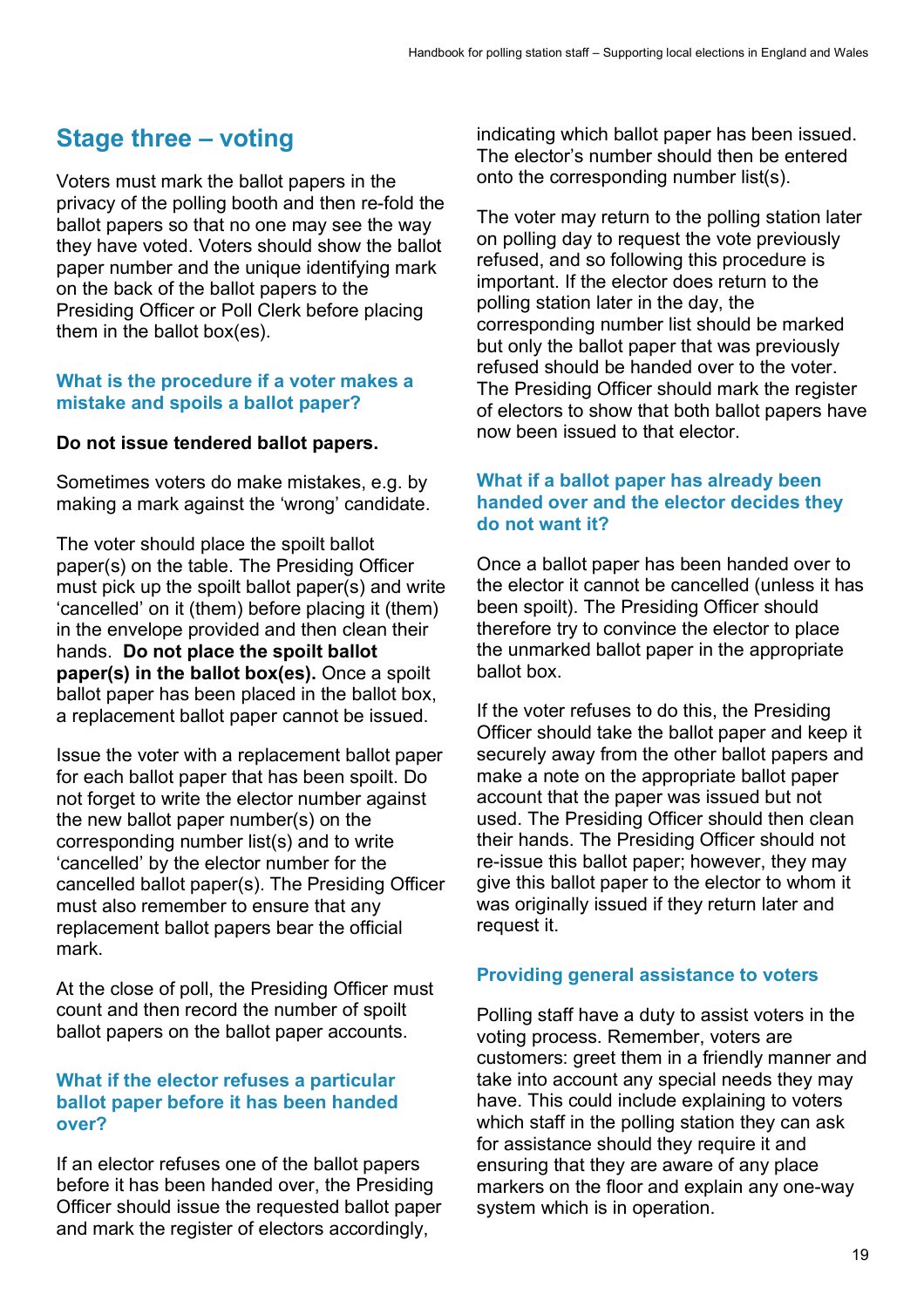## Stage three – voting

Voters must mark the ballot papers in the privacy of the polling booth and then re-fold the ballot papers so that no one may see the way they have voted. Voters should show the ballot paper number and the unique identifying mark on the back of the ballot papers to the Presiding Officer or Poll Clerk before placing them in the ballot box(es).

### What is the procedure if a voter makes a mistake and spoils a ballot paper?

**Do not issue tendered ballot papers.**

Sometimes voters do make mistakes, e.g. by making a mark against the 'wrong' candidate.

The voter should place the spoilt ballot paper(s) on the table. The Presiding Officer must pick up the spoilt ballot paper(s) and write 'cancelled' on it (them) before placing it (them) in the envelope provided and then clean their hands. **Do not place the spoilt ballot paper(s) in the ballot box(es).** Once a spoilt ballot paper has been placed in the ballot box, a replacement ballot paper cannot be issued.

Issue the voter with a replacement ballot paper for each ballot paper that has been spoilt. Do not forget to write the elector number against the new ballot paper number(s) on the corresponding number list(s) and to write 'cancelled' by the elector number for the cancelled ballot paper(s). The Presiding Officer must also remember to ensure that any replacement ballot papers bear the official mark.

At the close of poll, the Presiding Officer must count and then record the number of spoilt ballot papers on the ballot paper accounts.

### What if the elector refuses a particular ballot paper before it has been handed over?

If an elector refuses one of the ballot papers before it has been handed over, the Presiding Officer should issue the requested ballot paper and mark the register of electors accordingly, indicating which ballot paper has been issued. The elector's number should then be entered onto the corresponding number list(s).

The voter may return to the polling station later on polling day to request the vote previously refused, and so following this procedure is important. If the elector does return to the polling station later in the day, the corresponding number list should be marked but only the ballot paper that was previously refused should be handed over to the voter. The Presiding Officer should mark the register of electors to show that both ballot papers have now been issued to that elector.

### What if a ballot paper has already been handed over and the elector decides they do not want it?

Once a ballot paper has been handed over to the elector it cannot be cancelled (unless it has been spoilt). The Presiding Officer should therefore try to convince the elector to place the unmarked ballot paper in the appropriate ballot box.

If the voter refuses to do this, the Presiding Officer should take the ballot paper and keep it securely away from the other ballot papers and make a note on the appropriate ballot paper account that the paper was issued but not used. The Presiding Officer should then clean their hands. The Presiding Officer should not re-issue this ballot paper; however, they may give this ballot paper to the elector to whom it was originally issued if they return later and request it.

### Providing general assistance to voters

Polling staff have a duty to assist voters in the voting process. Remember, voters are customers: greet them in a friendly manner and take into account any special needs they may have. This could include explaining to voters which staff in the polling station they can ask for assistance should they require it and ensuring that they are aware of any place markers on the floor and explain any one-way system which is in operation.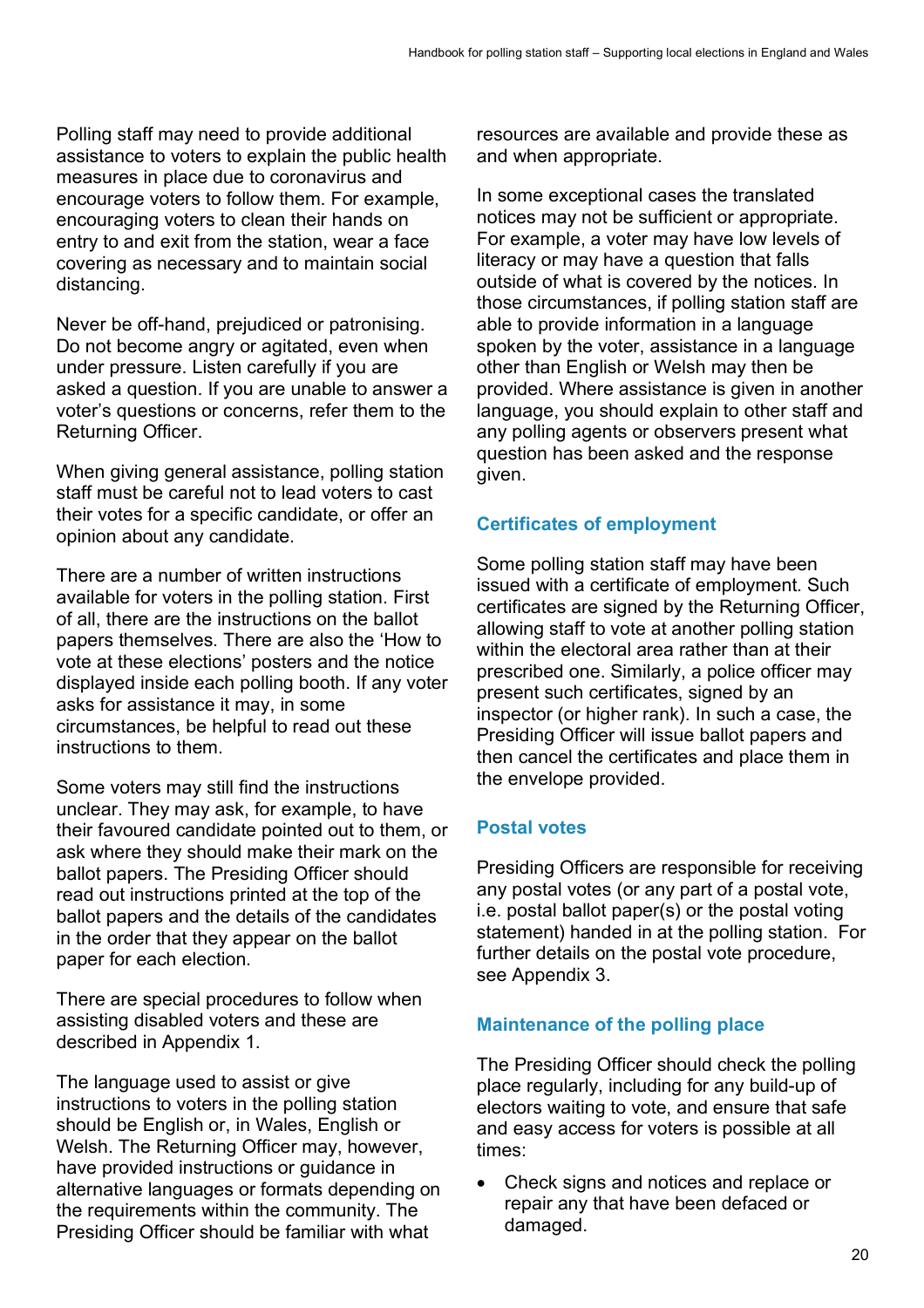Polling staff may need to provide additional assistance to voters to explain the public health measures in place due to coronavirus and encourage voters to follow them. For example, encouraging voters to clean their hands on entry to and exit from the station, wear a face covering as necessary and to maintain social distancing.

Never be off-hand, prejudiced or patronising. Do not become angry or agitated, even when under pressure. Listen carefully if you are asked a question. If you are unable to answer a voter's questions or concerns, refer them to the Returning Officer.

When giving general assistance, polling station staff must be careful not to lead voters to cast their votes for a specific candidate, or offer an opinion about any candidate.

There are a number of written instructions available for voters in the polling station. First of all, there are the instructions on the ballot papers themselves. There are also the 'How to vote at these elections' posters and the notice displayed inside each polling booth. If any voter asks for assistance it may, in some circumstances, be helpful to read out these instructions to them.

Some voters may still find the instructions unclear. They may ask, for example, to have their favoured candidate pointed out to them, or ask where they should make their mark on the ballot papers. The Presiding Officer should read out instructions printed at the top of the ballot papers and the details of the candidates in the order that they appear on the ballot paper for each election.

There are special procedures to follow when assisting disabled voters and these are described in Appendix 1.

The language used to assist or give instructions to voters in the polling station should be English or, in Wales, English or Welsh. The Returning Officer may, however, have provided instructions or guidance in alternative languages or formats depending on the requirements within the community. The Presiding Officer should be familiar with what resources are available and provide these as and when appropriate.

In some exceptional cases the translated notices may not be sufficient or appropriate. For example, a voter may have low levels of literacy or may have a question that falls outside of what is covered by the notices. In those circumstances, if polling station staff are able to provide information in a language spoken by the voter, assistance in a language other than English or Welsh may then be provided. Where assistance is given in another language, you should explain to other staff and any polling agents or observers present what question has been asked and the response given.

### Certificates of employment

Some polling station staff may have been issued with a certificate of employment. Such certificates are signed by the Returning Officer, allowing staff to vote at another polling station within the electoral area rather than at their prescribed one. Similarly, a police officer may present such certificates, signed by an inspector (or higher rank). In such a case, the Presiding Officer will issue ballot papers and then cancel the certificates and place them in the envelope provided.

### Postal votes

Presiding Officers are responsible for receiving any postal votes (or any part of a postal vote, i.e. postal ballot paper(s) or the postal voting statement) handed in at the polling station. For further details on the postal vote procedure, see Appendix 3.

### Maintenance of the polling place

The Presiding Officer should check the polling place regularly, including for any build-up of electors waiting to vote, and ensure that safe and easy access for voters is possible at all times:

- Check signs and notices and replace or repair any that have been defaced or damaged.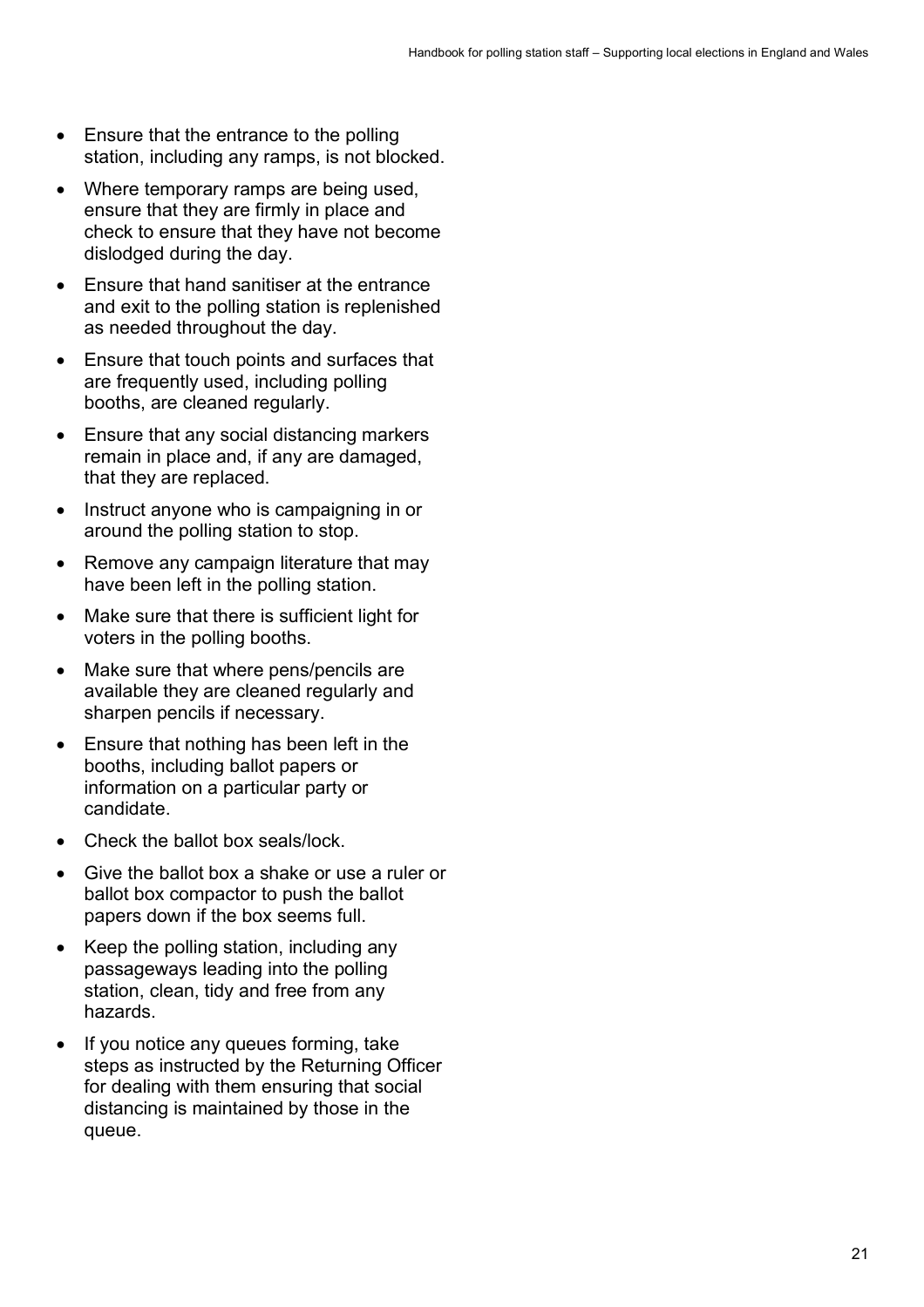- Ensure that the entrance to the polling station, including any ramps, is not blocked.
- Where temporary ramps are being used, ensure that they are firmly in place and check to ensure that they have not become dislodged during the day.
- Ensure that hand sanitiser at the entrance and exit to the polling station is replenished as needed throughout the day.
- Ensure that touch points and surfaces that are frequently used, including polling booths, are cleaned regularly.
- Ensure that any social distancing markers remain in place and, if any are damaged, that they are replaced.
- Instruct anyone who is campaigning in or around the polling station to stop.
- Remove any campaign literature that may have been left in the polling station.
- Make sure that there is sufficient light for voters in the polling booths.
- Make sure that where pens/pencils are available they are cleaned regularly and sharpen pencils if necessary.
- Ensure that nothing has been left in the booths, including ballot papers or information on a particular party or candidate.
- Check the ballot box seals/lock.
- Give the ballot box a shake or use a ruler or ballot box compactor to push the ballot papers down if the box seems full.
- Keep the polling station, including any passageways leading into the polling station, clean, tidy and free from any hazards.
- If you notice any queues forming, take steps as instructed by the Returning Officer for dealing with them ensuring that social distancing is maintained by those in the queue.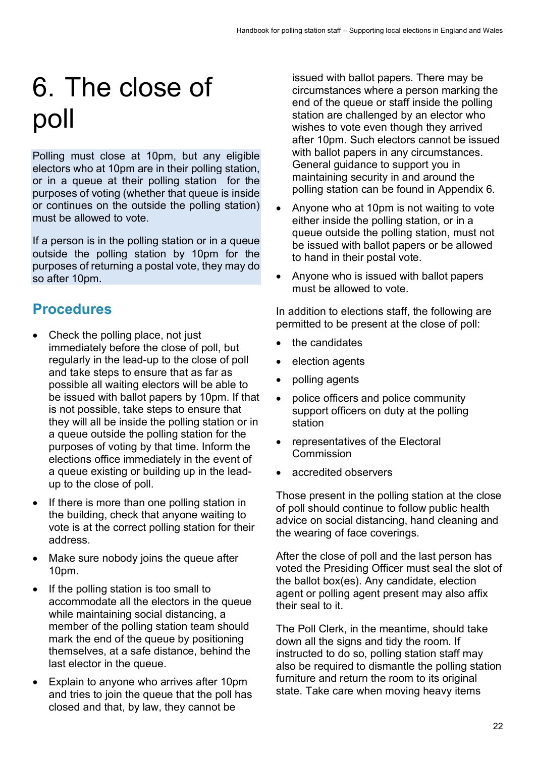# 6. The close of poll

Polling must close at 10pm, but any eligible electors who at 10pm are in their polling station, or in a queue at their polling station for the purposes of voting (whether that queue is inside or continues on the outside the polling station) must be allowed to vote.

If a person is in the polling station or in a queue outside the polling station by 10pm for the purposes of returning a postal vote, they may do so after 10pm.

## Procedures

- Check the polling place, not just immediately before the close of poll, but regularly in the lead-up to the close of poll and take steps to ensure that as far as possible all waiting electors will be able to be issued with ballot papers by 10pm. If that is not possible, take steps to ensure that they will all be inside the polling station or in a queue outside the polling station for the purposes of voting by that time. Inform the elections office immediately in the event of a queue existing or building up in the lead-up to the close of poll.
- If there is more than one polling station in the building, check that anyone waiting to vote is at the correct polling station for their address.
- Make sure nobody joins the queue after 10pm.
- If the polling station is too small to accommodate all the electors in the queue while maintaining social distancing, a member of the polling station team should mark the end of the queue by positioning themselves, at a safe distance, behind the last elector in the queue.
- Explain to anyone who arrives after 10pm and tries to join the queue that the poll has closed and that, by law, they cannot be issued with ballot papers. There may be circumstances where a person marking the end of the queue or staff inside the polling station are challenged by an elector who wishes to vote even though they arrived after 10pm. Such electors cannot be issued with ballot papers in any circumstances. General guidance to support you in maintaining security in and around the polling station can be found in Appendix 6.
- Anyone who at 10pm is not waiting to vote either inside the polling station, or in a queue outside the polling station, must not be issued with ballot papers or be allowed to hand in their postal vote.
- Anyone who is issued with ballot papers must be allowed to vote.

In addition to elections staff, the following are permitted to be present at the close of poll:

- the candidates
- election agents
- polling agents
- police officers and police community support officers on duty at the polling station
- representatives of the Electoral Commission
- accredited observers

Those present in the polling station at the close of poll should continue to follow public health advice on social distancing, hand cleaning and the wearing of face coverings.

After the close of poll and the last person has voted the Presiding Officer must seal the slot of the ballot box(es). Any candidate, election agent or polling agent present may also affix their seal to it.

The Poll Clerk, in the meantime, should take down all the signs and tidy the room. If instructed to do so, polling station staff may also be required to dismantle the polling station furniture and return the room to its original state. Take care when moving heavy items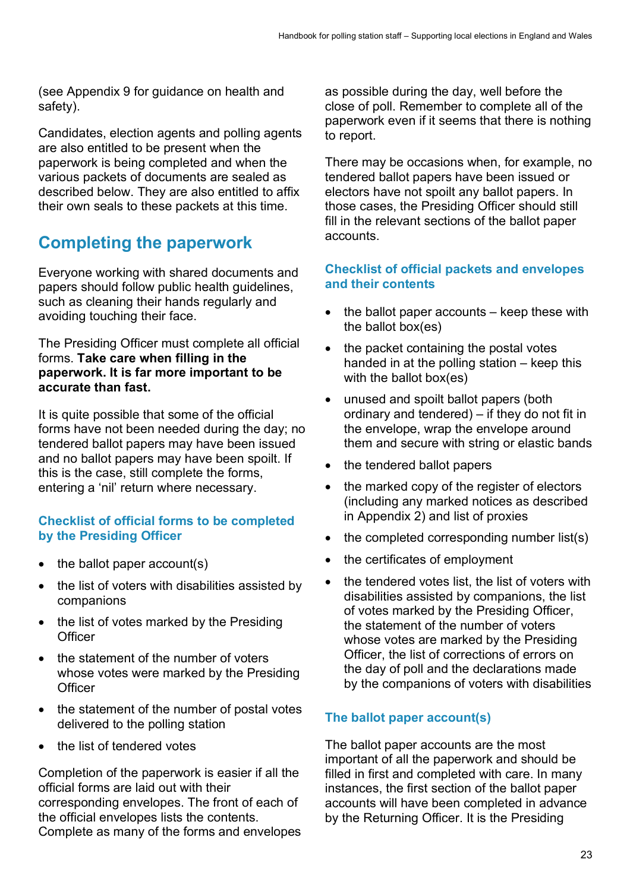(see Appendix 9 for guidance on health and safety).

Candidates, election agents and polling agents are also entitled to be present when the paperwork is being completed and when the various packets of documents are sealed as described below. They are also entitled to affix their own seals to these packets at this time.

## Completing the paperwork

Everyone working with shared documents and papers should follow public health guidelines, such as cleaning their hands regularly and avoiding touching their face.

The Presiding Officer must complete all official forms. **Take care when filling in the paperwork. It is far more important to be accurate than fast.**

It is quite possible that some of the official forms have not been needed during the day; no tendered ballot papers may have been issued and no ballot papers may have been spoilt. If this is the case, still complete the forms, entering a 'nil' return where necessary.

### Checklist of official forms to be completed by the Presiding Officer

- the ballot paper account(s)
- the list of voters with disabilities assisted by companions
- the list of votes marked by the Presiding Officer
- the statement of the number of voters whose votes were marked by the Presiding Officer
- the statement of the number of postal votes delivered to the polling station
- the list of tendered votes

Completion of the paperwork is easier if all the official forms are laid out with their corresponding envelopes. The front of each of the official envelopes lists the contents. Complete as many of the forms and envelopes as possible during the day, well before the close of poll. Remember to complete all of the paperwork even if it seems that there is nothing to report.

There may be occasions when, for example, no tendered ballot papers have been issued or electors have not spoilt any ballot papers. In those cases, the Presiding Officer should still fill in the relevant sections of the ballot paper accounts.

### Checklist of official packets and envelopes and their contents

- the ballot paper accounts – keep these with the ballot box(es)
- the packet containing the postal votes handed in at the polling station – keep this with the ballot box(es)
- unused and spoilt ballot papers (both ordinary and tendered) – if they do not fit in the envelope, wrap the envelope around them and secure with string or elastic bands
- the tendered ballot papers
- the marked copy of the register of electors (including any marked notices as described in Appendix 2) and list of proxies
- the completed corresponding number list(s)
- the certificates of employment
- the tendered votes list, the list of voters with disabilities assisted by companions, the list of votes marked by the Presiding Officer, the statement of the number of voters whose votes are marked by the Presiding Officer, the list of corrections of errors on the day of poll and the declarations made by the companions of voters with disabilities

### The ballot paper account(s)

The ballot paper accounts are the most important of all the paperwork and should be filled in first and completed with care. In many instances, the first section of the ballot paper accounts will have been completed in advance by the Returning Officer. It is the Presiding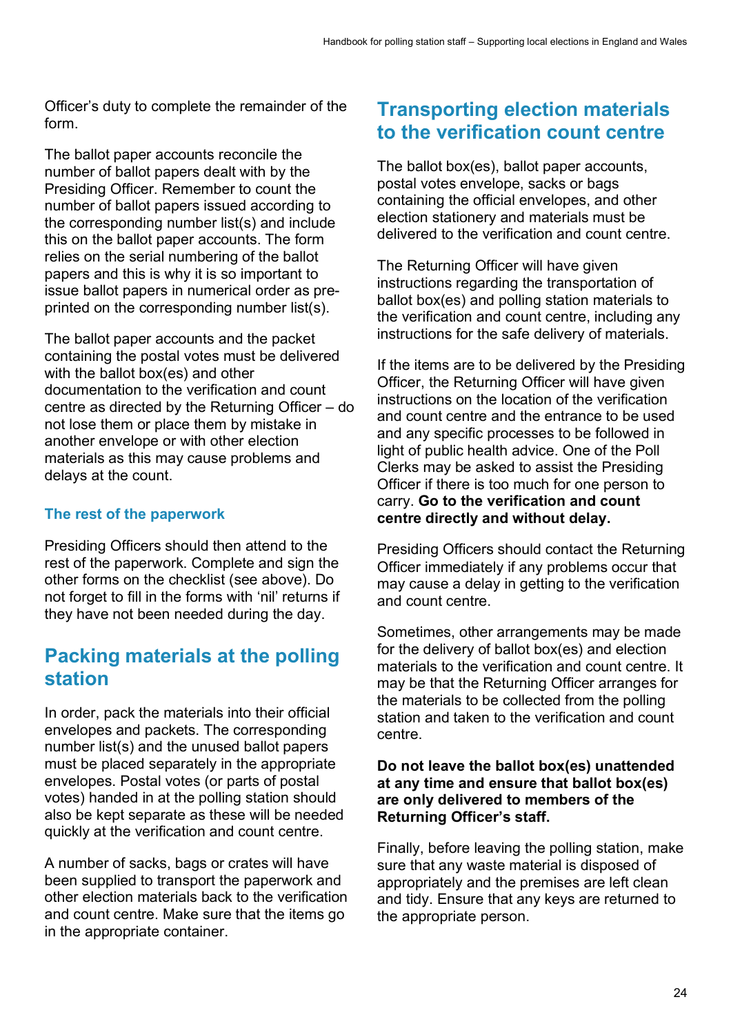Officer's duty to complete the remainder of the form.

The ballot paper accounts reconcile the number of ballot papers dealt with by the Presiding Officer. Remember to count the number of ballot papers issued according to the corresponding number list(s) and include this on the ballot paper accounts. The form relies on the serial numbering of the ballot papers and this is why it is so important to issue ballot papers in numerical order as pre-printed on the corresponding number list(s).

The ballot paper accounts and the packet containing the postal votes must be delivered with the ballot box(es) and other documentation to the verification and count centre as directed by the Returning Officer – do not lose them or place them by mistake in another envelope or with other election materials as this may cause problems and delays at the count.

### The rest of the paperwork

Presiding Officers should then attend to the rest of the paperwork. Complete and sign the other forms on the checklist (see above). Do not forget to fill in the forms with 'nil' returns if they have not been needed during the day.

## Packing materials at the polling station

In order, pack the materials into their official envelopes and packets. The corresponding number list(s) and the unused ballot papers must be placed separately in the appropriate envelopes. Postal votes (or parts of postal votes) handed in at the polling station should also be kept separate as these will be needed quickly at the verification and count centre.

A number of sacks, bags or crates will have been supplied to transport the paperwork and other election materials back to the verification and count centre. Make sure that the items go in the appropriate container.

## Transporting election materials to the verification count centre

The ballot box(es), ballot paper accounts, postal votes envelope, sacks or bags containing the official envelopes, and other election stationery and materials must be delivered to the verification and count centre.

The Returning Officer will have given instructions regarding the transportation of ballot box(es) and polling station materials to the verification and count centre, including any instructions for the safe delivery of materials.

If the items are to be delivered by the Presiding Officer, the Returning Officer will have given instructions on the location of the verification and count centre and the entrance to be used and any specific processes to be followed in light of public health advice. One of the Poll Clerks may be asked to assist the Presiding Officer if there is too much for one person to carry. **Go to the verification and count centre directly and without delay.**

Presiding Officers should contact the Returning Officer immediately if any problems occur that may cause a delay in getting to the verification and count centre.

Sometimes, other arrangements may be made for the delivery of ballot box(es) and election materials to the verification and count centre. It may be that the Returning Officer arranges for the materials to be collected from the polling station and taken to the verification and count centre.

**Do not leave the ballot box(es) unattended at any time and ensure that ballot box(es) are only delivered to members of the Returning Officer's staff.**

Finally, before leaving the polling station, make sure that any waste material is disposed of appropriately and the premises are left clean and tidy. Ensure that any keys are returned to the appropriate person.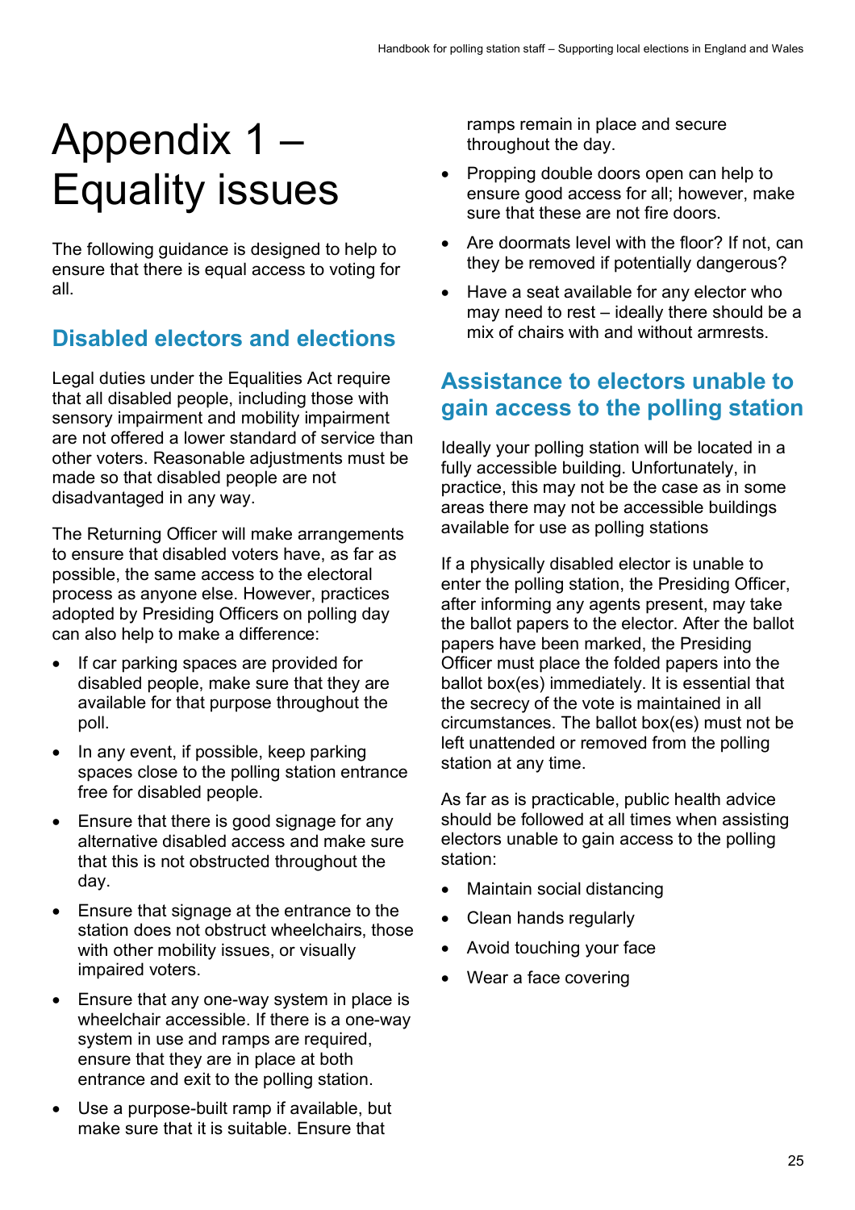# Appendix 1 – Equality issues

The following guidance is designed to help to ensure that there is equal access to voting for all.

## Disabled electors and elections

Legal duties under the Equalities Act require that all disabled people, including those with sensory impairment and mobility impairment are not offered a lower standard of service than other voters. Reasonable adjustments must be made so that disabled people are not disadvantaged in any way.

The Returning Officer will make arrangements to ensure that disabled voters have, as far as possible, the same access to the electoral process as anyone else. However, practices adopted by Presiding Officers on polling day can also help to make a difference:

- If car parking spaces are provided for disabled people, make sure that they are available for that purpose throughout the poll.
- In any event, if possible, keep parking spaces close to the polling station entrance free for disabled people.
- Ensure that there is good signage for any alternative disabled access and make sure that this is not obstructed throughout the day.
- Ensure that signage at the entrance to the station does not obstruct wheelchairs, those with other mobility issues, or visually impaired voters.
- Ensure that any one-way system in place is wheelchair accessible. If there is a one-way system in use and ramps are required, ensure that they are in place at both entrance and exit to the polling station.
- Use a purpose-built ramp if available, but make sure that it is suitable. Ensure that ramps remain in place and secure throughout the day.
- Propping double doors open can help to ensure good access for all; however, make sure that these are not fire doors.
- Are doormats level with the floor? If not, can they be removed if potentially dangerous?
- Have a seat available for any elector who may need to rest – ideally there should be a mix of chairs with and without armrests.

## Assistance to electors unable to gain access to the polling station

Ideally your polling station will be located in a fully accessible building. Unfortunately, in practice, this may not be the case as in some areas there may not be accessible buildings available for use as polling stations

If a physically disabled elector is unable to enter the polling station, the Presiding Officer, after informing any agents present, may take the ballot papers to the elector. After the ballot papers have been marked, the Presiding Officer must place the folded papers into the ballot box(es) immediately. It is essential that the secrecy of the vote is maintained in all circumstances. The ballot box(es) must not be left unattended or removed from the polling station at any time.

As far as is practicable, public health advice should be followed at all times when assisting electors unable to gain access to the polling station:

- Maintain social distancing
- Clean hands regularly
- Avoid touching your face
- Wear a face covering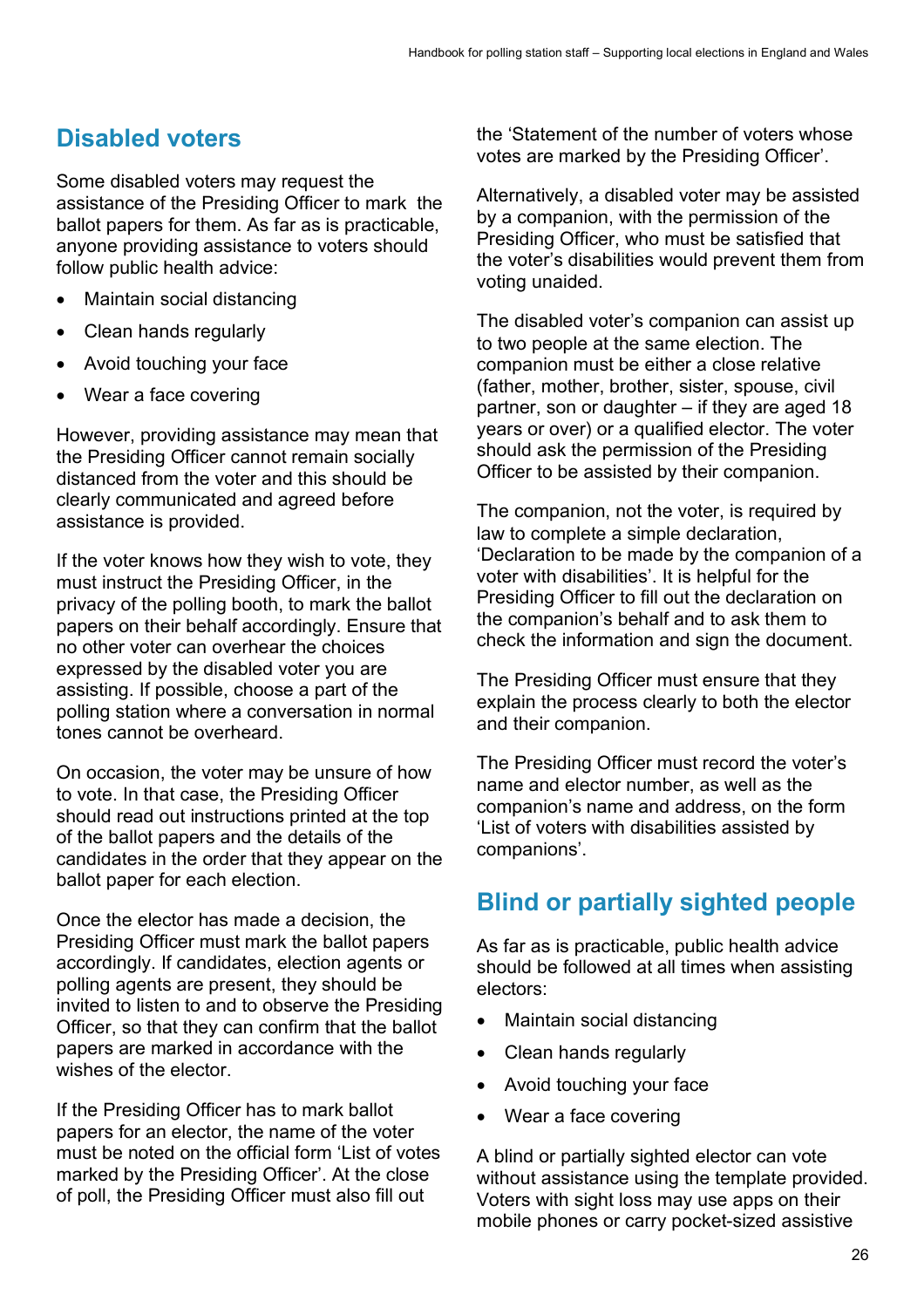## Disabled voters

Some disabled voters may request the assistance of the Presiding Officer to mark the ballot papers for them. As far as is practicable, anyone providing assistance to voters should follow public health advice:

- Maintain social distancing
- Clean hands regularly
- Avoid touching your face
- Wear a face covering

However, providing assistance may mean that the Presiding Officer cannot remain socially distanced from the voter and this should be clearly communicated and agreed before assistance is provided.

If the voter knows how they wish to vote, they must instruct the Presiding Officer, in the privacy of the polling booth, to mark the ballot papers on their behalf accordingly. Ensure that no other voter can overhear the choices expressed by the disabled voter you are assisting. If possible, choose a part of the polling station where a conversation in normal tones cannot be overheard.

On occasion, the voter may be unsure of how to vote. In that case, the Presiding Officer should read out instructions printed at the top of the ballot papers and the details of the candidates in the order that they appear on the ballot paper for each election.

Once the elector has made a decision, the Presiding Officer must mark the ballot papers accordingly. If candidates, election agents or polling agents are present, they should be invited to listen to and to observe the Presiding Officer, so that they can confirm that the ballot papers are marked in accordance with the wishes of the elector.

If the Presiding Officer has to mark ballot papers for an elector, the name of the voter must be noted on the official form 'List of votes marked by the Presiding Officer'. At the close of poll, the Presiding Officer must also fill out the 'Statement of the number of voters whose votes are marked by the Presiding Officer'.

Alternatively, a disabled voter may be assisted by a companion, with the permission of the Presiding Officer, who must be satisfied that the voter's disabilities would prevent them from voting unaided.

The disabled voter's companion can assist up to two people at the same election. The companion must be either a close relative (father, mother, brother, sister, spouse, civil partner, son or daughter – if they are aged 18 years or over) or a qualified elector. The voter should ask the permission of the Presiding Officer to be assisted by their companion.

The companion, not the voter, is required by law to complete a simple declaration, 'Declaration to be made by the companion of a voter with disabilities'. It is helpful for the Presiding Officer to fill out the declaration on the companion's behalf and to ask them to check the information and sign the document.

The Presiding Officer must ensure that they explain the process clearly to both the elector and their companion.

The Presiding Officer must record the voter's name and elector number, as well as the companion's name and address, on the form 'List of voters with disabilities assisted by companions'.

## Blind or partially sighted people

As far as is practicable, public health advice should be followed at all times when assisting electors:

- Maintain social distancing
- Clean hands regularly
- Avoid touching your face
- Wear a face covering

A blind or partially sighted elector can vote without assistance using the template provided. Voters with sight loss may use apps on their mobile phones or carry pocket-sized assistive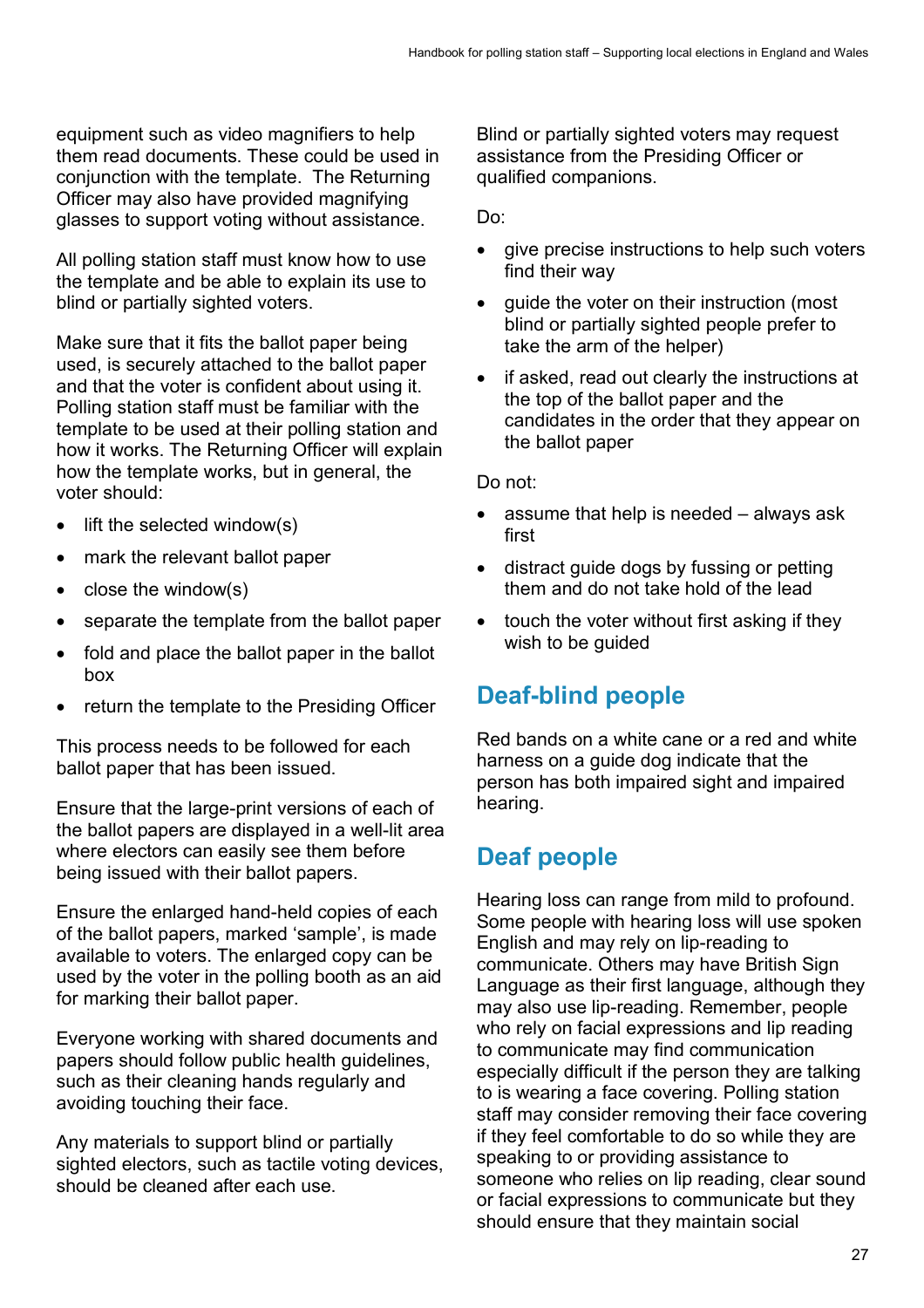equipment such as video magnifiers to help them read documents. These could be used in conjunction with the template. The Returning Officer may also have provided magnifying glasses to support voting without assistance.

All polling station staff must know how to use the template and be able to explain its use to blind or partially sighted voters.

Make sure that it fits the ballot paper being used, is securely attached to the ballot paper and that the voter is confident about using it. Polling station staff must be familiar with the template to be used at their polling station and how it works. The Returning Officer will explain how the template works, but in general, the voter should:

- lift the selected window(s)
- mark the relevant ballot paper
- close the window(s)
- separate the template from the ballot paper
- fold and place the ballot paper in the ballot box
- return the template to the Presiding Officer

This process needs to be followed for each ballot paper that has been issued.

Ensure that the large-print versions of each of the ballot papers are displayed in a well-lit area where electors can easily see them before being issued with their ballot papers.

Ensure the enlarged hand-held copies of each of the ballot papers, marked 'sample', is made available to voters. The enlarged copy can be used by the voter in the polling booth as an aid for marking their ballot paper.

Everyone working with shared documents and papers should follow public health guidelines, such as their cleaning hands regularly and avoiding touching their face.

Any materials to support blind or partially sighted electors, such as tactile voting devices, should be cleaned after each use.

Blind or partially sighted voters may request assistance from the Presiding Officer or qualified companions.

Do:

- give precise instructions to help such voters find their way
- guide the voter on their instruction (most blind or partially sighted people prefer to take the arm of the helper)
- if asked, read out clearly the instructions at the top of the ballot paper and the candidates in the order that they appear on the ballot paper

Do not:

- assume that help is needed – always ask first
- distract guide dogs by fussing or petting them and do not take hold of the lead
- touch the voter without first asking if they wish to be guided

## Deaf-blind people

Red bands on a white cane or a red and white harness on a guide dog indicate that the person has both impaired sight and impaired hearing.

## Deaf people

Hearing loss can range from mild to profound. Some people with hearing loss will use spoken English and may rely on lip-reading to communicate. Others may have British Sign Language as their first language, although they may also use lip-reading. Remember, people who rely on facial expressions and lip reading to communicate may find communication especially difficult if the person they are talking to is wearing a face covering. Polling station staff may consider removing their face covering if they feel comfortable to do so while they are speaking to or providing assistance to someone who relies on lip reading, clear sound or facial expressions to communicate but they should ensure that they maintain social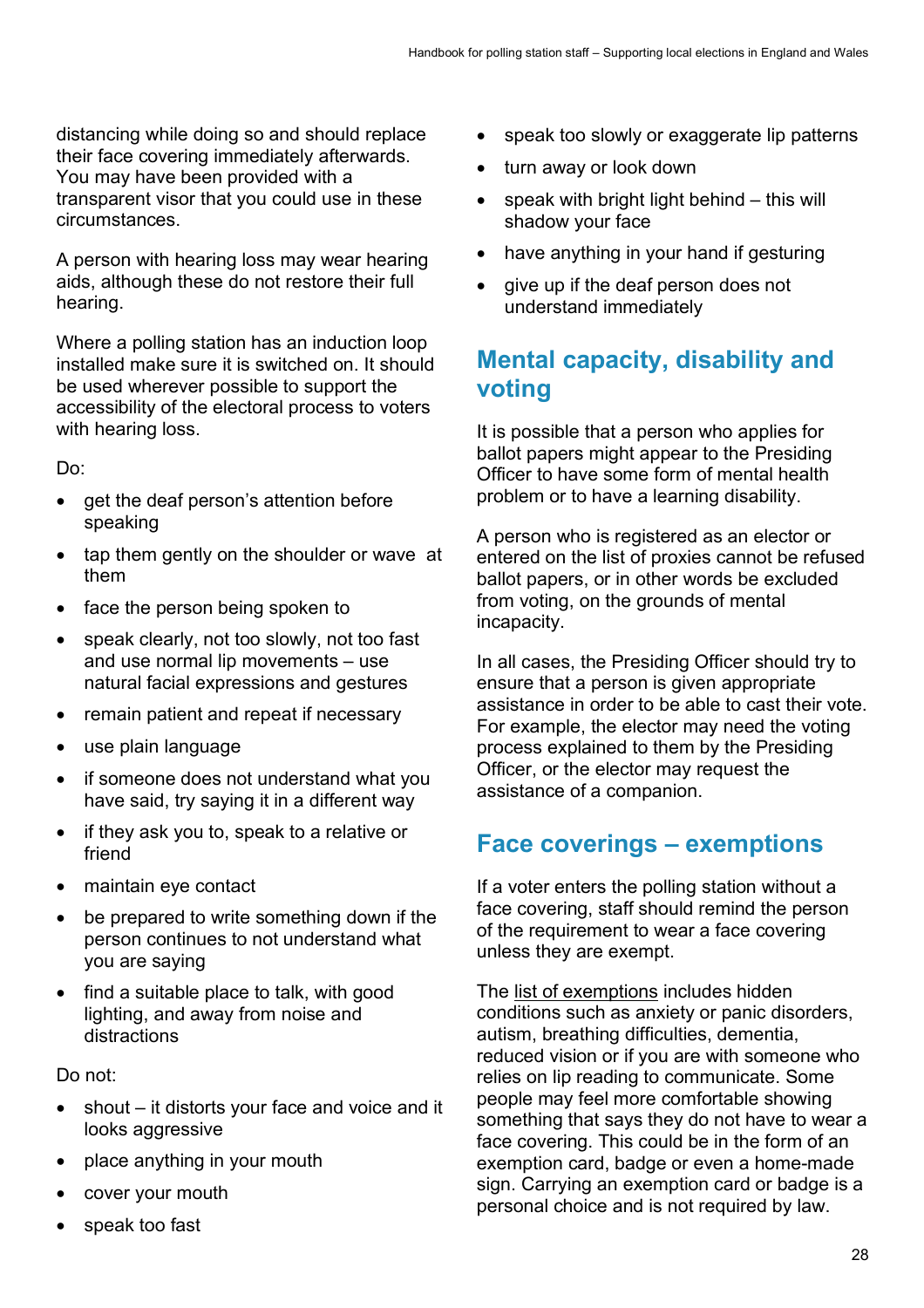distancing while doing so and should replace their face covering immediately afterwards. You may have been provided with a transparent visor that you could use in these circumstances.

A person with hearing loss may wear hearing aids, although these do not restore their full hearing.

Where a polling station has an induction loop installed make sure it is switched on. It should be used wherever possible to support the accessibility of the electoral process to voters with hearing loss.

Do:

- get the deaf person's attention before speaking
- tap them gently on the shoulder or wave at them
- face the person being spoken to
- speak clearly, not too slowly, not too fast and use normal lip movements – use natural facial expressions and gestures
- remain patient and repeat if necessary
- use plain language
- if someone does not understand what you have said, try saying it in a different way
- if they ask you to, speak to a relative or friend
- maintain eye contact
- be prepared to write something down if the person continues to not understand what you are saying
- find a suitable place to talk, with good lighting, and away from noise and distractions

Do not:

- shout – it distorts your face and voice and it looks aggressive
- place anything in your mouth
- cover your mouth
- speak too fast
- speak too slowly or exaggerate lip patterns
- turn away or look down
- speak with bright light behind – this will shadow your face
- have anything in your hand if gesturing
- give up if the deaf person does not understand immediately

## Mental capacity, disability and voting

It is possible that a person who applies for ballot papers might appear to the Presiding Officer to have some form of mental health problem or to have a learning disability.

A person who is registered as an elector or entered on the list of proxies cannot be refused ballot papers, or in other words be excluded from voting, on the grounds of mental incapacity.

In all cases, the Presiding Officer should try to ensure that a person is given appropriate assistance in order to be able to cast their vote. For example, the elector may need the voting process explained to them by the Presiding Officer, or the elector may request the assistance of a companion.

## Face coverings – exemptions

If a voter enters the polling station without a face covering, staff should remind the person of the requirement to wear a face covering unless they are exempt.

The list of exemptions includes hidden conditions such as anxiety or panic disorders, autism, breathing difficulties, dementia, reduced vision or if you are with someone who relies on lip reading to communicate. Some people may feel more comfortable showing something that says they do not have to wear a face covering. This could be in the form of an exemption card, badge or even a home-made sign. Carrying an exemption card or badge is a personal choice and is not required by law.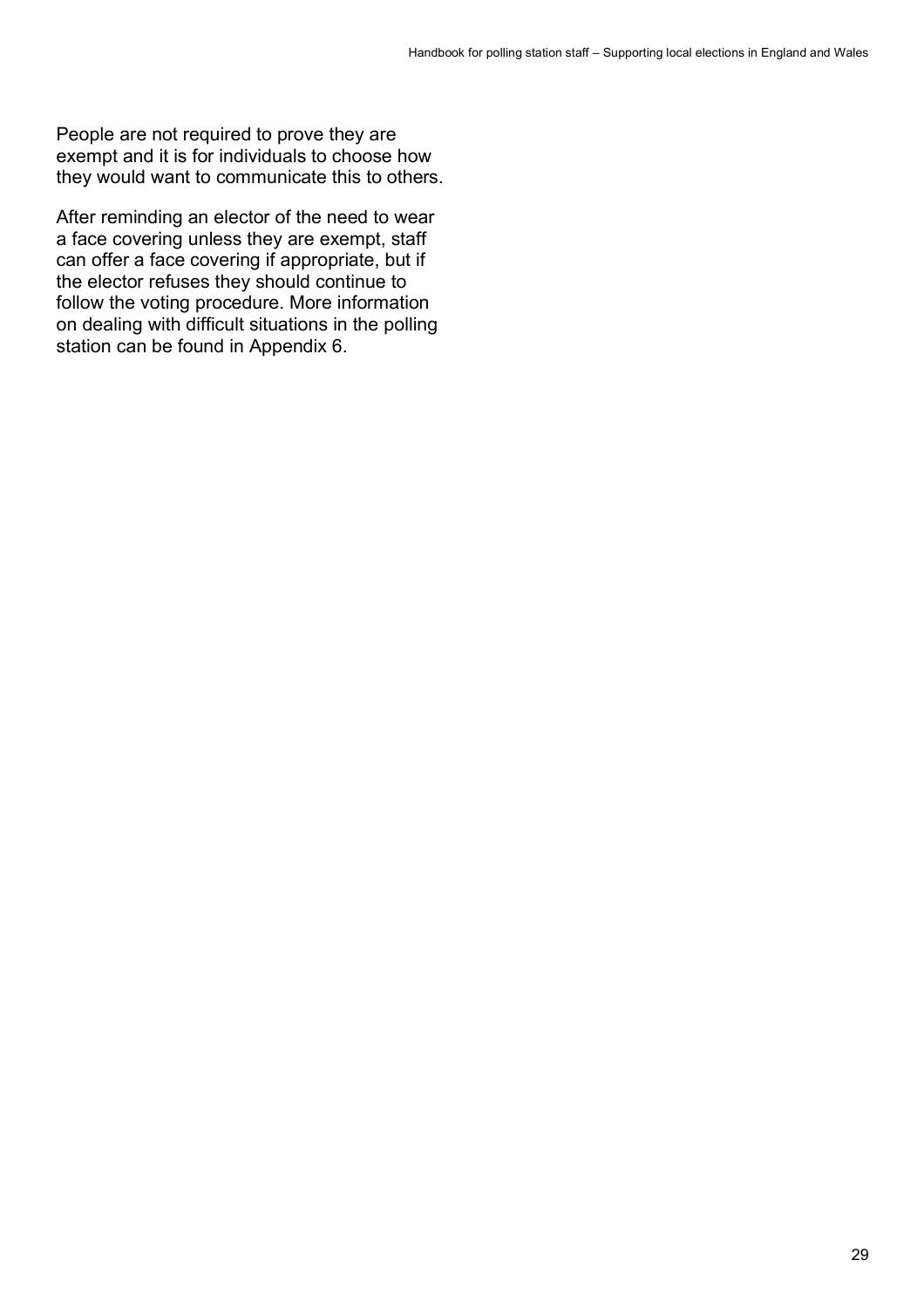People are not required to prove they are exempt and it is for individuals to choose how they would want to communicate this to others.

After reminding an elector of the need to wear a face covering unless they are exempt, staff can offer a face covering if appropriate, but if the elector refuses they should continue to follow the voting procedure. More information on dealing with difficult situations in the polling station can be found in Appendix 6.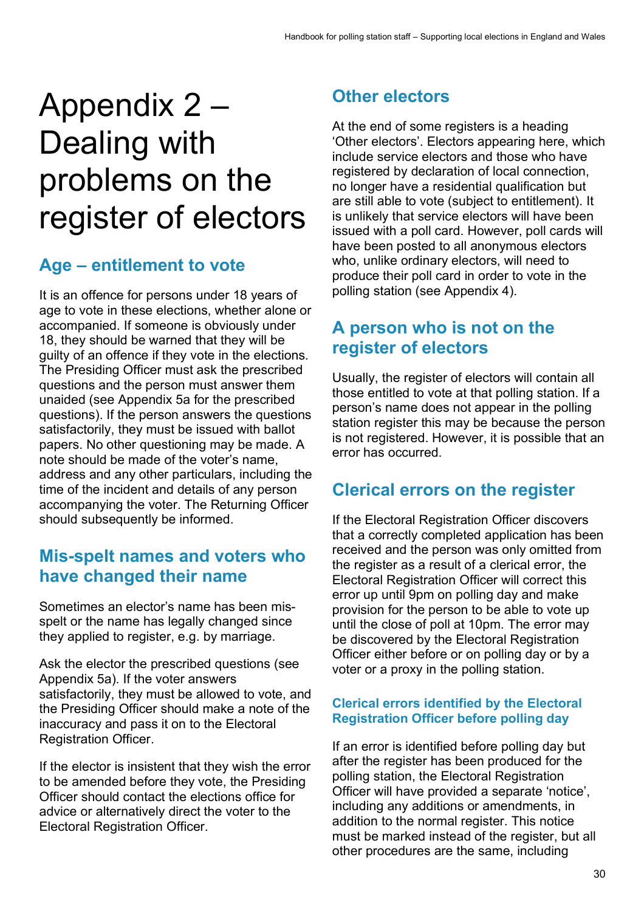# Appendix 2 – Dealing with problems on the register of electors

## Age – entitlement to vote

It is an offence for persons under 18 years of age to vote in these elections, whether alone or accompanied. If someone is obviously under 18, they should be warned that they will be guilty of an offence if they vote in the elections. The Presiding Officer must ask the prescribed questions and the person must answer them unaided (see Appendix 5a for the prescribed questions). If the person answers the questions satisfactorily, they must be issued with ballot papers. No other questioning may be made. A note should be made of the voter's name, address and any other particulars, including the time of the incident and details of any person accompanying the voter. The Returning Officer should subsequently be informed.

## Mis-spelt names and voters who have changed their name

Sometimes an elector's name has been mis-spelt or the name has legally changed since they applied to register, e.g. by marriage.

Ask the elector the prescribed questions (see Appendix 5a). If the voter answers satisfactorily, they must be allowed to vote, and the Presiding Officer should make a note of the inaccuracy and pass it on to the Electoral Registration Officer.

If the elector is insistent that they wish the error to be amended before they vote, the Presiding Officer should contact the elections office for advice or alternatively direct the voter to the Electoral Registration Officer.

## Other electors

At the end of some registers is a heading 'Other electors'. Electors appearing here, which include service electors and those who have registered by declaration of local connection, no longer have a residential qualification but are still able to vote (subject to entitlement). It is unlikely that service electors will have been issued with a poll card. However, poll cards will have been posted to all anonymous electors who, unlike ordinary electors, will need to produce their poll card in order to vote in the polling station (see Appendix 4).

## A person who is not on the register of electors

Usually, the register of electors will contain all those entitled to vote at that polling station. If a person's name does not appear in the polling station register this may be because the person is not registered. However, it is possible that an error has occurred.

## Clerical errors on the register

If the Electoral Registration Officer discovers that a correctly completed application has been received and the person was only omitted from the register as a result of a clerical error, the Electoral Registration Officer will correct this error up until 9pm on polling day and make provision for the person to be able to vote up until the close of poll at 10pm. The error may be discovered by the Electoral Registration Officer either before or on polling day or by a voter or a proxy in the polling station.

### Clerical errors identified by the Electoral Registration Officer before polling day

If an error is identified before polling day but after the register has been produced for the polling station, the Electoral Registration Officer will have provided a separate 'notice', including any additions or amendments, in addition to the normal register. This notice must be marked instead of the register, but all other procedures are the same, including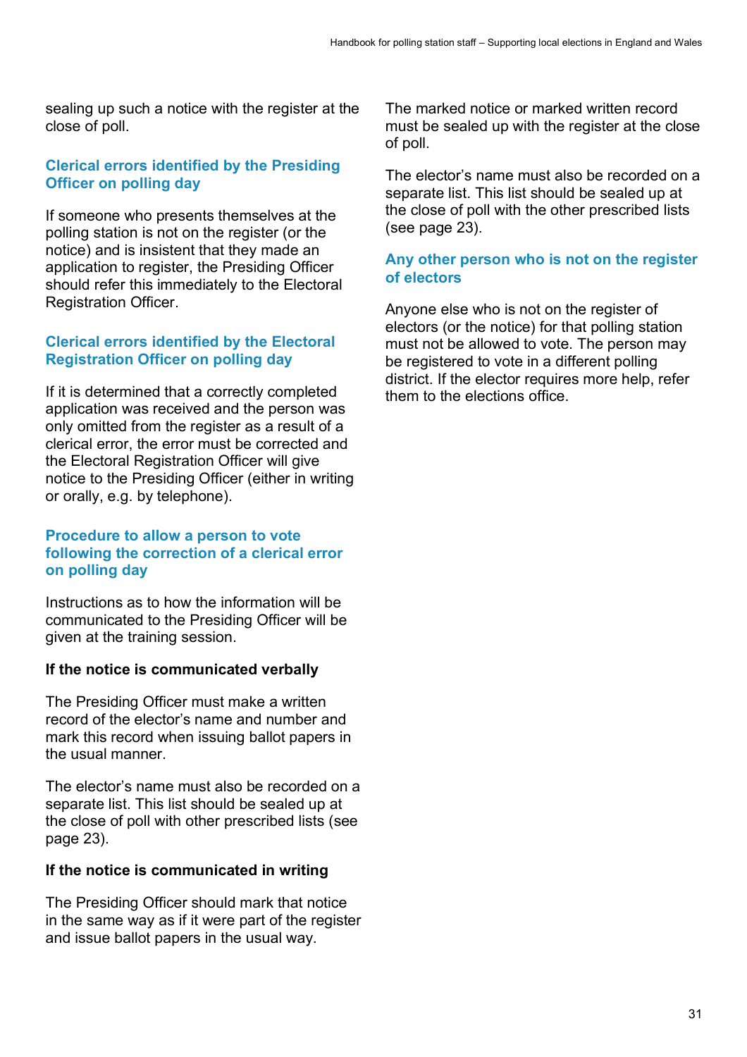sealing up such a notice with the register at the close of poll.

## Clerical errors identified by the Presiding Officer on polling day

If someone who presents themselves at the polling station is not on the register (or the notice) and is insistent that they made an application to register, the Presiding Officer should refer this immediately to the Electoral Registration Officer.

## Clerical errors identified by the Electoral Registration Officer on polling day

If it is determined that a correctly completed application was received and the person was only omitted from the register as a result of a clerical error, the error must be corrected and the Electoral Registration Officer will give notice to the Presiding Officer (either in writing or orally, e.g. by telephone).

## Procedure to allow a person to vote following the correction of a clerical error on polling day

Instructions as to how the information will be communicated to the Presiding Officer will be given at the training session.

**If the notice is communicated verbally**

The Presiding Officer must make a written record of the elector's name and number and mark this record when issuing ballot papers in the usual manner.

The elector's name must also be recorded on a separate list. This list should be sealed up at the close of poll with other prescribed lists (see page 23).

**If the notice is communicated in writing**

The Presiding Officer should mark that notice in the same way as if it were part of the register and issue ballot papers in the usual way.

The marked notice or marked written record must be sealed up with the register at the close of poll.

The elector's name must also be recorded on a separate list. This list should be sealed up at the close of poll with the other prescribed lists (see page 23).

## Any other person who is not on the register of electors

Anyone else who is not on the register of electors (or the notice) for that polling station must not be allowed to vote. The person may be registered to vote in a different polling district. If the elector requires more help, refer them to the elections office.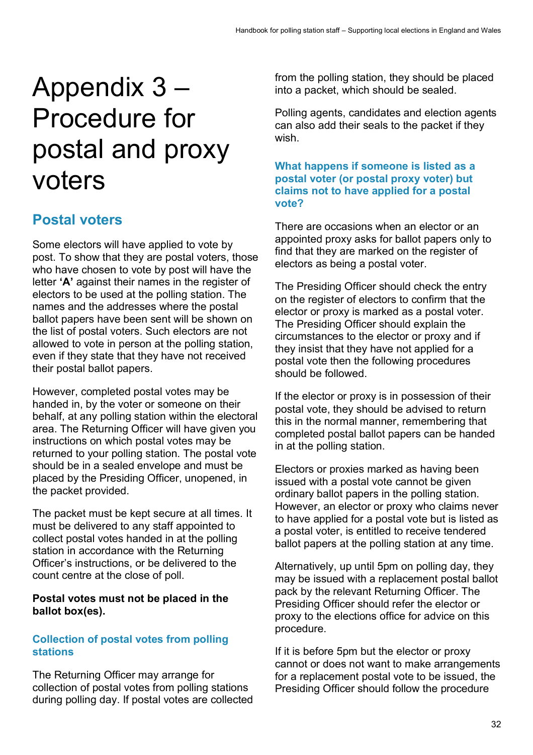# Appendix 3 – Procedure for postal and proxy voters

## Postal voters

Some electors will have applied to vote by post. To show that they are postal voters, those who have chosen to vote by post will have the letter **'A'** against their names in the register of electors to be used at the polling station. The names and the addresses where the postal ballot papers have been sent will be shown on the list of postal voters. Such electors are not allowed to vote in person at the polling station, even if they state that they have not received their postal ballot papers.

However, completed postal votes may be handed in, by the voter or someone on their behalf, at any polling station within the electoral area. The Returning Officer will have given you instructions on which postal votes may be returned to your polling station. The postal vote should be in a sealed envelope and must be placed by the Presiding Officer, unopened, in the packet provided.

The packet must be kept secure at all times. It must be delivered to any staff appointed to collect postal votes handed in at the polling station in accordance with the Returning Officer's instructions, or be delivered to the count centre at the close of poll.

**Postal votes must not be placed in the ballot box(es).**

### Collection of postal votes from polling stations

The Returning Officer may arrange for collection of postal votes from polling stations during polling day. If postal votes are collected from the polling station, they should be placed into a packet, which should be sealed.

Polling agents, candidates and election agents can also add their seals to the packet if they wish.

### What happens if someone is listed as a postal voter (or postal proxy voter) but claims not to have applied for a postal vote?

There are occasions when an elector or an appointed proxy asks for ballot papers only to find that they are marked on the register of electors as being a postal voter.

The Presiding Officer should check the entry on the register of electors to confirm that the elector or proxy is marked as a postal voter. The Presiding Officer should explain the circumstances to the elector or proxy and if they insist that they have not applied for a postal vote then the following procedures should be followed.

If the elector or proxy is in possession of their postal vote, they should be advised to return this in the normal manner, remembering that completed postal ballot papers can be handed in at the polling station.

Electors or proxies marked as having been issued with a postal vote cannot be given ordinary ballot papers in the polling station. However, an elector or proxy who claims never to have applied for a postal vote but is listed as a postal voter, is entitled to receive tendered ballot papers at the polling station at any time.

Alternatively, up until 5pm on polling day, they may be issued with a replacement postal ballot pack by the relevant Returning Officer. The Presiding Officer should refer the elector or proxy to the elections office for advice on this procedure.

If it is before 5pm but the elector or proxy cannot or does not want to make arrangements for a replacement postal vote to be issued, the Presiding Officer should follow the procedure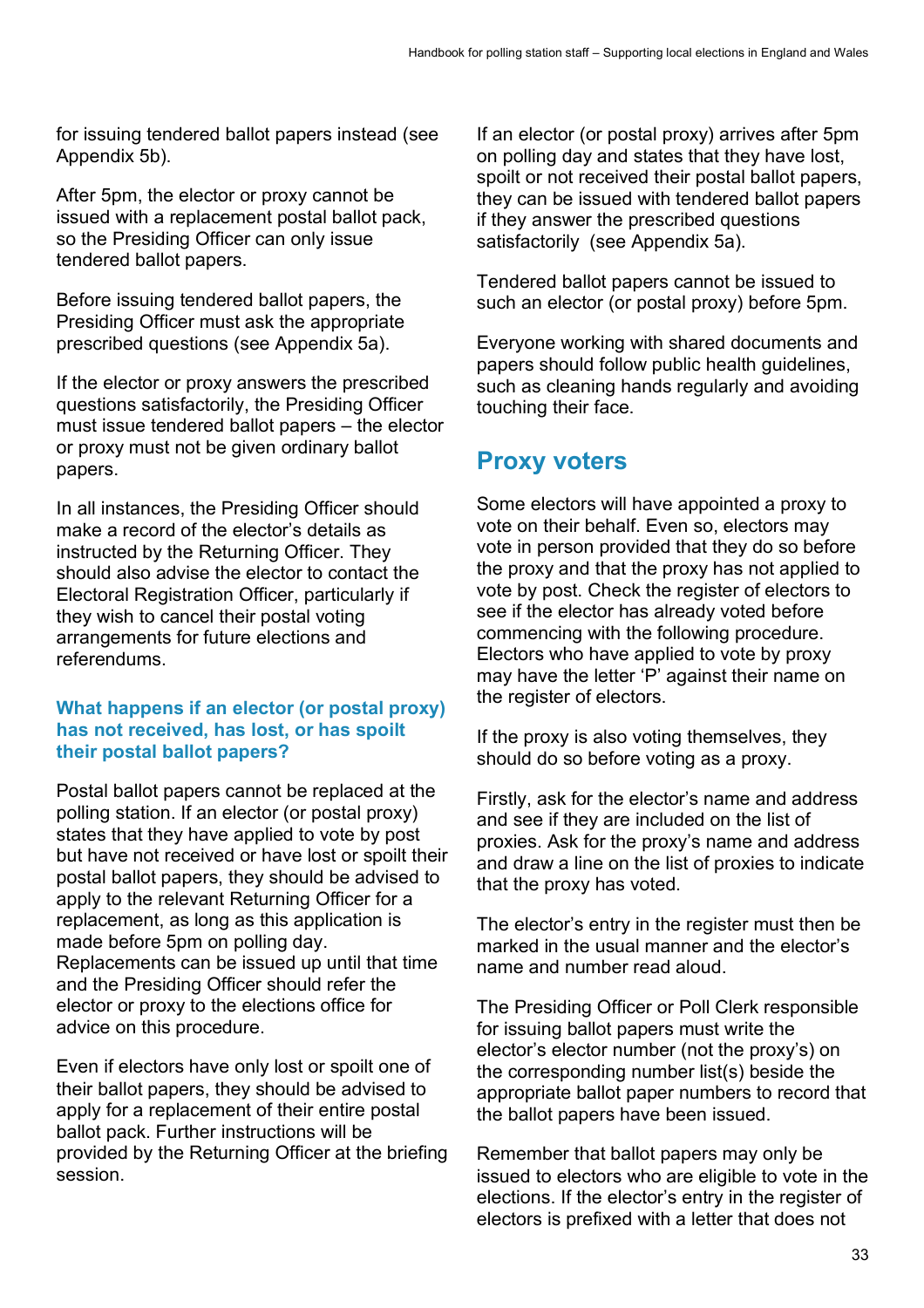for issuing tendered ballot papers instead (see Appendix 5b).

After 5pm, the elector or proxy cannot be issued with a replacement postal ballot pack, so the Presiding Officer can only issue tendered ballot papers.

Before issuing tendered ballot papers, the Presiding Officer must ask the appropriate prescribed questions (see Appendix 5a).

If the elector or proxy answers the prescribed questions satisfactorily, the Presiding Officer must issue tendered ballot papers – the elector or proxy must not be given ordinary ballot papers.

In all instances, the Presiding Officer should make a record of the elector's details as instructed by the Returning Officer. They should also advise the elector to contact the Electoral Registration Officer, particularly if they wish to cancel their postal voting arrangements for future elections and referendums.

### What happens if an elector (or postal proxy) has not received, has lost, or has spoilt their postal ballot papers?

Postal ballot papers cannot be replaced at the polling station. If an elector (or postal proxy) states that they have applied to vote by post but have not received or have lost or spoilt their postal ballot papers, they should be advised to apply to the relevant Returning Officer for a replacement, as long as this application is made before 5pm on polling day. Replacements can be issued up until that time and the Presiding Officer should refer the elector or proxy to the elections office for advice on this procedure.

Even if electors have only lost or spoilt one of their ballot papers, they should be advised to apply for a replacement of their entire postal ballot pack. Further instructions will be provided by the Returning Officer at the briefing session.

If an elector (or postal proxy) arrives after 5pm on polling day and states that they have lost, spoilt or not received their postal ballot papers, they can be issued with tendered ballot papers if they answer the prescribed questions satisfactorily (see Appendix 5a).

Tendered ballot papers cannot be issued to such an elector (or postal proxy) before 5pm.

Everyone working with shared documents and papers should follow public health guidelines, such as cleaning hands regularly and avoiding touching their face.

## Proxy voters

Some electors will have appointed a proxy to vote on their behalf. Even so, electors may vote in person provided that they do so before the proxy and that the proxy has not applied to vote by post. Check the register of electors to see if the elector has already voted before commencing with the following procedure. Electors who have applied to vote by proxy may have the letter 'P' against their name on the register of electors.

If the proxy is also voting themselves, they should do so before voting as a proxy.

Firstly, ask for the elector's name and address and see if they are included on the list of proxies. Ask for the proxy's name and address and draw a line on the list of proxies to indicate that the proxy has voted.

The elector's entry in the register must then be marked in the usual manner and the elector's name and number read aloud.

The Presiding Officer or Poll Clerk responsible for issuing ballot papers must write the elector's elector number (not the proxy's) on the corresponding number list(s) beside the appropriate ballot paper numbers to record that the ballot papers have been issued.

Remember that ballot papers may only be issued to electors who are eligible to vote in the elections. If the elector's entry in the register of electors is prefixed with a letter that does not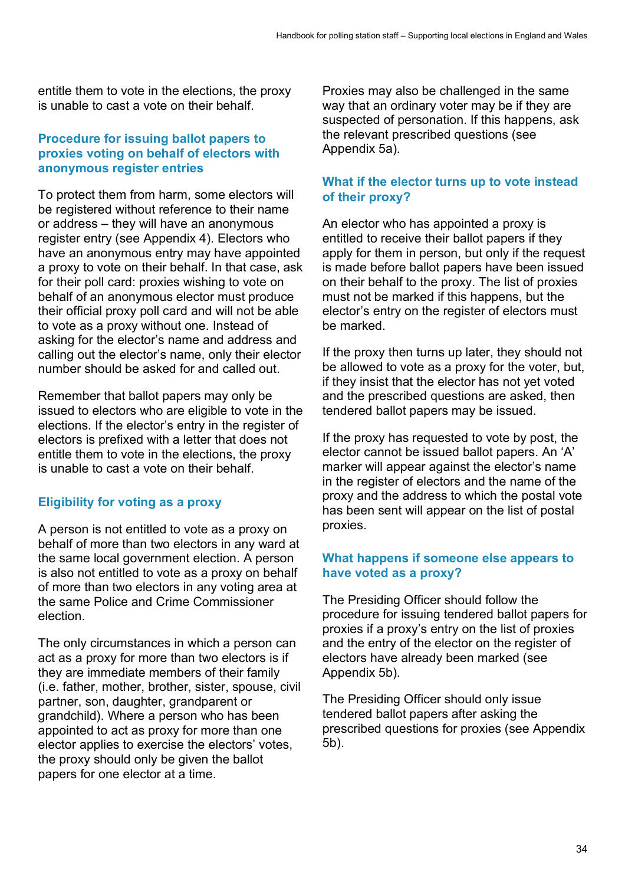entitle them to vote in the elections, the proxy is unable to cast a vote on their behalf.

### Procedure for issuing ballot papers to proxies voting on behalf of electors with anonymous register entries

To protect them from harm, some electors will be registered without reference to their name or address – they will have an anonymous register entry (see Appendix 4). Electors who have an anonymous entry may have appointed a proxy to vote on their behalf. In that case, ask for their poll card: proxies wishing to vote on behalf of an anonymous elector must produce their official proxy poll card and will not be able to vote as a proxy without one. Instead of asking for the elector's name and address and calling out the elector's name, only their elector number should be asked for and called out.

Remember that ballot papers may only be issued to electors who are eligible to vote in the elections. If the elector's entry in the register of electors is prefixed with a letter that does not entitle them to vote in the elections, the proxy is unable to cast a vote on their behalf.

### Eligibility for voting as a proxy

A person is not entitled to vote as a proxy on behalf of more than two electors in any ward at the same local government election. A person is also not entitled to vote as a proxy on behalf of more than two electors in any voting area at the same Police and Crime Commissioner election.

The only circumstances in which a person can act as a proxy for more than two electors is if they are immediate members of their family (i.e. father, mother, brother, sister, spouse, civil partner, son, daughter, grandparent or grandchild). Where a person who has been appointed to act as proxy for more than one elector applies to exercise the electors' votes, the proxy should only be given the ballot papers for one elector at a time.

Proxies may also be challenged in the same way that an ordinary voter may be if they are suspected of personation. If this happens, ask the relevant prescribed questions (see Appendix 5a).

### What if the elector turns up to vote instead of their proxy?

An elector who has appointed a proxy is entitled to receive their ballot papers if they apply for them in person, but only if the request is made before ballot papers have been issued on their behalf to the proxy. The list of proxies must not be marked if this happens, but the elector's entry on the register of electors must be marked.

If the proxy then turns up later, they should not be allowed to vote as a proxy for the voter, but, if they insist that the elector has not yet voted and the prescribed questions are asked, then tendered ballot papers may be issued.

If the proxy has requested to vote by post, the elector cannot be issued ballot papers. An 'A' marker will appear against the elector's name in the register of electors and the name of the proxy and the address to which the postal vote has been sent will appear on the list of postal proxies.

### What happens if someone else appears to have voted as a proxy?

The Presiding Officer should follow the procedure for issuing tendered ballot papers for proxies if a proxy's entry on the list of proxies and the entry of the elector on the register of electors have already been marked (see Appendix 5b).

The Presiding Officer should only issue tendered ballot papers after asking the prescribed questions for proxies (see Appendix 5b).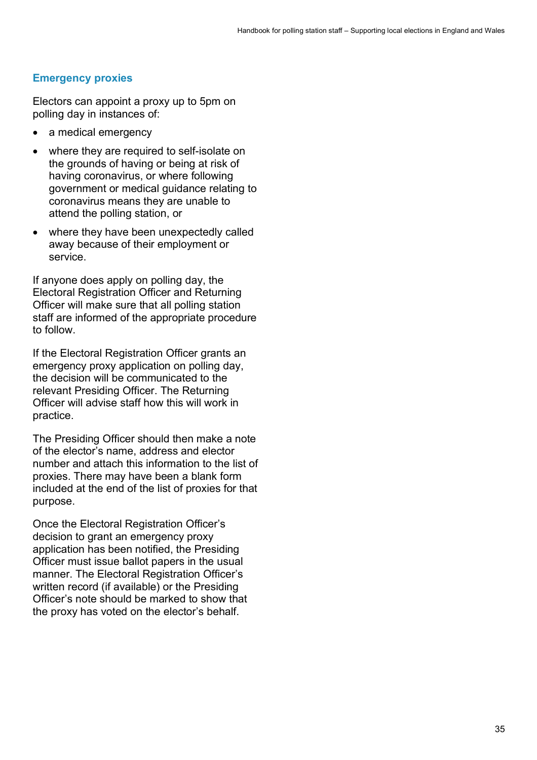## Emergency proxies

Electors can appoint a proxy up to 5pm on polling day in instances of:

- a medical emergency
- where they are required to self-isolate on the grounds of having or being at risk of having coronavirus, or where following government or medical guidance relating to coronavirus means they are unable to attend the polling station, or
- where they have been unexpectedly called away because of their employment or service.

If anyone does apply on polling day, the Electoral Registration Officer and Returning Officer will make sure that all polling station staff are informed of the appropriate procedure to follow.

If the Electoral Registration Officer grants an emergency proxy application on polling day, the decision will be communicated to the relevant Presiding Officer. The Returning Officer will advise staff how this will work in practice.

The Presiding Officer should then make a note of the elector's name, address and elector number and attach this information to the list of proxies. There may have been a blank form included at the end of the list of proxies for that purpose.

Once the Electoral Registration Officer's decision to grant an emergency proxy application has been notified, the Presiding Officer must issue ballot papers in the usual manner. The Electoral Registration Officer's written record (if available) or the Presiding Officer's note should be marked to show that the proxy has voted on the elector's behalf.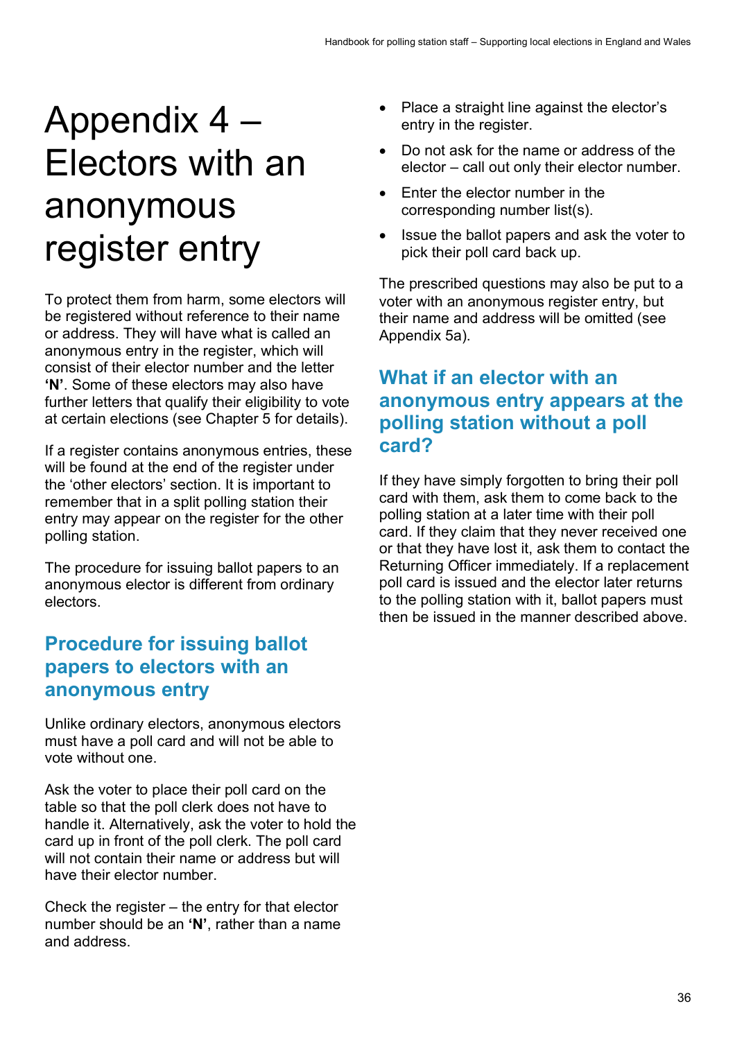# Appendix 4 – Electors with an anonymous register entry

To protect them from harm, some electors will be registered without reference to their name or address. They will have what is called an anonymous entry in the register, which will consist of their elector number and the letter **'N'**. Some of these electors may also have further letters that qualify their eligibility to vote at certain elections (see Chapter 5 for details).

If a register contains anonymous entries, these will be found at the end of the register under the 'other electors' section. It is important to remember that in a split polling station their entry may appear on the register for the other polling station.

The procedure for issuing ballot papers to an anonymous elector is different from ordinary electors.

## Procedure for issuing ballot papers to electors with an anonymous entry

Unlike ordinary electors, anonymous electors must have a poll card and will not be able to vote without one.

Ask the voter to place their poll card on the table so that the poll clerk does not have to handle it. Alternatively, ask the voter to hold the card up in front of the poll clerk. The poll card will not contain their name or address but will have their elector number.

Check the register – the entry for that elector number should be an **'N'**, rather than a name and address.

- Place a straight line against the elector's entry in the register.
- Do not ask for the name or address of the elector – call out only their elector number.
- Enter the elector number in the corresponding number list(s).
- Issue the ballot papers and ask the voter to pick their poll card back up.

The prescribed questions may also be put to a voter with an anonymous register entry, but their name and address will be omitted (see Appendix 5a).

## What if an elector with an anonymous entry appears at the polling station without a poll card?

If they have simply forgotten to bring their poll card with them, ask them to come back to the polling station at a later time with their poll card. If they claim that they never received one or that they have lost it, ask them to contact the Returning Officer immediately. If a replacement poll card is issued and the elector later returns to the polling station with it, ballot papers must then be issued in the manner described above.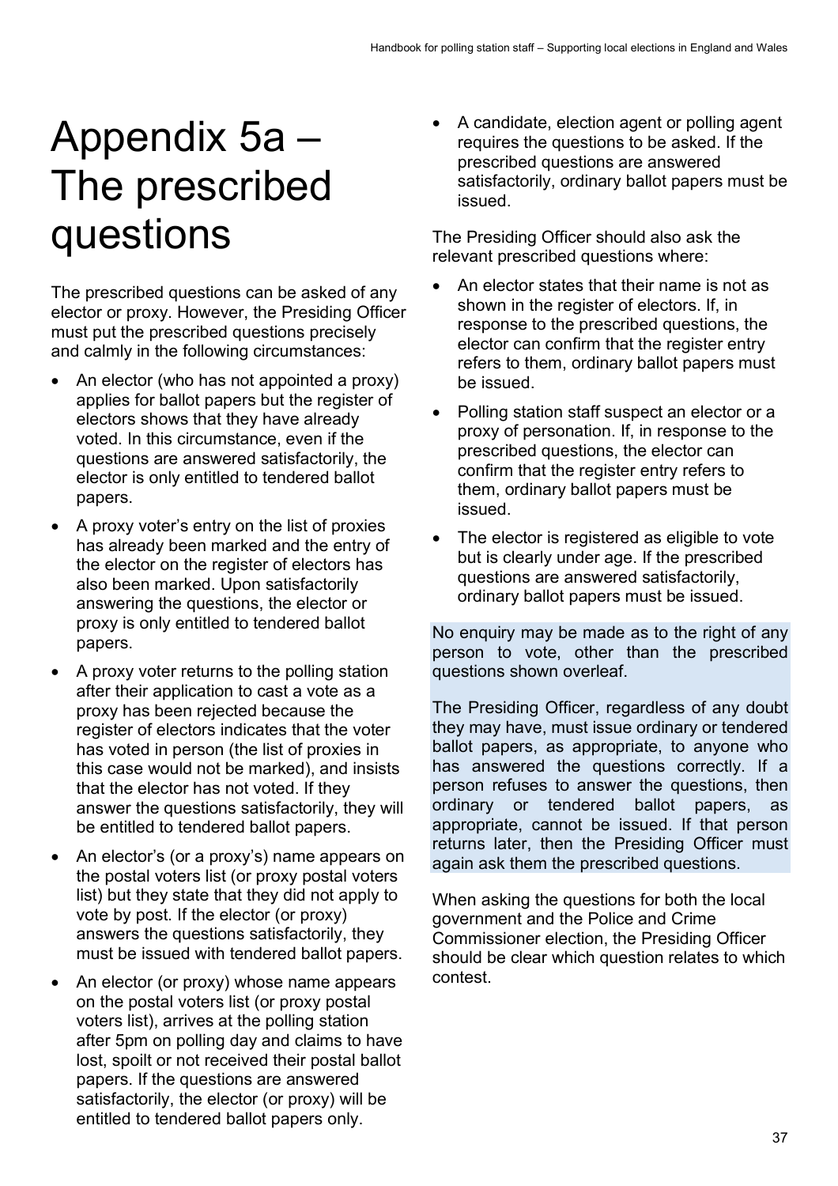# Appendix 5a – The prescribed questions

The prescribed questions can be asked of any elector or proxy. However, the Presiding Officer must put the prescribed questions precisely and calmly in the following circumstances:

- An elector (who has not appointed a proxy) applies for ballot papers but the register of electors shows that they have already voted. In this circumstance, even if the questions are answered satisfactorily, the elector is only entitled to tendered ballot papers.
- A proxy voter's entry on the list of proxies has already been marked and the entry of the elector on the register of electors has also been marked. Upon satisfactorily answering the questions, the elector or proxy is only entitled to tendered ballot papers.
- A proxy voter returns to the polling station after their application to cast a vote as a proxy has been rejected because the register of electors indicates that the voter has voted in person (the list of proxies in this case would not be marked), and insists that the elector has not voted. If they answer the questions satisfactorily, they will be entitled to tendered ballot papers.
- An elector's (or a proxy's) name appears on the postal voters list (or proxy postal voters list) but they state that they did not apply to vote by post. If the elector (or proxy) answers the questions satisfactorily, they must be issued with tendered ballot papers.
- An elector (or proxy) whose name appears on the postal voters list (or proxy postal voters list), arrives at the polling station after 5pm on polling day and claims to have lost, spoilt or not received their postal ballot papers. If the questions are answered satisfactorily, the elector (or proxy) will be entitled to tendered ballot papers only.
- A candidate, election agent or polling agent requires the questions to be asked. If the prescribed questions are answered satisfactorily, ordinary ballot papers must be issued.

The Presiding Officer should also ask the relevant prescribed questions where:

- An elector states that their name is not as shown in the register of electors. If, in response to the prescribed questions, the elector can confirm that the register entry refers to them, ordinary ballot papers must be issued.
- Polling station staff suspect an elector or a proxy of personation. If, in response to the prescribed questions, the elector can confirm that the register entry refers to them, ordinary ballot papers must be issued.
- The elector is registered as eligible to vote but is clearly under age. If the prescribed questions are answered satisfactorily, ordinary ballot papers must be issued.

No enquiry may be made as to the right of any person to vote, other than the prescribed questions shown overleaf.

The Presiding Officer, regardless of any doubt they may have, must issue ordinary or tendered ballot papers, as appropriate, to anyone who has answered the questions correctly. If a person refuses to answer the questions, then ordinary or tendered ballot papers, as appropriate, cannot be issued. If that person returns later, then the Presiding Officer must again ask them the prescribed questions.

When asking the questions for both the local government and the Police and Crime Commissioner election, the Presiding Officer should be clear which question relates to which contest.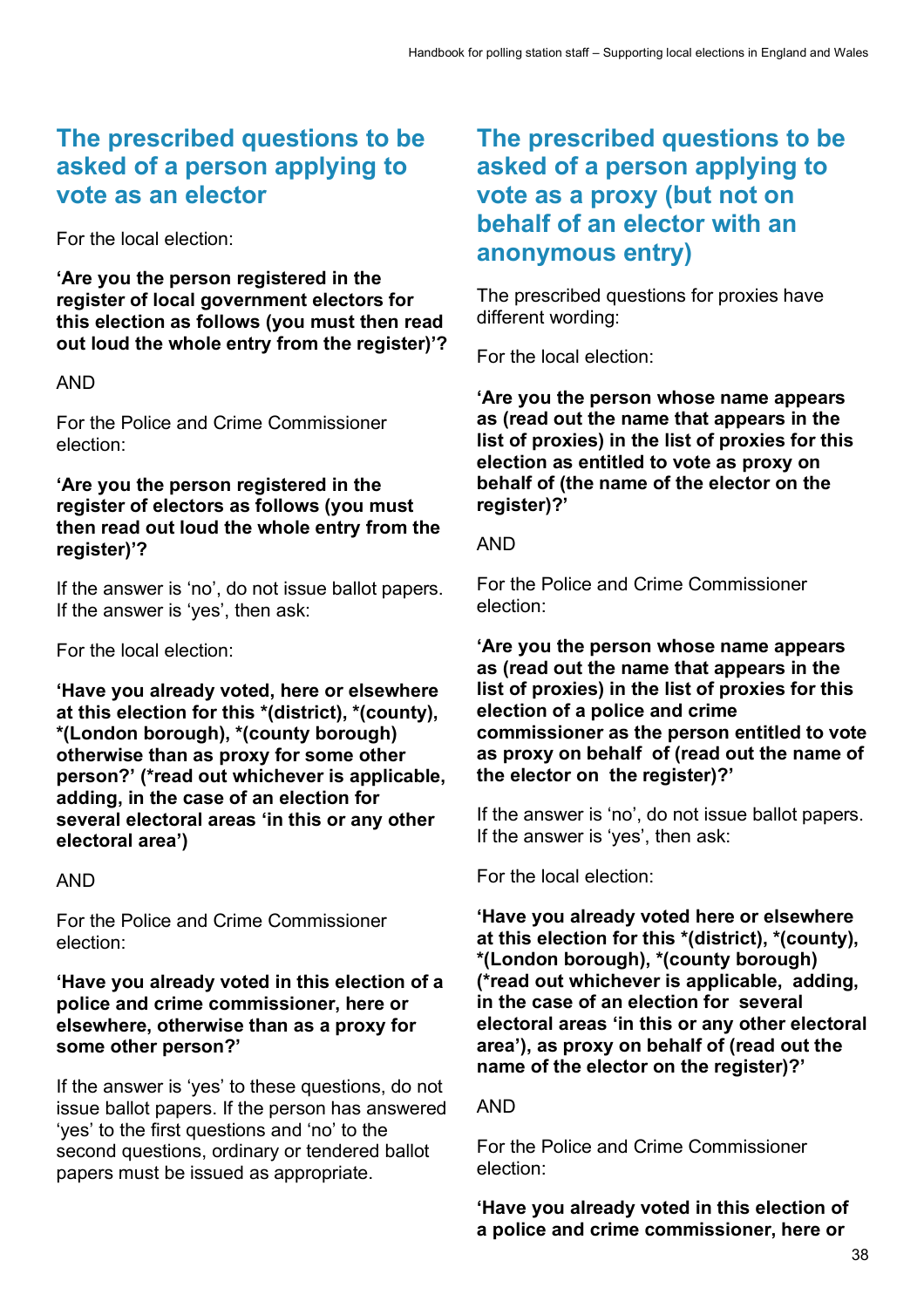## The prescribed questions to be asked of a person applying to vote as an elector

For the local election:

**'Are you the person registered in the register of local government electors for this election as follows (you must then read out loud the whole entry from the register)'?**

AND

For the Police and Crime Commissioner election:

**'Are you the person registered in the register of electors as follows (you must then read out loud the whole entry from the register)'?**

If the answer is 'no', do not issue ballot papers. If the answer is 'yes', then ask:

For the local election:

**'Have you already voted, here or elsewhere at this election for this *(district), *(county), *(London borough), *(county borough) otherwise than as proxy for some other person?' (*read out whichever is applicable, adding, in the case of an election for several electoral areas 'in this or any other electoral area')**

AND

For the Police and Crime Commissioner election:

**'Have you already voted in this election of a police and crime commissioner, here or elsewhere, otherwise than as a proxy for some other person?'**

If the answer is 'yes' to these questions, do not issue ballot papers. If the person has answered 'yes' to the first questions and 'no' to the second questions, ordinary or tendered ballot papers must be issued as appropriate.

## The prescribed questions to be asked of a person applying to vote as a proxy (but not on behalf of an elector with an anonymous entry)

The prescribed questions for proxies have different wording:

For the local election:

**'Are you the person whose name appears as (read out the name that appears in the list of proxies) in the list of proxies for this election as entitled to vote as proxy on behalf of (the name of the elector on the register)?'**

AND

For the Police and Crime Commissioner election:

**'Are you the person whose name appears as (read out the name that appears in the list of proxies) in the list of proxies for this election of a police and crime commissioner as the person entitled to vote as proxy on behalf of (read out the name of the elector on the register)?'**

If the answer is 'no', do not issue ballot papers. If the answer is 'yes', then ask:

For the local election:

**'Have you already voted here or elsewhere at this election for this *(district), *(county), *(London borough), *(county borough) (*read out whichever is applicable, adding, in the case of an election for several electoral areas 'in this or any other electoral area'), as proxy on behalf of (read out the name of the elector on the register)?'**

AND

For the Police and Crime Commissioner election:

**'Have you already voted in this election of a police and crime commissioner, here or**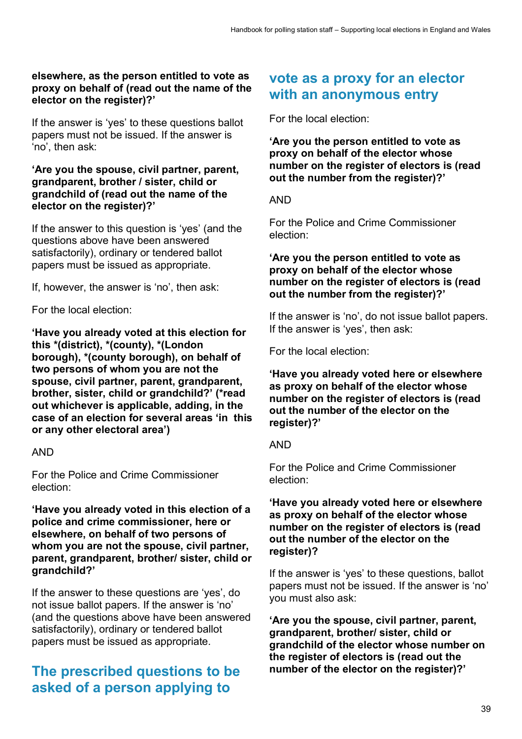**elsewhere, as the person entitled to vote as proxy on behalf of (read out the name of the elector on the register)?'**

If the answer is 'yes' to these questions ballot papers must not be issued. If the answer is 'no', then ask:

**'Are you the spouse, civil partner, parent, grandparent, brother / sister, child or grandchild of (read out the name of the elector on the register)?'**

If the answer to this question is 'yes' (and the questions above have been answered satisfactorily), ordinary or tendered ballot papers must be issued as appropriate.

If, however, the answer is 'no', then ask:

For the local election:

**'Have you already voted at this election for this *(district), *(county), *(London borough), *(county borough), on behalf of two persons of whom you are not the spouse, civil partner, parent, grandparent, brother, sister, child or grandchild?' (*read out whichever is applicable, adding, in the case of an election for several areas 'in this or any other electoral area')**

AND

For the Police and Crime Commissioner election:

**'Have you already voted in this election of a police and crime commissioner, here or elsewhere, on behalf of two persons of whom you are not the spouse, civil partner, parent, grandparent, brother/ sister, child or grandchild?'**

If the answer to these questions are 'yes', do not issue ballot papers. If the answer is 'no' (and the questions above have been answered satisfactorily), ordinary or tendered ballot papers must be issued as appropriate.

## The prescribed questions to be asked of a person applying to vote as a proxy for an elector with an anonymous entry

For the local election:

**'Are you the person entitled to vote as proxy on behalf of the elector whose number on the register of electors is (read out the number from the register)?'**

AND

For the Police and Crime Commissioner election:

**'Are you the person entitled to vote as proxy on behalf of the elector whose number on the register of electors is (read out the number from the register)?'**

If the answer is 'no', do not issue ballot papers. If the answer is 'yes', then ask:

For the local election:

**'Have you already voted here or elsewhere as proxy on behalf of the elector whose number on the register of electors is (read out the number of the elector on the register)?'**

AND

For the Police and Crime Commissioner election:

**'Have you already voted here or elsewhere as proxy on behalf of the elector whose number on the register of electors is (read out the number of the elector on the register)?**

If the answer is 'yes' to these questions, ballot papers must not be issued. If the answer is 'no' you must also ask:

**'Are you the spouse, civil partner, parent, grandparent, brother/ sister, child or grandchild of the elector whose number on the register of electors is (read out the number of the elector on the register)?'**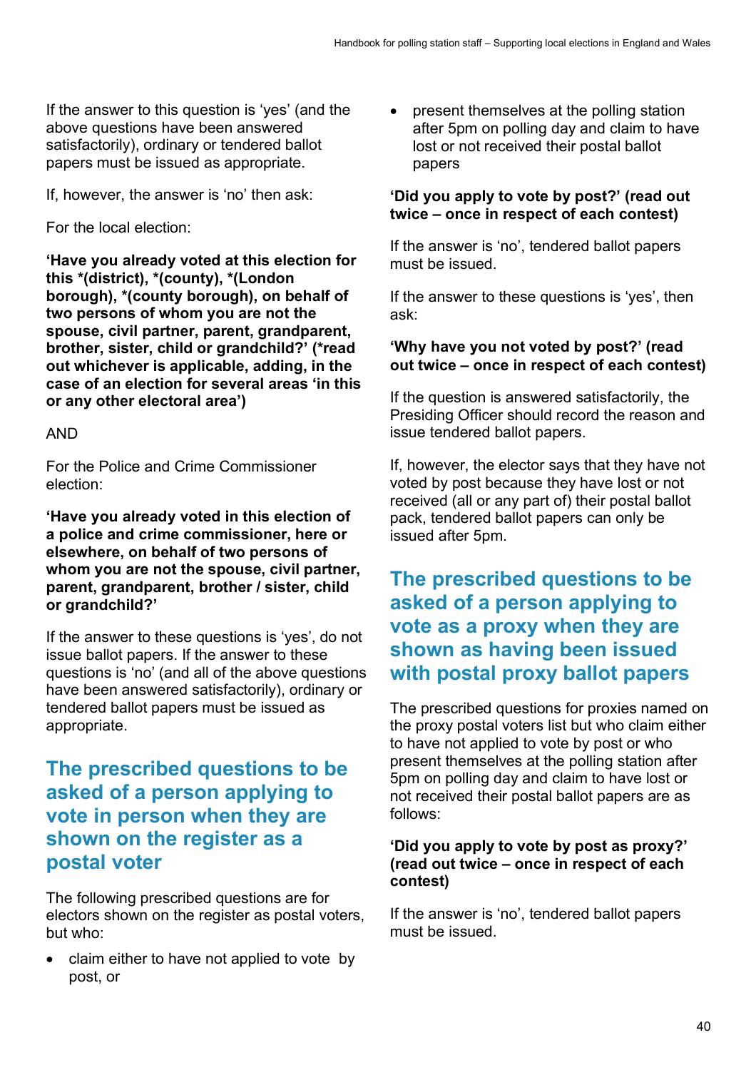If the answer to this question is 'yes' (and the above questions have been answered satisfactorily), ordinary or tendered ballot papers must be issued as appropriate.

If, however, the answer is 'no' then ask:

For the local election:

**'Have you already voted at this election for this \*(district), \*(county), \*(London borough), \*(county borough), on behalf of two persons of whom you are not the spouse, civil partner, parent, grandparent, brother, sister, child or grandchild?' (\*read out whichever is applicable, adding, in the case of an election for several areas 'in this or any other electoral area')**

AND

For the Police and Crime Commissioner election:

**'Have you already voted in this election of a police and crime commissioner, here or elsewhere, on behalf of two persons of whom you are not the spouse, civil partner, parent, grandparent, brother / sister, child or grandchild?'**

If the answer to these questions is 'yes', do not issue ballot papers. If the answer to these questions is 'no' (and all of the above questions have been answered satisfactorily), ordinary or tendered ballot papers must be issued as appropriate.

## The prescribed questions to be asked of a person applying to vote in person when they are shown on the register as a postal voter

The following prescribed questions are for electors shown on the register as postal voters, but who:

- claim either to have not applied to vote by post, or
- present themselves at the polling station after 5pm on polling day and claim to have lost or not received their postal ballot papers

**'Did you apply to vote by post?' (read out twice – once in respect of each contest)**

If the answer is 'no', tendered ballot papers must be issued.

If the answer to these questions is 'yes', then ask:

**'Why have you not voted by post?' (read out twice – once in respect of each contest)**

If the question is answered satisfactorily, the Presiding Officer should record the reason and issue tendered ballot papers.

If, however, the elector says that they have not voted by post because they have lost or not received (all or any part of) their postal ballot pack, tendered ballot papers can only be issued after 5pm.

## The prescribed questions to be asked of a person applying to vote as a proxy when they are shown as having been issued with postal proxy ballot papers

The prescribed questions for proxies named on the proxy postal voters list but who claim either to have not applied to vote by post or who present themselves at the polling station after 5pm on polling day and claim to have lost or not received their postal ballot papers are as follows:

**'Did you apply to vote by post as proxy?' (read out twice – once in respect of each contest)**

If the answer is 'no', tendered ballot papers must be issued.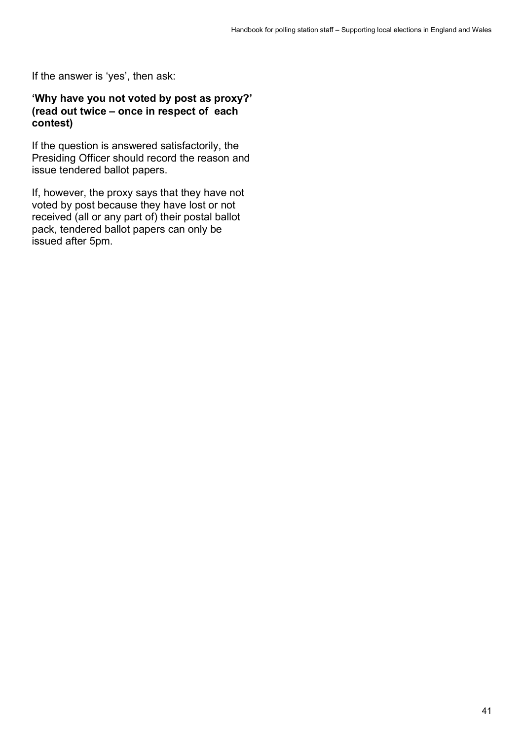If the answer is 'yes', then ask:

**'Why have you not voted by post as proxy?' (read out twice – once in respect of each contest)**

If the question is answered satisfactorily, the Presiding Officer should record the reason and issue tendered ballot papers.

If, however, the proxy says that they have not voted by post because they have lost or not received (all or any part of) their postal ballot pack, tendered ballot papers can only be issued after 5pm.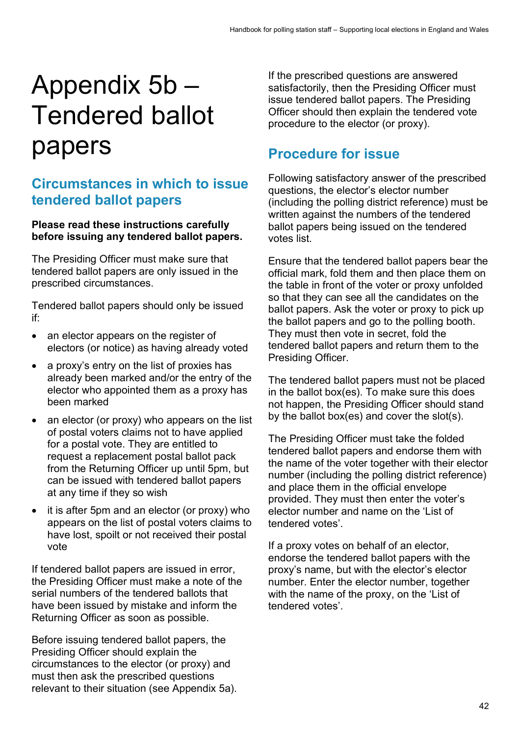# Appendix 5b – Tendered ballot papers

## Circumstances in which to issue tendered ballot papers

**Please read these instructions carefully before issuing any tendered ballot papers.**

The Presiding Officer must make sure that tendered ballot papers are only issued in the prescribed circumstances.

Tendered ballot papers should only be issued if:

- an elector appears on the register of electors (or notice) as having already voted
- a proxy's entry on the list of proxies has already been marked and/or the entry of the elector who appointed them as a proxy has been marked
- an elector (or proxy) who appears on the list of postal voters claims not to have applied for a postal vote. They are entitled to request a replacement postal ballot pack from the Returning Officer up until 5pm, but can be issued with tendered ballot papers at any time if they so wish
- it is after 5pm and an elector (or proxy) who appears on the list of postal voters claims to have lost, spoilt or not received their postal vote

If tendered ballot papers are issued in error, the Presiding Officer must make a note of the serial numbers of the tendered ballots that have been issued by mistake and inform the Returning Officer as soon as possible.

Before issuing tendered ballot papers, the Presiding Officer should explain the circumstances to the elector (or proxy) and must then ask the prescribed questions relevant to their situation (see Appendix 5a).

If the prescribed questions are answered satisfactorily, then the Presiding Officer must issue tendered ballot papers. The Presiding Officer should then explain the tendered vote procedure to the elector (or proxy).

## Procedure for issue

Following satisfactory answer of the prescribed questions, the elector's elector number (including the polling district reference) must be written against the numbers of the tendered ballot papers being issued on the tendered votes list.

Ensure that the tendered ballot papers bear the official mark, fold them and then place them on the table in front of the voter or proxy unfolded so that they can see all the candidates on the ballot papers. Ask the voter or proxy to pick up the ballot papers and go to the polling booth. They must then vote in secret, fold the tendered ballot papers and return them to the Presiding Officer.

The tendered ballot papers must not be placed in the ballot box(es). To make sure this does not happen, the Presiding Officer should stand by the ballot box(es) and cover the slot(s).

The Presiding Officer must take the folded tendered ballot papers and endorse them with the name of the voter together with their elector number (including the polling district reference) and place them in the official envelope provided. They must then enter the voter's elector number and name on the 'List of tendered votes'.

If a proxy votes on behalf of an elector, endorse the tendered ballot papers with the proxy's name, but with the elector's elector number. Enter the elector number, together with the name of the proxy, on the 'List of tendered votes'.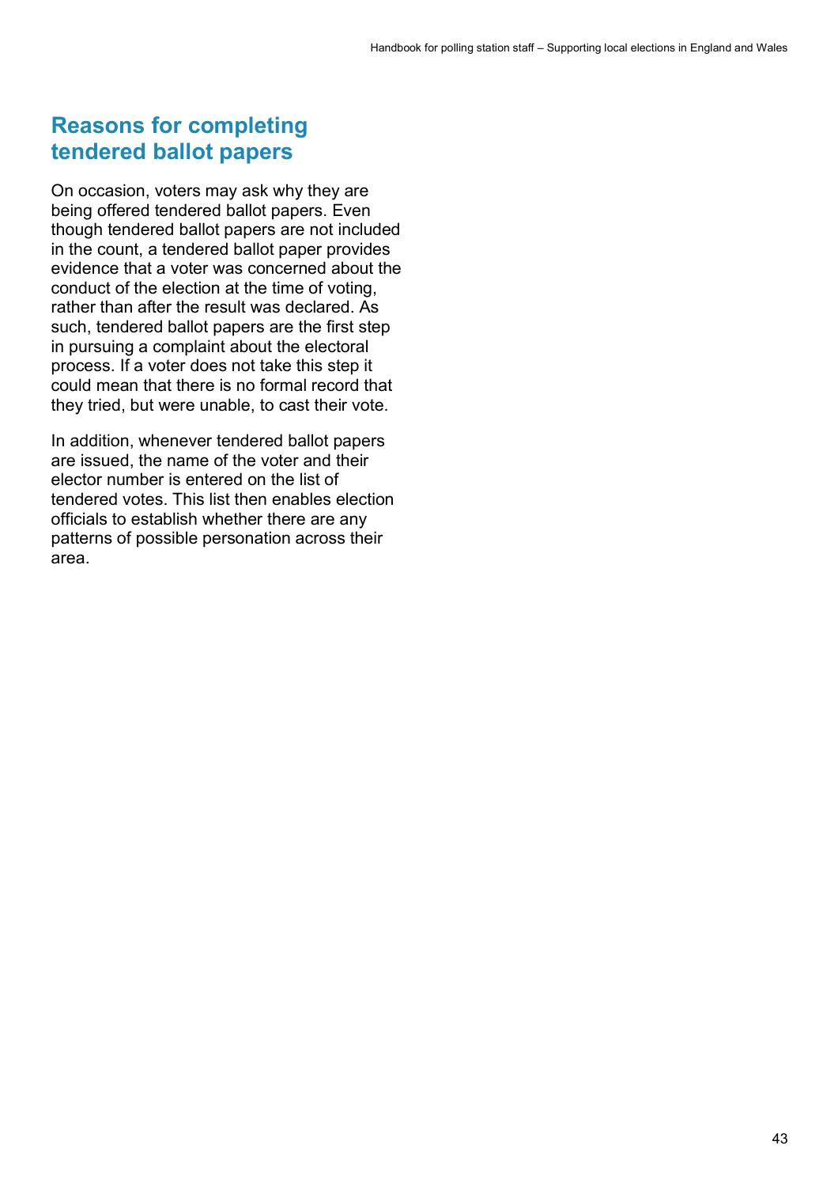## Reasons for completing tendered ballot papers

On occasion, voters may ask why they are being offered tendered ballot papers. Even though tendered ballot papers are not included in the count, a tendered ballot paper provides evidence that a voter was concerned about the conduct of the election at the time of voting, rather than after the result was declared. As such, tendered ballot papers are the first step in pursuing a complaint about the electoral process. If a voter does not take this step it could mean that there is no formal record that they tried, but were unable, to cast their vote.

In addition, whenever tendered ballot papers are issued, the name of the voter and their elector number is entered on the list of tendered votes. This list then enables election officials to establish whether there are any patterns of possible personation across their area.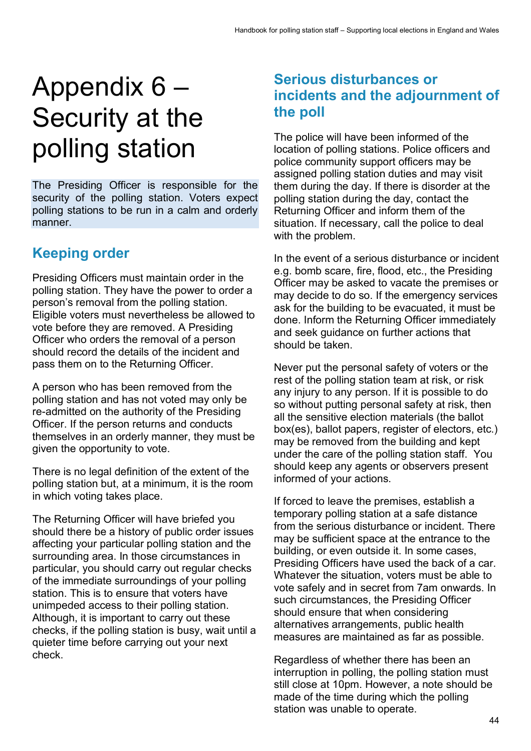# Appendix 6 – Security at the polling station

The Presiding Officer is responsible for the security of the polling station. Voters expect polling stations to be run in a calm and orderly manner.

## Keeping order

Presiding Officers must maintain order in the polling station. They have the power to order a person's removal from the polling station. Eligible voters must nevertheless be allowed to vote before they are removed. A Presiding Officer who orders the removal of a person should record the details of the incident and pass them on to the Returning Officer.

A person who has been removed from the polling station and has not voted may only be re-admitted on the authority of the Presiding Officer. If the person returns and conducts themselves in an orderly manner, they must be given the opportunity to vote.

There is no legal definition of the extent of the polling station but, at a minimum, it is the room in which voting takes place.

The Returning Officer will have briefed you should there be a history of public order issues affecting your particular polling station and the surrounding area. In those circumstances in particular, you should carry out regular checks of the immediate surroundings of your polling station. This is to ensure that voters have unimpeded access to their polling station. Although, it is important to carry out these checks, if the polling station is busy, wait until a quieter time before carrying out your next check.

## Serious disturbances or incidents and the adjournment of the poll

The police will have been informed of the location of polling stations. Police officers and police community support officers may be assigned polling station duties and may visit them during the day. If there is disorder at the polling station during the day, contact the Returning Officer and inform them of the situation. If necessary, call the police to deal with the problem.

In the event of a serious disturbance or incident e.g. bomb scare, fire, flood, etc., the Presiding Officer may be asked to vacate the premises or may decide to do so. If the emergency services ask for the building to be evacuated, it must be done. Inform the Returning Officer immediately and seek guidance on further actions that should be taken.

Never put the personal safety of voters or the rest of the polling station team at risk, or risk any injury to any person. If it is possible to do so without putting personal safety at risk, then all the sensitive election materials (the ballot box(es), ballot papers, register of electors, etc.) may be removed from the building and kept under the care of the polling station staff. You should keep any agents or observers present informed of your actions.

If forced to leave the premises, establish a temporary polling station at a safe distance from the serious disturbance or incident. There may be sufficient space at the entrance to the building, or even outside it. In some cases, Presiding Officers have used the back of a car. Whatever the situation, voters must be able to vote safely and in secret from 7am onwards. In such circumstances, the Presiding Officer should ensure that when considering alternatives arrangements, public health measures are maintained as far as possible.

Regardless of whether there has been an interruption in polling, the polling station must still close at 10pm. However, a note should be made of the time during which the polling station was unable to operate.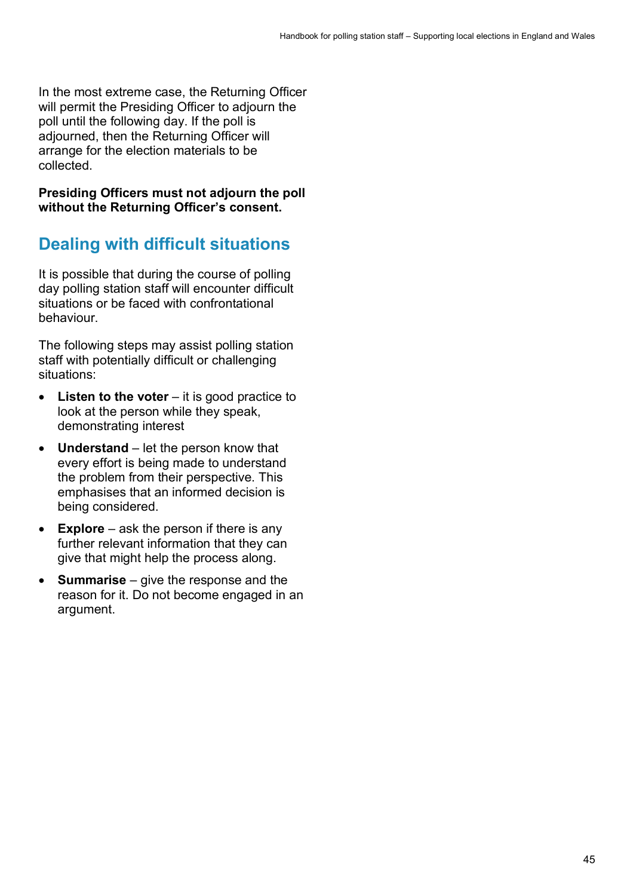In the most extreme case, the Returning Officer will permit the Presiding Officer to adjourn the poll until the following day. If the poll is adjourned, then the Returning Officer will arrange for the election materials to be collected.

**Presiding Officers must not adjourn the poll without the Returning Officer's consent.**

## Dealing with difficult situations

It is possible that during the course of polling day polling station staff will encounter difficult situations or be faced with confrontational behaviour.

The following steps may assist polling station staff with potentially difficult or challenging situations:

- **Listen to the voter** – it is good practice to look at the person while they speak, demonstrating interest
- **Understand** – let the person know that every effort is being made to understand the problem from their perspective. This emphasises that an informed decision is being considered.
- **Explore** – ask the person if there is any further relevant information that they can give that might help the process along.
- **Summarise** – give the response and the reason for it. Do not become engaged in an argument.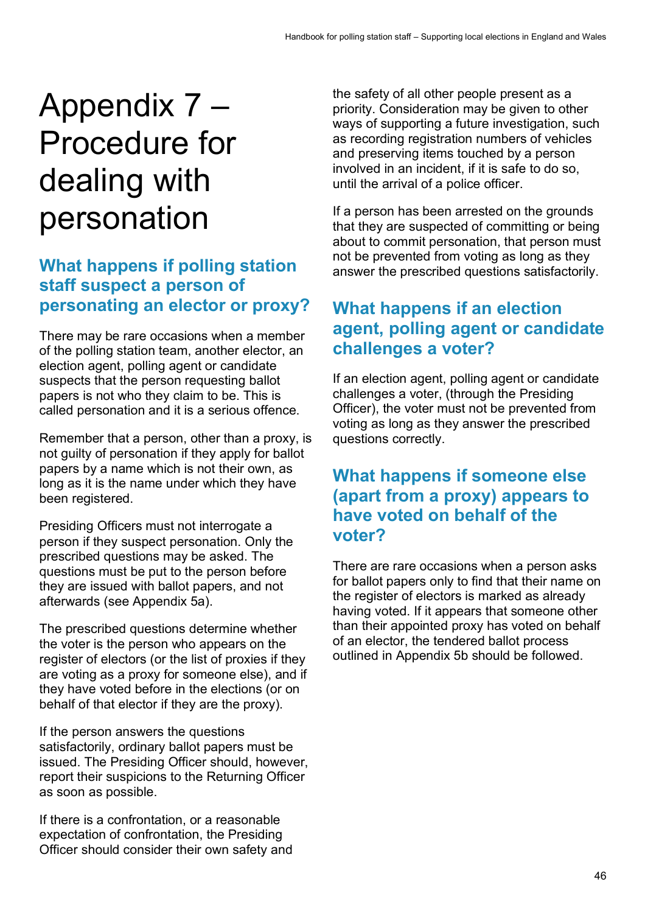# Appendix 7 – Procedure for dealing with personation

## What happens if polling station staff suspect a person of personating an elector or proxy?

There may be rare occasions when a member of the polling station team, another elector, an election agent, polling agent or candidate suspects that the person requesting ballot papers is not who they claim to be. This is called personation and it is a serious offence.

Remember that a person, other than a proxy, is not guilty of personation if they apply for ballot papers by a name which is not their own, as long as it is the name under which they have been registered.

Presiding Officers must not interrogate a person if they suspect personation. Only the prescribed questions may be asked. The questions must be put to the person before they are issued with ballot papers, and not afterwards (see Appendix 5a).

The prescribed questions determine whether the voter is the person who appears on the register of electors (or the list of proxies if they are voting as a proxy for someone else), and if they have voted before in the elections (or on behalf of that elector if they are the proxy).

If the person answers the questions satisfactorily, ordinary ballot papers must be issued. The Presiding Officer should, however, report their suspicions to the Returning Officer as soon as possible.

If there is a confrontation, or a reasonable expectation of confrontation, the Presiding Officer should consider their own safety and the safety of all other people present as a priority. Consideration may be given to other ways of supporting a future investigation, such as recording registration numbers of vehicles and preserving items touched by a person involved in an incident, if it is safe to do so, until the arrival of a police officer.

If a person has been arrested on the grounds that they are suspected of committing or being about to commit personation, that person must not be prevented from voting as long as they answer the prescribed questions satisfactorily.

## What happens if an election agent, polling agent or candidate challenges a voter?

If an election agent, polling agent or candidate challenges a voter, (through the Presiding Officer), the voter must not be prevented from voting as long as they answer the prescribed questions correctly.

## What happens if someone else (apart from a proxy) appears to have voted on behalf of the voter?

There are rare occasions when a person asks for ballot papers only to find that their name on the register of electors is marked as already having voted. If it appears that someone other than their appointed proxy has voted on behalf of an elector, the tendered ballot process outlined in Appendix 5b should be followed.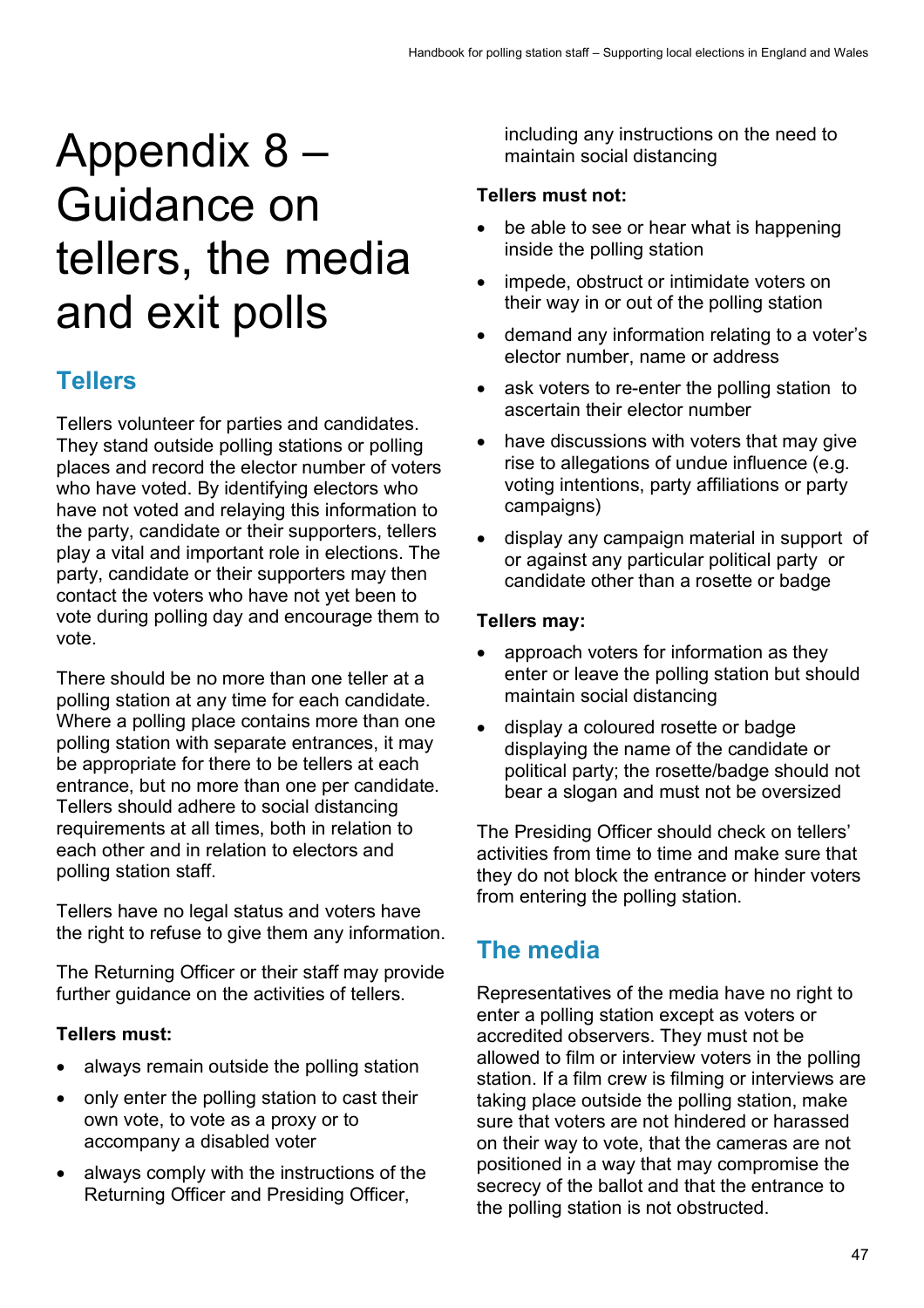# Appendix 8 – Guidance on tellers, the media and exit polls

## Tellers

Tellers volunteer for parties and candidates. They stand outside polling stations or polling places and record the elector number of voters who have voted. By identifying electors who have not voted and relaying this information to the party, candidate or their supporters, tellers play a vital and important role in elections. The party, candidate or their supporters may then contact the voters who have not yet been to vote during polling day and encourage them to vote.

There should be no more than one teller at a polling station at any time for each candidate. Where a polling place contains more than one polling station with separate entrances, it may be appropriate for there to be tellers at each entrance, but no more than one per candidate. Tellers should adhere to social distancing requirements at all times, both in relation to each other and in relation to electors and polling station staff.

Tellers have no legal status and voters have the right to refuse to give them any information.

The Returning Officer or their staff may provide further guidance on the activities of tellers.

**Tellers must:**

- always remain outside the polling station
- only enter the polling station to cast their own vote, to vote as a proxy or to accompany a disabled voter
- always comply with the instructions of the Returning Officer and Presiding Officer, including any instructions on the need to maintain social distancing

**Tellers must not:**

- be able to see or hear what is happening inside the polling station
- impede, obstruct or intimidate voters on their way in or out of the polling station
- demand any information relating to a voter's elector number, name or address
- ask voters to re-enter the polling station to ascertain their elector number
- have discussions with voters that may give rise to allegations of undue influence (e.g. voting intentions, party affiliations or party campaigns)
- display any campaign material in support of or against any particular political party or candidate other than a rosette or badge

**Tellers may:**

- approach voters for information as they enter or leave the polling station but should maintain social distancing
- display a coloured rosette or badge displaying the name of the candidate or political party; the rosette/badge should not bear a slogan and must not be oversized

The Presiding Officer should check on tellers' activities from time to time and make sure that they do not block the entrance or hinder voters from entering the polling station.

## The media

Representatives of the media have no right to enter a polling station except as voters or accredited observers. They must not be allowed to film or interview voters in the polling station. If a film crew is filming or interviews are taking place outside the polling station, make sure that voters are not hindered or harassed on their way to vote, that the cameras are not positioned in a way that may compromise the secrecy of the ballot and that the entrance to the polling station is not obstructed.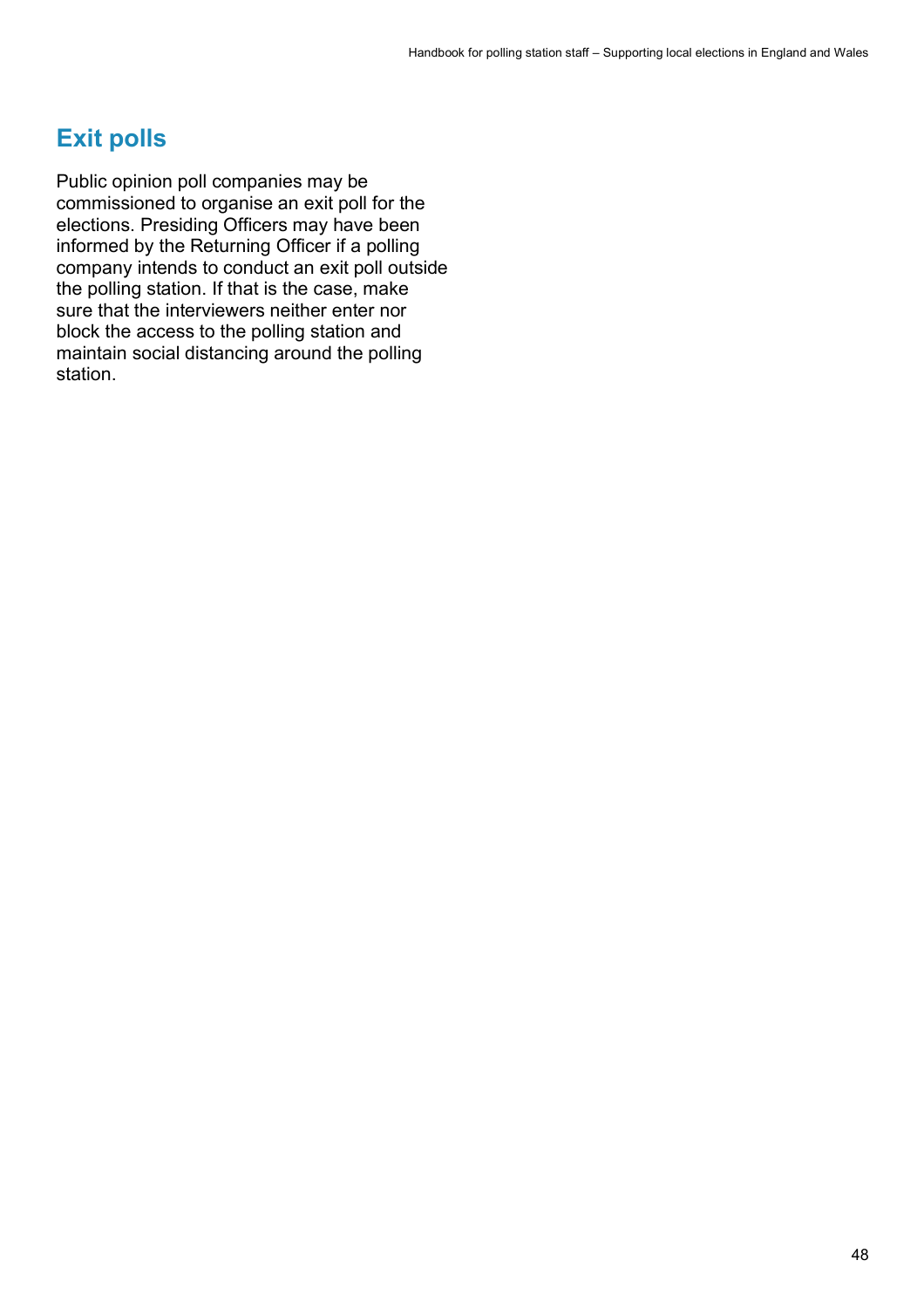## Exit polls

Public opinion poll companies may be commissioned to organise an exit poll for the elections. Presiding Officers may have been informed by the Returning Officer if a polling company intends to conduct an exit poll outside the polling station. If that is the case, make sure that the interviewers neither enter nor block the access to the polling station and maintain social distancing around the polling station.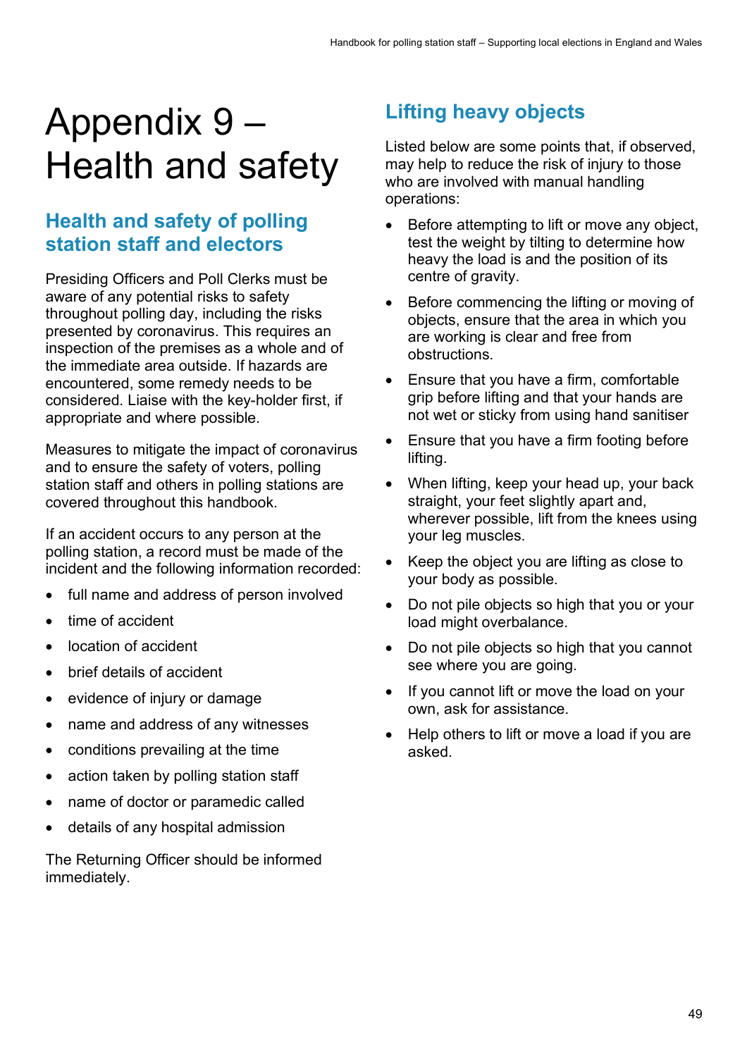# Appendix 9 – Health and safety

## Health and safety of polling station staff and electors

Presiding Officers and Poll Clerks must be aware of any potential risks to safety throughout polling day, including the risks presented by coronavirus. This requires an inspection of the premises as a whole and of the immediate area outside. If hazards are encountered, some remedy needs to be considered. Liaise with the key-holder first, if appropriate and where possible.

Measures to mitigate the impact of coronavirus and to ensure the safety of voters, polling station staff and others in polling stations are covered throughout this handbook.

If an accident occurs to any person at the polling station, a record must be made of the incident and the following information recorded:

- full name and address of person involved
- time of accident
- location of accident
- brief details of accident
- evidence of injury or damage
- name and address of any witnesses
- conditions prevailing at the time
- action taken by polling station staff
- name of doctor or paramedic called
- details of any hospital admission

The Returning Officer should be informed immediately.

## Lifting heavy objects

Listed below are some points that, if observed, may help to reduce the risk of injury to those who are involved with manual handling operations:

- Before attempting to lift or move any object, test the weight by tilting to determine how heavy the load is and the position of its centre of gravity.
- Before commencing the lifting or moving of objects, ensure that the area in which you are working is clear and free from obstructions.
- Ensure that you have a firm, comfortable grip before lifting and that your hands are not wet or sticky from using hand sanitiser
- Ensure that you have a firm footing before lifting.
- When lifting, keep your head up, your back straight, your feet slightly apart and, wherever possible, lift from the knees using your leg muscles.
- Keep the object you are lifting as close to your body as possible.
- Do not pile objects so high that you or your load might overbalance.
- Do not pile objects so high that you cannot see where you are going.
- If you cannot lift or move the load on your own, ask for assistance.
- Help others to lift or move a load if you are asked.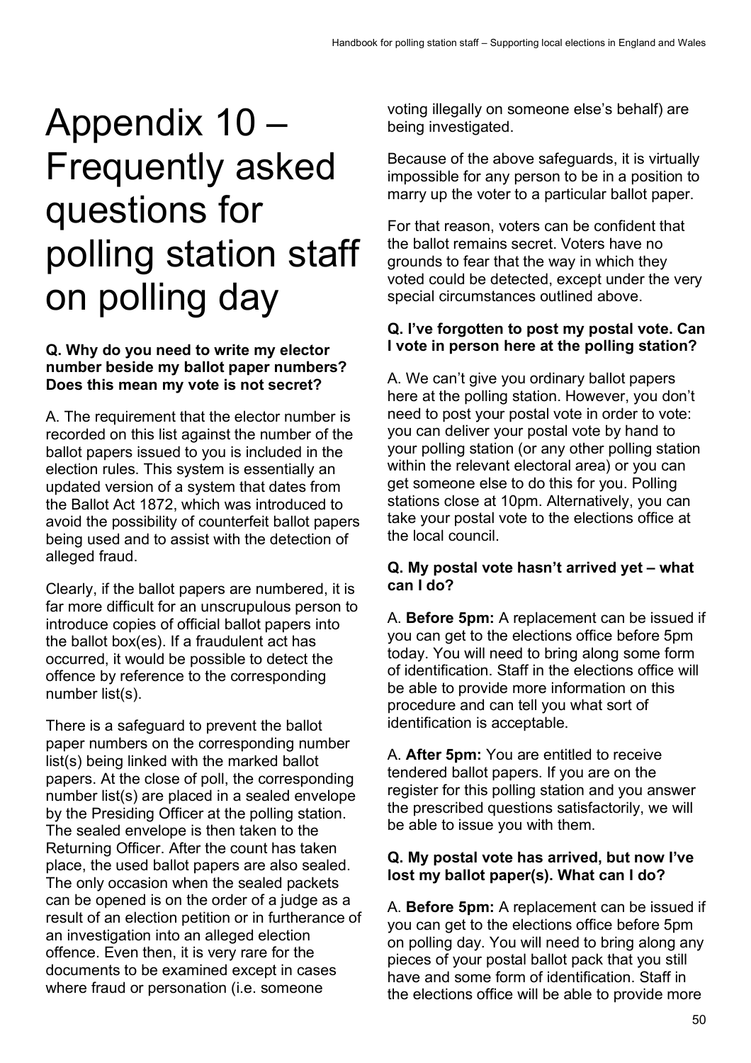# Appendix 10 – Frequently asked questions for polling station staff on polling day

**Q. Why do you need to write my elector number beside my ballot paper numbers? Does this mean my vote is not secret?**

A. The requirement that the elector number is recorded on this list against the number of the ballot papers issued to you is included in the election rules. This system is essentially an updated version of a system that dates from the Ballot Act 1872, which was introduced to avoid the possibility of counterfeit ballot papers being used and to assist with the detection of alleged fraud.

Clearly, if the ballot papers are numbered, it is far more difficult for an unscrupulous person to introduce copies of official ballot papers into the ballot box(es). If a fraudulent act has occurred, it would be possible to detect the offence by reference to the corresponding number list(s).

There is a safeguard to prevent the ballot paper numbers on the corresponding number list(s) being linked with the marked ballot papers. At the close of poll, the corresponding number list(s) are placed in a sealed envelope by the Presiding Officer at the polling station. The sealed envelope is then taken to the Returning Officer. After the count has taken place, the used ballot papers are also sealed. The only occasion when the sealed packets can be opened is on the order of a judge as a result of an election petition or in furtherance of an investigation into an alleged election offence. Even then, it is very rare for the documents to be examined except in cases where fraud or personation (i.e. someone voting illegally on someone else's behalf) are being investigated.

Because of the above safeguards, it is virtually impossible for any person to be in a position to marry up the voter to a particular ballot paper.

For that reason, voters can be confident that the ballot remains secret. Voters have no grounds to fear that the way in which they voted could be detected, except under the very special circumstances outlined above.

**Q. I've forgotten to post my postal vote. Can I vote in person here at the polling station?**

A. We can't give you ordinary ballot papers here at the polling station. However, you don't need to post your postal vote in order to vote: you can deliver your postal vote by hand to your polling station (or any other polling station within the relevant electoral area) or you can get someone else to do this for you. Polling stations close at 10pm. Alternatively, you can take your postal vote to the elections office at the local council.

**Q. My postal vote hasn't arrived yet – what can I do?**

A. **Before 5pm:** A replacement can be issued if you can get to the elections office before 5pm today. You will need to bring along some form of identification. Staff in the elections office will be able to provide more information on this procedure and can tell you what sort of identification is acceptable.

A. **After 5pm:** You are entitled to receive tendered ballot papers. If you are on the register for this polling station and you answer the prescribed questions satisfactorily, we will be able to issue you with them.

**Q. My postal vote has arrived, but now I've lost my ballot paper(s). What can I do?**

A. **Before 5pm:** A replacement can be issued if you can get to the elections office before 5pm on polling day. You will need to bring along any pieces of your postal ballot pack that you still have and some form of identification. Staff in the elections office will be able to provide more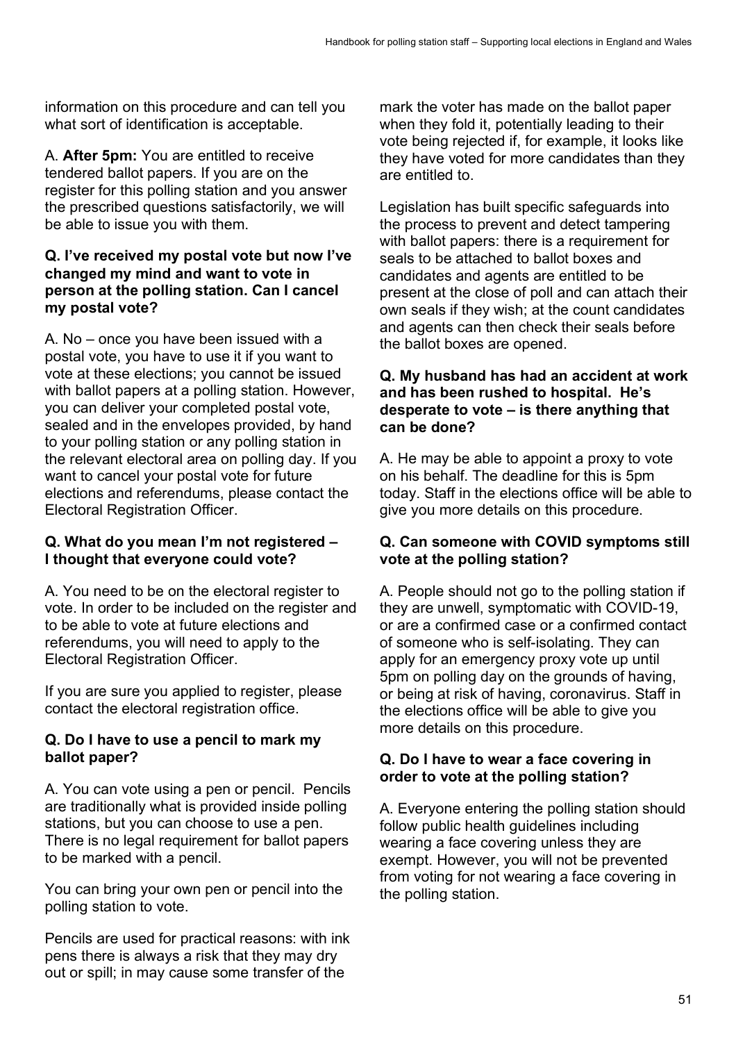information on this procedure and can tell you what sort of identification is acceptable.

A. **After 5pm:** You are entitled to receive tendered ballot papers. If you are on the register for this polling station and you answer the prescribed questions satisfactorily, we will be able to issue you with them.

**Q. I've received my postal vote but now I've changed my mind and want to vote in person at the polling station. Can I cancel my postal vote?**

A. No – once you have been issued with a postal vote, you have to use it if you want to vote at these elections; you cannot be issued with ballot papers at a polling station. However, you can deliver your completed postal vote, sealed and in the envelopes provided, by hand to your polling station or any polling station in the relevant electoral area on polling day. If you want to cancel your postal vote for future elections and referendums, please contact the Electoral Registration Officer.

**Q. What do you mean I'm not registered – I thought that everyone could vote?**

A. You need to be on the electoral register to vote. In order to be included on the register and to be able to vote at future elections and referendums, you will need to apply to the Electoral Registration Officer.

If you are sure you applied to register, please contact the electoral registration office.

**Q. Do I have to use a pencil to mark my ballot paper?**

A. You can vote using a pen or pencil. Pencils are traditionally what is provided inside polling stations, but you can choose to use a pen. There is no legal requirement for ballot papers to be marked with a pencil.

You can bring your own pen or pencil into the polling station to vote.

Pencils are used for practical reasons: with ink pens there is always a risk that they may dry out or spill; in may cause some transfer of the mark the voter has made on the ballot paper when they fold it, potentially leading to their vote being rejected if, for example, it looks like they have voted for more candidates than they are entitled to.

Legislation has built specific safeguards into the process to prevent and detect tampering with ballot papers: there is a requirement for seals to be attached to ballot boxes and candidates and agents are entitled to be present at the close of poll and can attach their own seals if they wish; at the count candidates and agents can then check their seals before the ballot boxes are opened.

**Q. My husband has had an accident at work and has been rushed to hospital. He's desperate to vote – is there anything that can be done?**

A. He may be able to appoint a proxy to vote on his behalf. The deadline for this is 5pm today. Staff in the elections office will be able to give you more details on this procedure.

**Q. Can someone with COVID symptoms still vote at the polling station?**

A. People should not go to the polling station if they are unwell, symptomatic with COVID-19, or are a confirmed case or a confirmed contact of someone who is self-isolating. They can apply for an emergency proxy vote up until 5pm on polling day on the grounds of having, or being at risk of having, coronavirus. Staff in the elections office will be able to give you more details on this procedure.

**Q. Do I have to wear a face covering in order to vote at the polling station?**

A. Everyone entering the polling station should follow public health guidelines including wearing a face covering unless they are exempt. However, you will not be prevented from voting for not wearing a face covering in the polling station.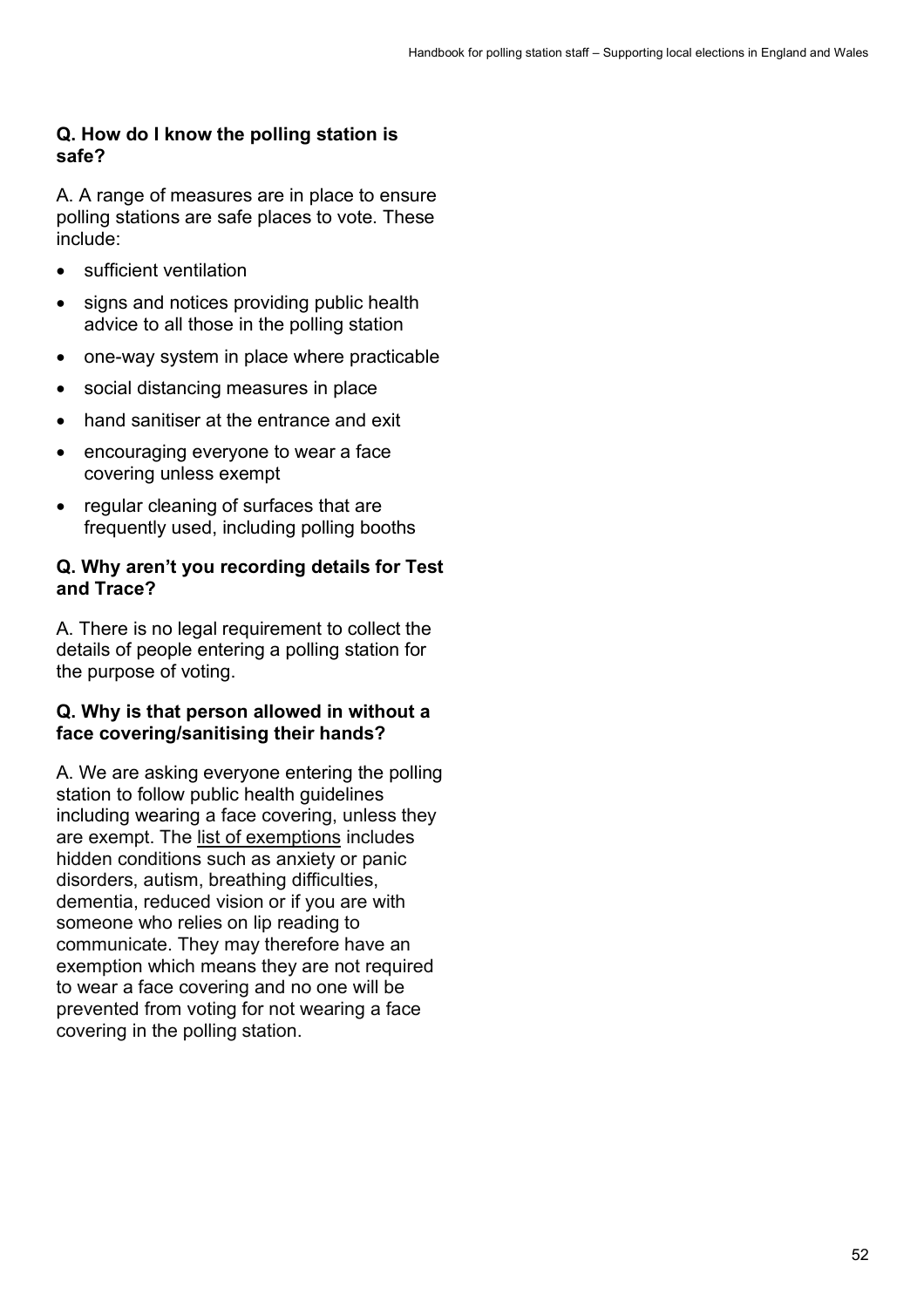**Q. How do I know the polling station is safe?**

A. A range of measures are in place to ensure polling stations are safe places to vote. These include:

- sufficient ventilation
- signs and notices providing public health advice to all those in the polling station
- one-way system in place where practicable
- social distancing measures in place
- hand sanitiser at the entrance and exit
- encouraging everyone to wear a face covering unless exempt
- regular cleaning of surfaces that are frequently used, including polling booths

**Q. Why aren't you recording details for Test and Trace?**

A. There is no legal requirement to collect the details of people entering a polling station for the purpose of voting.

**Q. Why is that person allowed in without a face covering/sanitising their hands?**

A. We are asking everyone entering the polling station to follow public health guidelines including wearing a face covering, unless they are exempt. The list of exemptions includes hidden conditions such as anxiety or panic disorders, autism, breathing difficulties, dementia, reduced vision or if you are with someone who relies on lip reading to communicate. They may therefore have an exemption which means they are not required to wear a face covering and no one will be prevented from voting for not wearing a face covering in the polling station.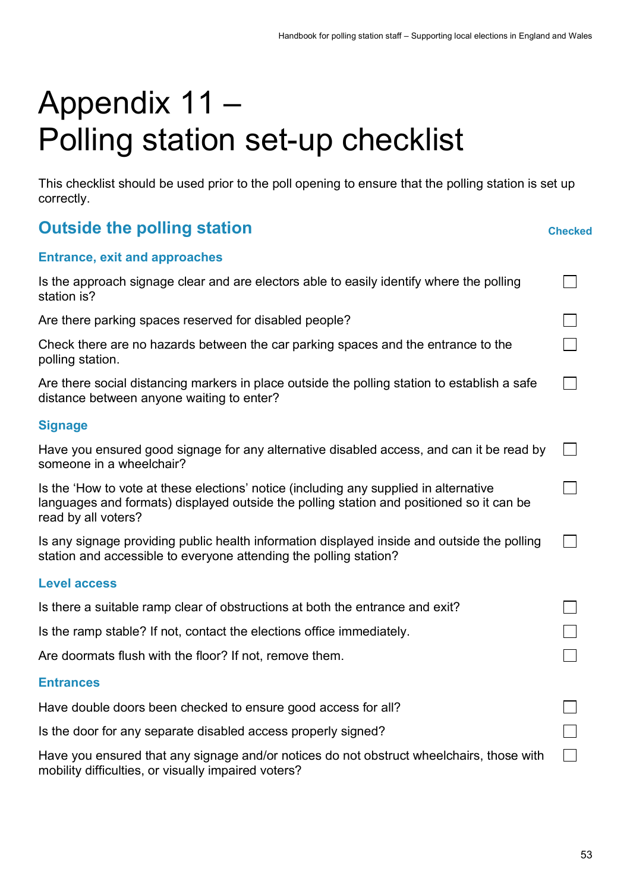# Appendix 11 – Polling station set-up checklist

This checklist should be used prior to the poll opening to ensure that the polling station is set up correctly.

## Outside the polling station

**Checked**

### Entrance, exit and approaches

- [ ] Is the approach signage clear and are electors able to easily identify where the polling station is?
- [ ] Are there parking spaces reserved for disabled people?
- [ ] Check there are no hazards between the car parking spaces and the entrance to the polling station.
- [ ] Are there social distancing markers in place outside the polling station to establish a safe distance between anyone waiting to enter?

### Signage

- [ ] Have you ensured good signage for any alternative disabled access, and can it be read by someone in a wheelchair?
- [ ] Is the ‘How to vote at these elections’ notice (including any supplied in alternative languages and formats) displayed outside the polling station and positioned so it can be read by all voters?
- [ ] Is any signage providing public health information displayed inside and outside the polling station and accessible to everyone attending the polling station?

### Level access

- [ ] Is there a suitable ramp clear of obstructions at both the entrance and exit?
- [ ] Is the ramp stable? If not, contact the elections office immediately.
- [ ] Are doormats flush with the floor? If not, remove them.

### Entrances

- [ ] Have double doors been checked to ensure good access for all?
- [ ] Is the door for any separate disabled access properly signed?
- [ ] Have you ensured that any signage and/or notices do not obstruct wheelchairs, those with mobility difficulties, or visually impaired voters?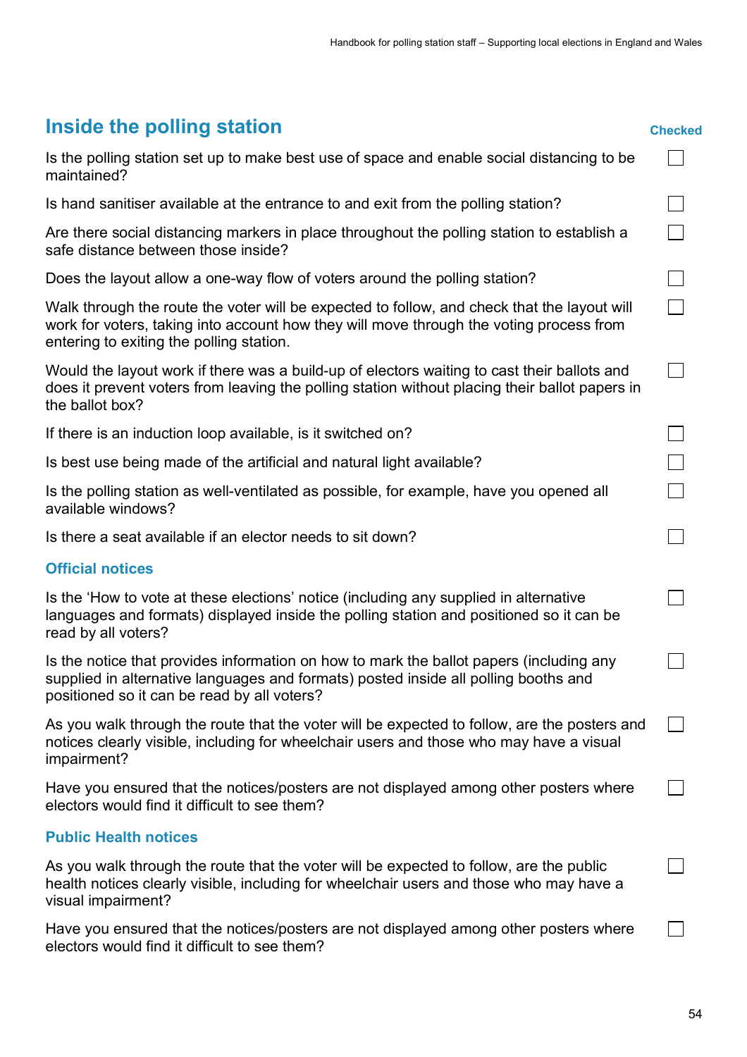## Inside the polling station

| | Checked |
|---|---|
| Is the polling station set up to make best use of space and enable social distancing to be maintained? | ☐ |
| Is hand sanitiser available at the entrance to and exit from the polling station? | ☐ |
| Are there social distancing markers in place throughout the polling station to establish a safe distance between those inside? | ☐ |
| Does the layout allow a one-way flow of voters around the polling station? | ☐ |
| Walk through the route the voter will be expected to follow, and check that the layout will work for voters, taking into account how they will move through the voting process from entering to exiting the polling station. | ☐ |
| Would the layout work if there was a build-up of electors waiting to cast their ballots and does it prevent voters from leaving the polling station without placing their ballot papers in the ballot box? | ☐ |
| If there is an induction loop available, is it switched on? | ☐ |
| Is best use being made of the artificial and natural light available? | ☐ |
| Is the polling station as well-ventilated as possible, for example, have you opened all available windows? | ☐ |
| Is there a seat available if an elector needs to sit down? | ☐ |

### Official notices

| | |
|---|---|
| Is the 'How to vote at these elections' notice (including any supplied in alternative languages and formats) displayed inside the polling station and positioned so it can be read by all voters? | ☐ |
| Is the notice that provides information on how to mark the ballot papers (including any supplied in alternative languages and formats) posted inside all polling booths and positioned so it can be read by all voters? | ☐ |
| As you walk through the route that the voter will be expected to follow, are the posters and notices clearly visible, including for wheelchair users and those who may have a visual impairment? | ☐ |
| Have you ensured that the notices/posters are not displayed among other posters where electors would find it difficult to see them? | ☐ |

### Public Health notices

| | |
|---|---|
| As you walk through the route that the voter will be expected to follow, are the public health notices clearly visible, including for wheelchair users and those who may have a visual impairment? | ☐ |
| Have you ensured that the notices/posters are not displayed among other posters where electors would find it difficult to see them? | ☐ |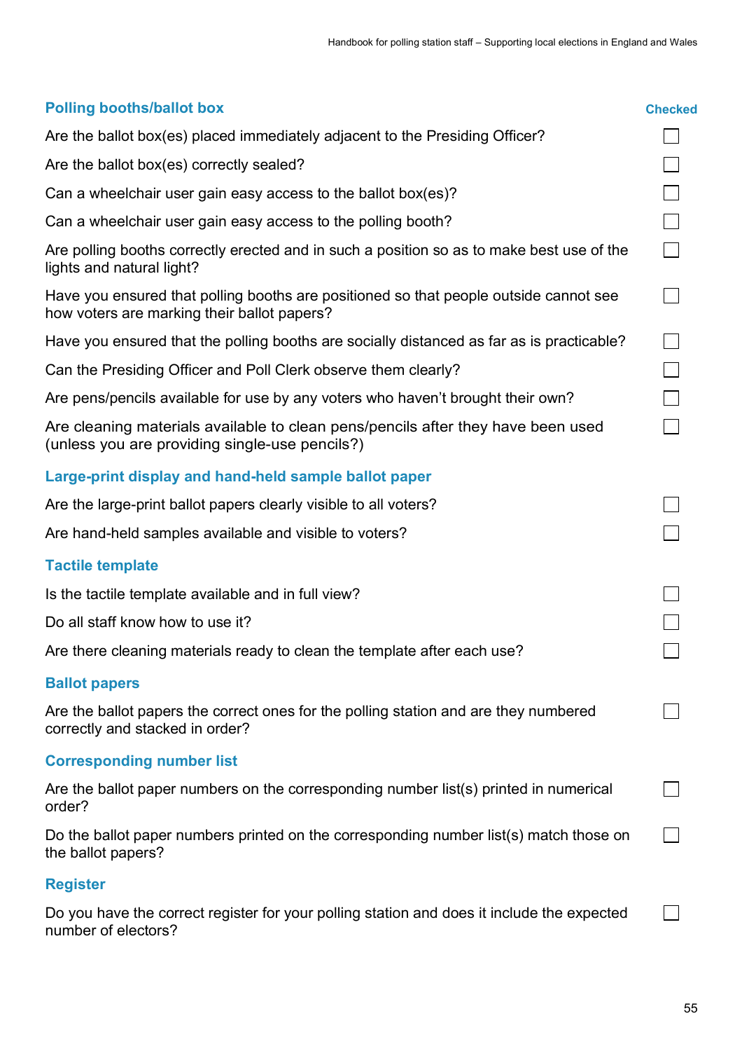| Polling booths/ballot box | Checked |
|---|---|
| Are the ballot box(es) placed immediately adjacent to the Presiding Officer? | ☐ |
| Are the ballot box(es) correctly sealed? | ☐ |
| Can a wheelchair user gain easy access to the ballot box(es)? | ☐ |
| Can a wheelchair user gain easy access to the polling booth? | ☐ |
| Are polling booths correctly erected and in such a position so as to make best use of the lights and natural light? | ☐ |
| Have you ensured that polling booths are positioned so that people outside cannot see how voters are marking their ballot papers? | ☐ |
| Have you ensured that the polling booths are socially distanced as far as is practicable? | ☐ |
| Can the Presiding Officer and Poll Clerk observe them clearly? | ☐ |
| Are pens/pencils available for use by any voters who haven't brought their own? | ☐ |
| Are cleaning materials available to clean pens/pencils after they have been used (unless you are providing single-use pencils?) | ☐ |
| **Large-print display and hand-held sample ballot paper** | |
| Are the large-print ballot papers clearly visible to all voters? | ☐ |
| Are hand-held samples available and visible to voters? | ☐ |
| **Tactile template** | |
| Is the tactile template available and in full view? | ☐ |
| Do all staff know how to use it? | ☐ |
| Are there cleaning materials ready to clean the template after each use? | ☐ |
| **Ballot papers** | |
| Are the ballot papers the correct ones for the polling station and are they numbered correctly and stacked in order? | ☐ |
| **Corresponding number list** | |
| Are the ballot paper numbers on the corresponding number list(s) printed in numerical order? | ☐ |
| Do the ballot paper numbers printed on the corresponding number list(s) match those on the ballot papers? | ☐ |
| **Register** | |
| Do you have the correct register for your polling station and does it include the expected number of electors? | ☐ |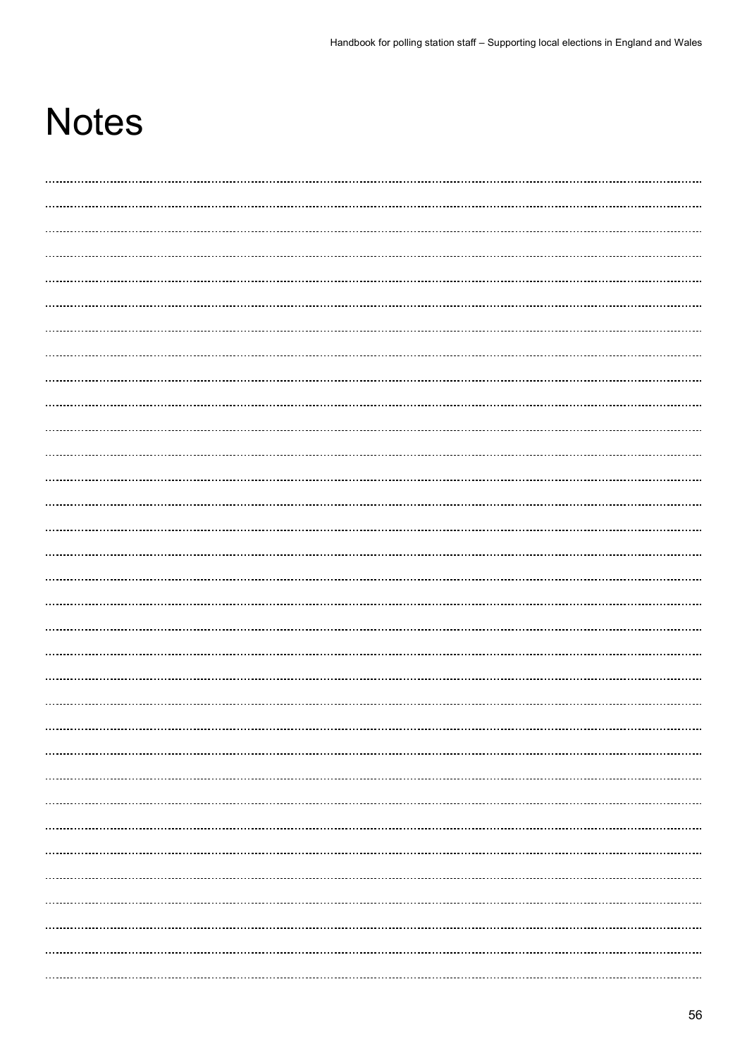# Notes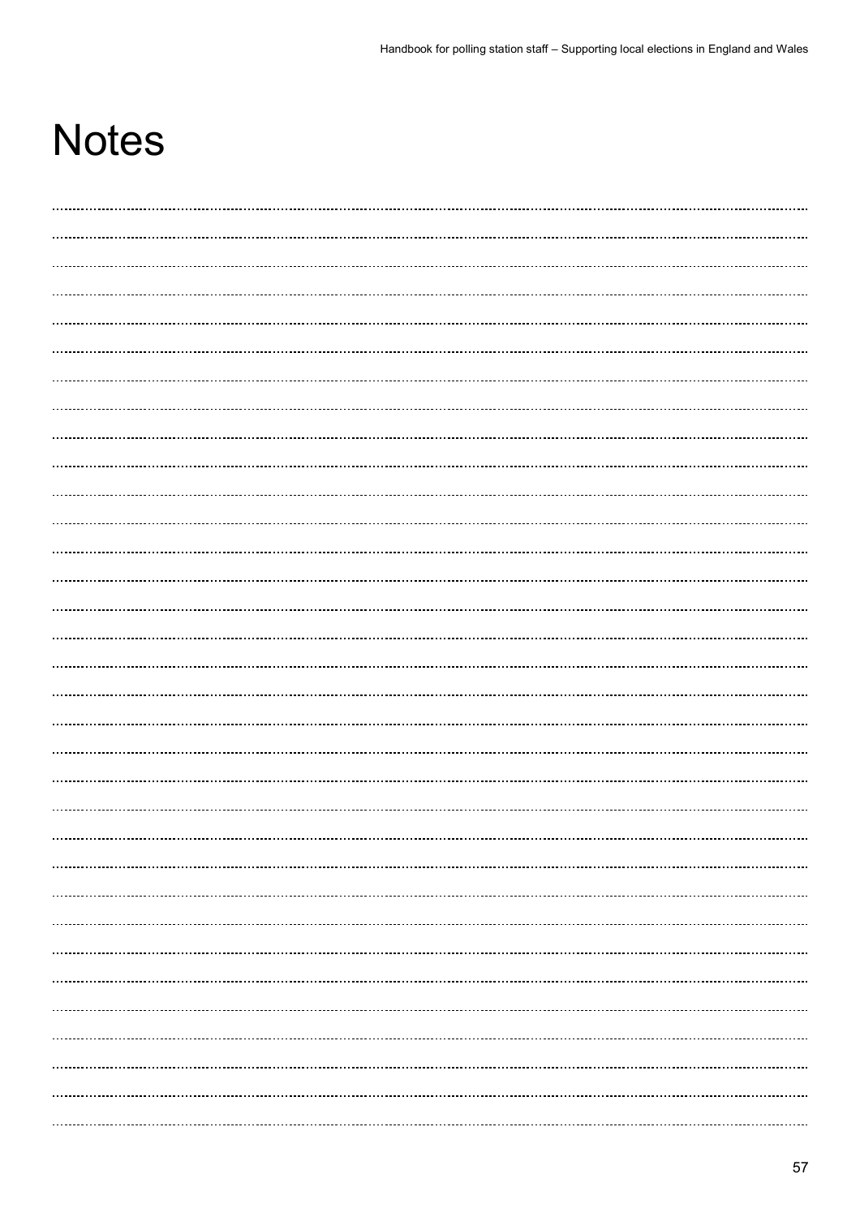# Notes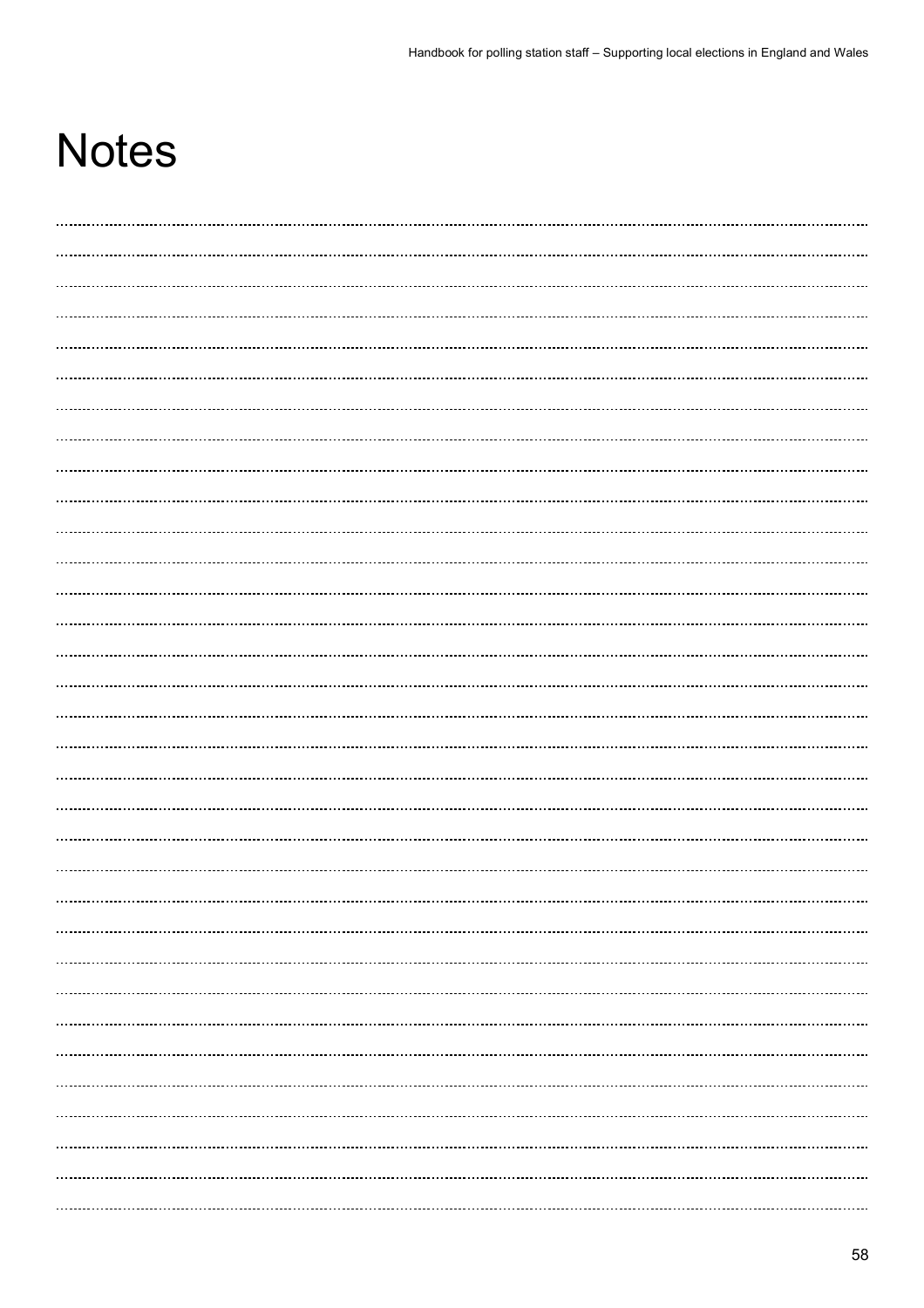# Notes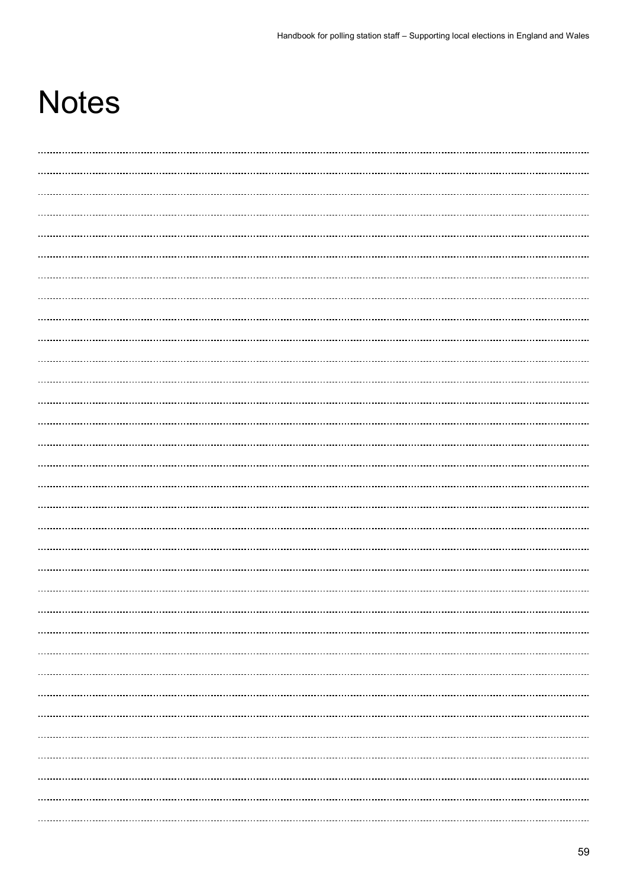# Notes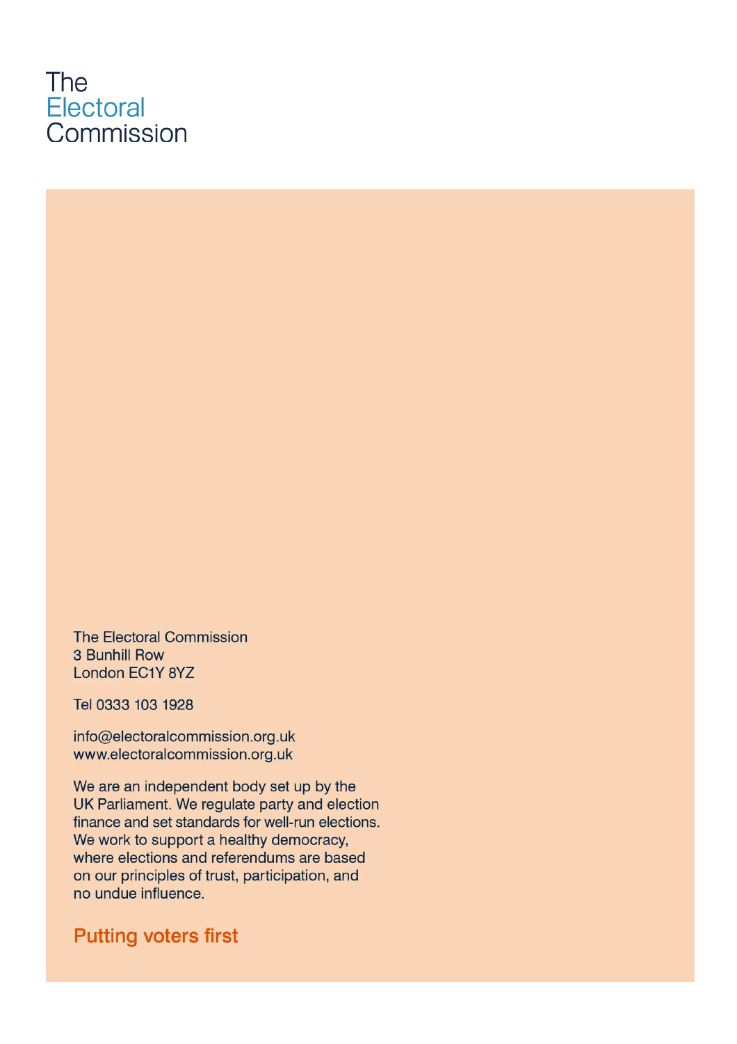The Electoral Commission

The Electoral Commission
3 Bunhill Row
London EC1Y 8YZ

Tel 0333 103 1928

info@electoralcommission.org.uk
www.electoralcommission.org.uk

We are an independent body set up by the UK Parliament. We regulate party and election finance and set standards for well-run elections. We work to support a healthy democracy, where elections and referendums are based on our principles of trust, participation, and no undue influence.

**Putting voters first**